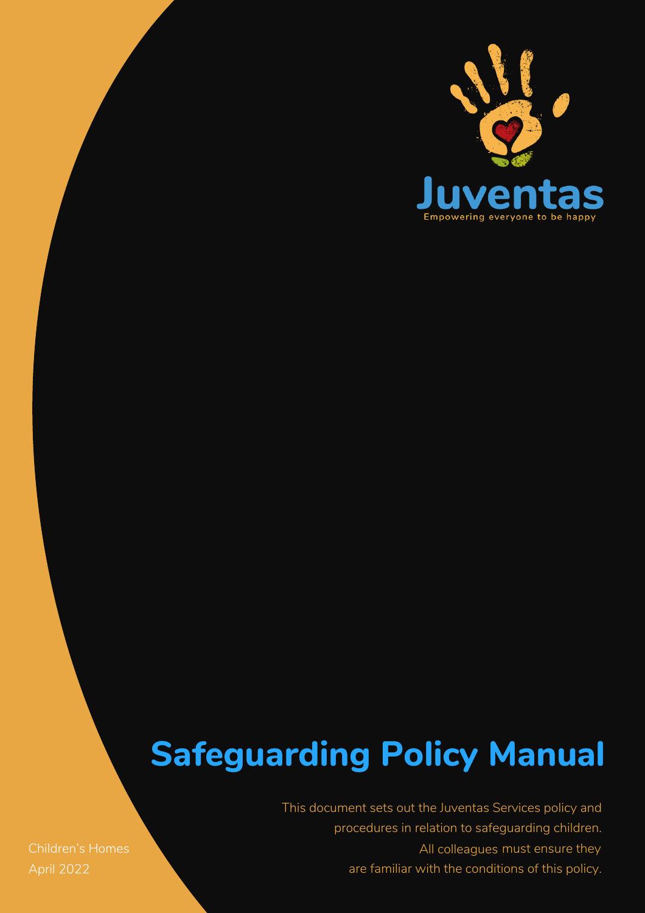Juventas

Empowering everyone to be happy

# Safeguarding Policy Manual

This document sets out the Juventas Services policy and procedures in relation to safeguarding children. All colleagues must ensure they are familiar with the conditions of this policy.

Children's Homes
April 2022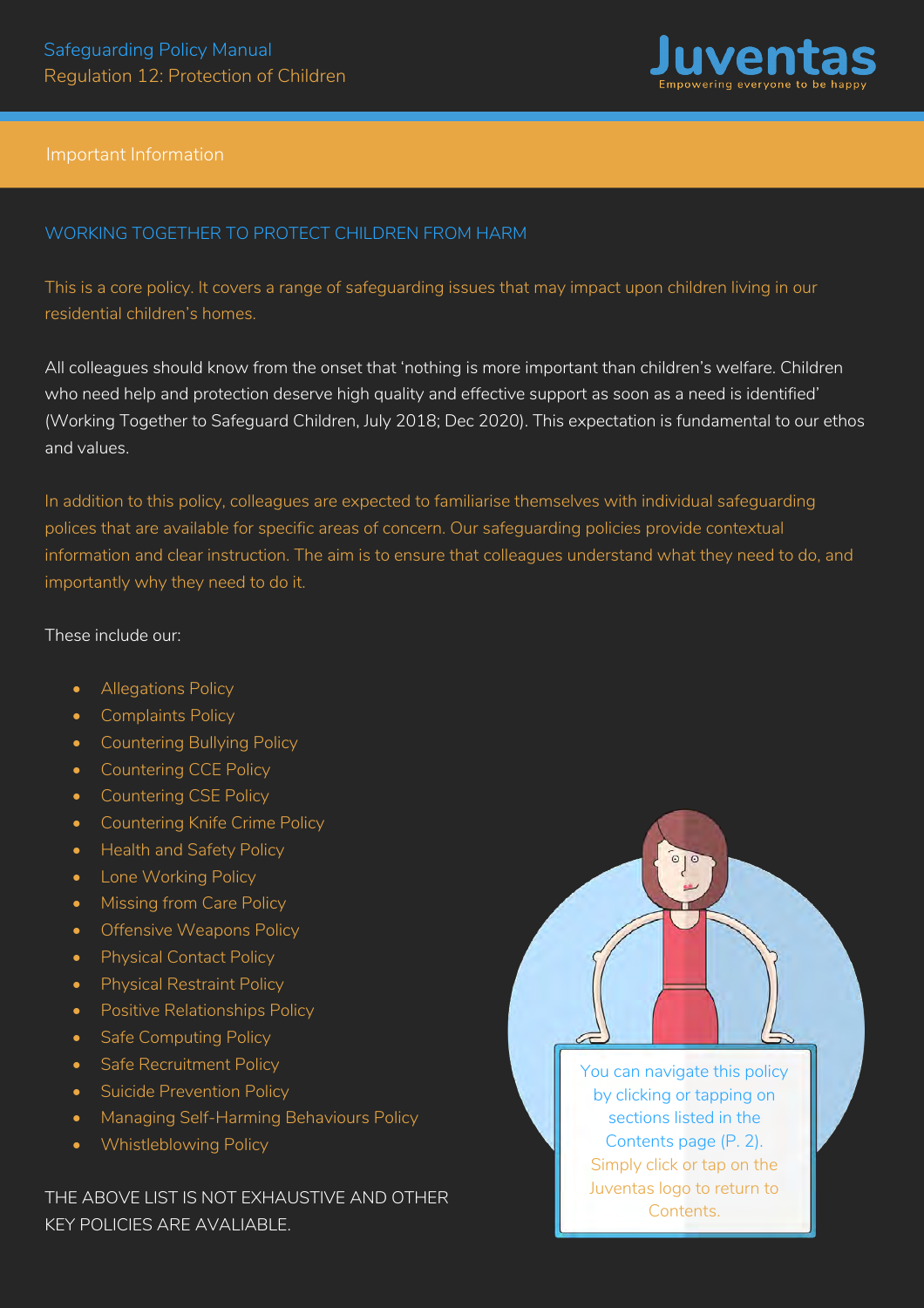## Important Information

### WORKING TOGETHER TO PROTECT CHILDREN FROM HARM

This is a core policy. It covers a range of safeguarding issues that may impact upon children living in our residential children's homes.

All colleagues should know from the onset that 'nothing is more important than children's welfare. Children who need help and protection deserve high quality and effective support as soon as a need is identified' (Working Together to Safeguard Children, July 2018; Dec 2020). This expectation is fundamental to our ethos and values.

In addition to this policy, colleagues are expected to familiarise themselves with individual safeguarding polices that are available for specific areas of concern. Our safeguarding policies provide contextual information and clear instruction. The aim is to ensure that colleagues understand what they need to do, and importantly why they need to do it.

These include our:

- Allegations Policy
- Complaints Policy
- Countering Bullying Policy
- Countering CCE Policy
- Countering CSE Policy
- Countering Knife Crime Policy
- Health and Safety Policy
- Lone Working Policy
- Missing from Care Policy
- Offensive Weapons Policy
- Physical Contact Policy
- Physical Restraint Policy
- Positive Relationships Policy
- Safe Computing Policy
- Safe Recruitment Policy
- Suicide Prevention Policy
- Managing Self-Harming Behaviours Policy
- Whistleblowing Policy

THE ABOVE LIST IS NOT EXHAUSTIVE AND OTHER KEY POLICIES ARE AVALIABLE.

You can navigate this policy by clicking or tapping on sections listed in the Contents page (P. 2). Simply click or tap on the Juventas logo to return to Contents.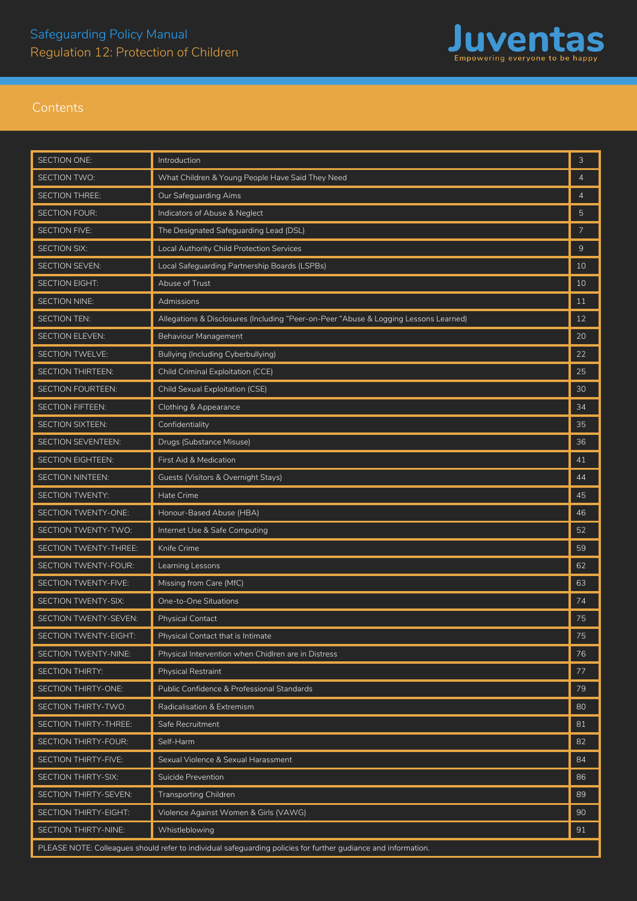# Safeguarding Policy Manual
## Regulation 12: Protection of Children

**Juventas**
Empowering everyone to be happy

## Contents

| | | |
|---|---|---|
| SECTION ONE: | Introduction | 3 |
| SECTION TWO: | What Children & Young People Have Said They Need | 4 |
| SECTION THREE: | Our Safeguarding Aims | 4 |
| SECTION FOUR: | Indicators of Abuse & Neglect | 5 |
| SECTION FIVE: | The Designated Safeguarding Lead (DSL) | 7 |
| SECTION SIX: | Local Authority Child Protection Services | 9 |
| SECTION SEVEN: | Local Safeguarding Partnership Boards (LSPBs) | 10 |
| SECTION EIGHT: | Abuse of Trust | 10 |
| SECTION NINE: | Admissions | 11 |
| SECTION TEN: | Allegations & Disclosures (Including "Peer-on-Peer "Abuse & Logging Lessons Learned) | 12 |
| SECTION ELEVEN: | Behaviour Management | 20 |
| SECTION TWELVE: | Bullying (Including Cyberbullying) | 22 |
| SECTION THIRTEEN: | Child Criminal Exploitation (CCE) | 25 |
| SECTION FOURTEEN: | Child Sexual Exploitation (CSE) | 30 |
| SECTION FIFTEEN: | Clothing & Appearance | 34 |
| SECTION SIXTEEN: | Confidentiality | 35 |
| SECTION SEVENTEEN: | Drugs (Substance Misuse) | 36 |
| SECTION EIGHTEEN: | First Aid & Medication | 41 |
| SECTION NINTEEN: | Guests (Visitors & Overnight Stays) | 44 |
| SECTION TWENTY: | Hate Crime | 45 |
| SECTION TWENTY-ONE: | Honour-Based Abuse (HBA) | 46 |
| SECTION TWENTY-TWO: | Internet Use & Safe Computing | 52 |
| SECTION TWENTY-THREE: | Knife Crime | 59 |
| SECTION TWENTY-FOUR: | Learning Lessons | 62 |
| SECTION TWENTY-FIVE: | Missing from Care (MfC) | 63 |
| SECTION TWENTY-SIX: | One-to-One Situations | 74 |
| SECTION TWENTY-SEVEN: | Physical Contact | 75 |
| SECTION TWENTY-EIGHT: | Physical Contact that is Intimate | 75 |
| SECTION TWENTY-NINE: | Physical Intervention when Chidlren are in Distress | 76 |
| SECTION THIRTY: | Physical Restraint | 77 |
| SECTION THIRTY-ONE: | Public Confidence & Professional Standards | 79 |
| SECTION THIRTY-TWO: | Radicalisation & Extremism | 80 |
| SECTION THIRTY-THREE: | Safe Recruitment | 81 |
| SECTION THIRTY-FOUR: | Self-Harm | 82 |
| SECTION THIRTY-FIVE: | Sexual Violence & Sexual Harassment | 84 |
| SECTION THIRTY-SIX: | Suicide Prevention | 86 |
| SECTION THIRTY-SEVEN: | Transporting Children | 89 |
| SECTION THIRTY-EIGHT: | Violence Against Women & Girls (VAWG) | 90 |
| SECTION THIRTY-NINE: | Whistleblowing | 91 |

PLEASE NOTE: Colleagues should refer to individual safeguarding policies for further gudiance and information.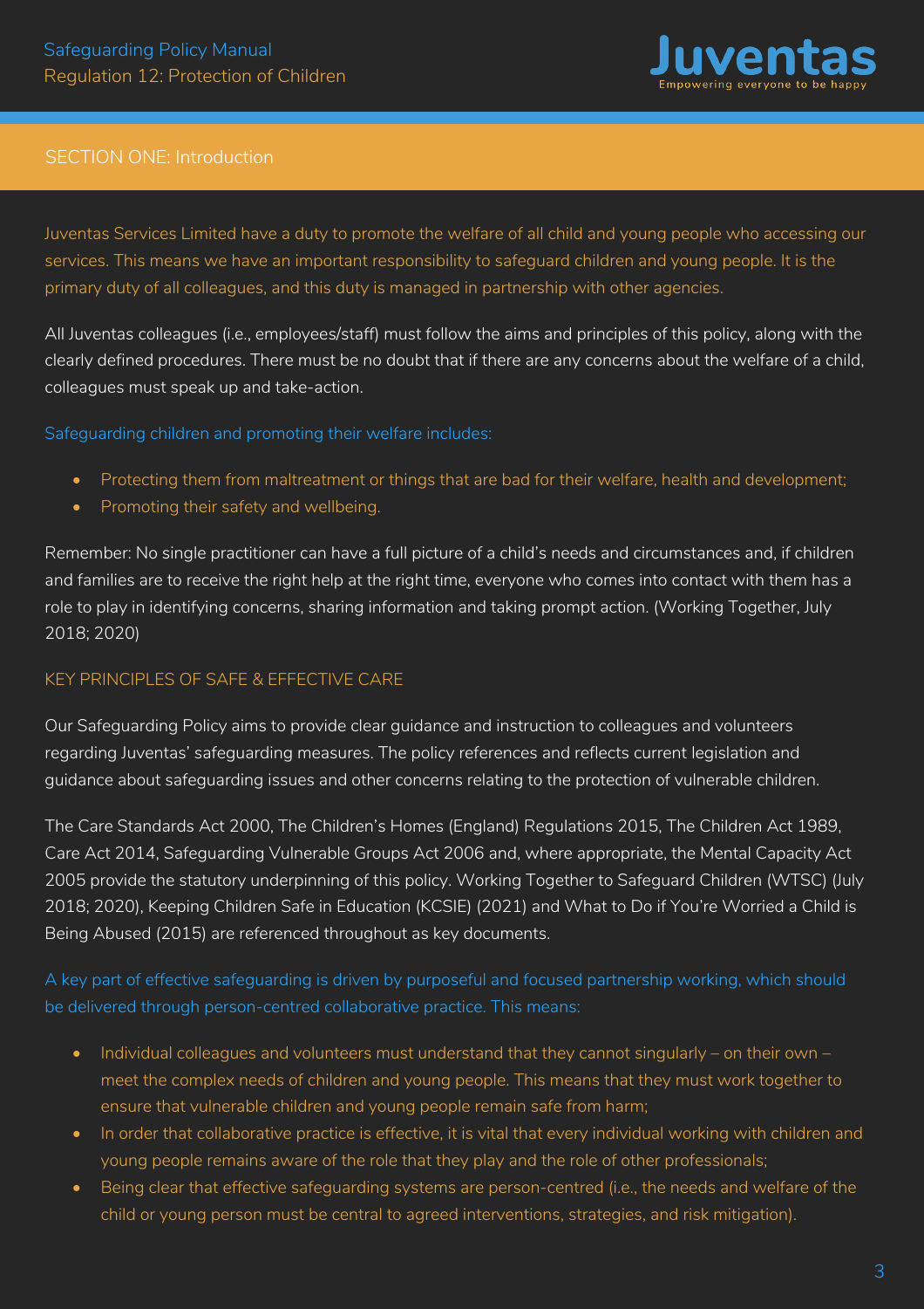## SECTION ONE: Introduction

Juventas Services Limited have a duty to promote the welfare of all child and young people who accessing our services. This means we have an important responsibility to safeguard children and young people. It is the primary duty of all colleagues, and this duty is managed in partnership with other agencies.

All Juventas colleagues (i.e., employees/staff) must follow the aims and principles of this policy, along with the clearly defined procedures. There must be no doubt that if there are any concerns about the welfare of a child, colleagues must speak up and take-action.

Safeguarding children and promoting their welfare includes:

- Protecting them from maltreatment or things that are bad for their welfare, health and development;
- Promoting their safety and wellbeing.

Remember: No single practitioner can have a full picture of a child's needs and circumstances and, if children and families are to receive the right help at the right time, everyone who comes into contact with them has a role to play in identifying concerns, sharing information and taking prompt action. (Working Together, July 2018; 2020)

### KEY PRINCIPLES OF SAFE & EFFECTIVE CARE

Our Safeguarding Policy aims to provide clear guidance and instruction to colleagues and volunteers regarding Juventas' safeguarding measures. The policy references and reflects current legislation and guidance about safeguarding issues and other concerns relating to the protection of vulnerable children.

The Care Standards Act 2000, The Children's Homes (England) Regulations 2015, The Children Act 1989, Care Act 2014, Safeguarding Vulnerable Groups Act 2006 and, where appropriate, the Mental Capacity Act 2005 provide the statutory underpinning of this policy. Working Together to Safeguard Children (WTSC) (July 2018; 2020), Keeping Children Safe in Education (KCSIE) (2021) and What to Do if You're Worried a Child is Being Abused (2015) are referenced throughout as key documents.

A key part of effective safeguarding is driven by purposeful and focused partnership working, which should be delivered through person-centred collaborative practice. This means:

- Individual colleagues and volunteers must understand that they cannot singularly – on their own – meet the complex needs of children and young people. This means that they must work together to ensure that vulnerable children and young people remain safe from harm;
- In order that collaborative practice is effective, it is vital that every individual working with children and young people remains aware of the role that they play and the role of other professionals;
- Being clear that effective safeguarding systems are person-centred (i.e., the needs and welfare of the child or young person must be central to agreed interventions, strategies, and risk mitigation).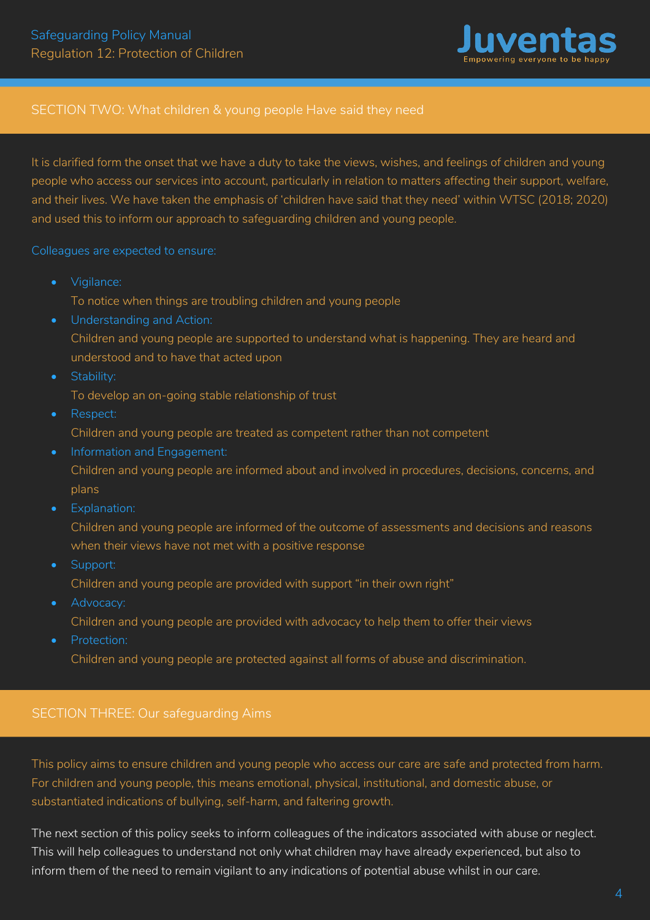## SECTION TWO: What children & young people Have said they need

It is clarified form the onset that we have a duty to take the views, wishes, and feelings of children and young people who access our services into account, particularly in relation to matters affecting their support, welfare, and their lives. We have taken the emphasis of 'children have said that they need' within WTSC (2018; 2020) and used this to inform our approach to safeguarding children and young people.

Colleagues are expected to ensure:

- Vigilance:
  To notice when things are troubling children and young people
- Understanding and Action:
  Children and young people are supported to understand what is happening. They are heard and understood and to have that acted upon
- Stability:
  To develop an on-going stable relationship of trust
- Respect:
  Children and young people are treated as competent rather than not competent
- Information and Engagement:
  Children and young people are informed about and involved in procedures, decisions, concerns, and plans
- Explanation:
  Children and young people are informed of the outcome of assessments and decisions and reasons when their views have not met with a positive response
- Support:
  Children and young people are provided with support "in their own right"
- Advocacy:
  Children and young people are provided with advocacy to help them to offer their views
- Protection:
  Children and young people are protected against all forms of abuse and discrimination.

## SECTION THREE: Our safeguarding Aims

This policy aims to ensure children and young people who access our care are safe and protected from harm. For children and young people, this means emotional, physical, institutional, and domestic abuse, or substantiated indications of bullying, self-harm, and faltering growth.

The next section of this policy seeks to inform colleagues of the indicators associated with abuse or neglect. This will help colleagues to understand not only what children may have already experienced, but also to inform them of the need to remain vigilant to any indications of potential abuse whilst in our care.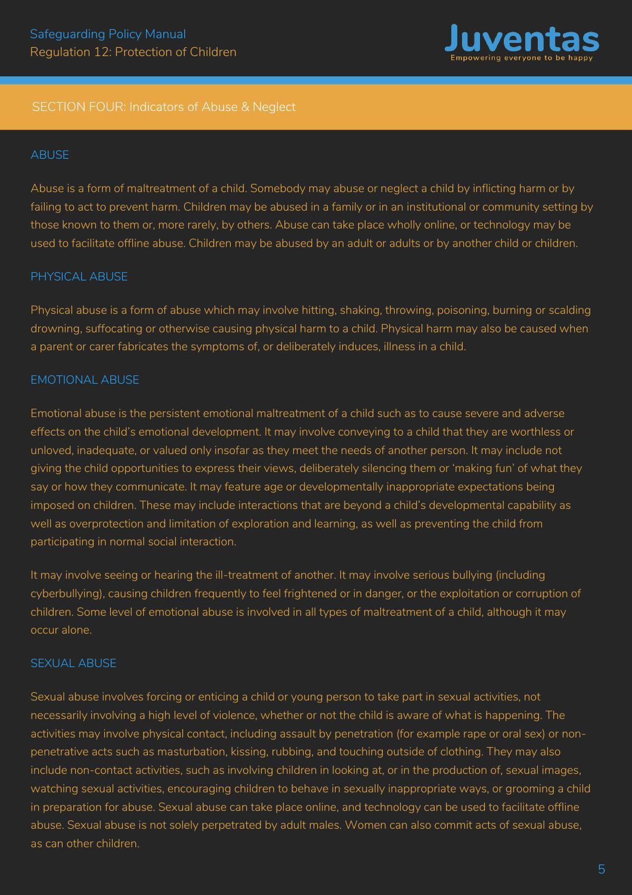## SECTION FOUR: Indicators of Abuse & Neglect

### ABUSE

Abuse is a form of maltreatment of a child. Somebody may abuse or neglect a child by inflicting harm or by failing to act to prevent harm. Children may be abused in a family or in an institutional or community setting by those known to them or, more rarely, by others. Abuse can take place wholly online, or technology may be used to facilitate offline abuse. Children may be abused by an adult or adults or by another child or children.

### PHYSICAL ABUSE

Physical abuse is a form of abuse which may involve hitting, shaking, throwing, poisoning, burning or scalding drowning, suffocating or otherwise causing physical harm to a child. Physical harm may also be caused when a parent or carer fabricates the symptoms of, or deliberately induces, illness in a child.

### EMOTIONAL ABUSE

Emotional abuse is the persistent emotional maltreatment of a child such as to cause severe and adverse effects on the child's emotional development. It may involve conveying to a child that they are worthless or unloved, inadequate, or valued only insofar as they meet the needs of another person. It may include not giving the child opportunities to express their views, deliberately silencing them or 'making fun' of what they say or how they communicate. It may feature age or developmentally inappropriate expectations being imposed on children. These may include interactions that are beyond a child's developmental capability as well as overprotection and limitation of exploration and learning, as well as preventing the child from participating in normal social interaction.

It may involve seeing or hearing the ill-treatment of another. It may involve serious bullying (including cyberbullying), causing children frequently to feel frightened or in danger, or the exploitation or corruption of children. Some level of emotional abuse is involved in all types of maltreatment of a child, although it may occur alone.

### SEXUAL ABUSE

Sexual abuse involves forcing or enticing a child or young person to take part in sexual activities, not necessarily involving a high level of violence, whether or not the child is aware of what is happening. The activities may involve physical contact, including assault by penetration (for example rape or oral sex) or non-penetrative acts such as masturbation, kissing, rubbing, and touching outside of clothing. They may also include non-contact activities, such as involving children in looking at, or in the production of, sexual images, watching sexual activities, encouraging children to behave in sexually inappropriate ways, or grooming a child in preparation for abuse. Sexual abuse can take place online, and technology can be used to facilitate offline abuse. Sexual abuse is not solely perpetrated by adult males. Women can also commit acts of sexual abuse, as can other children.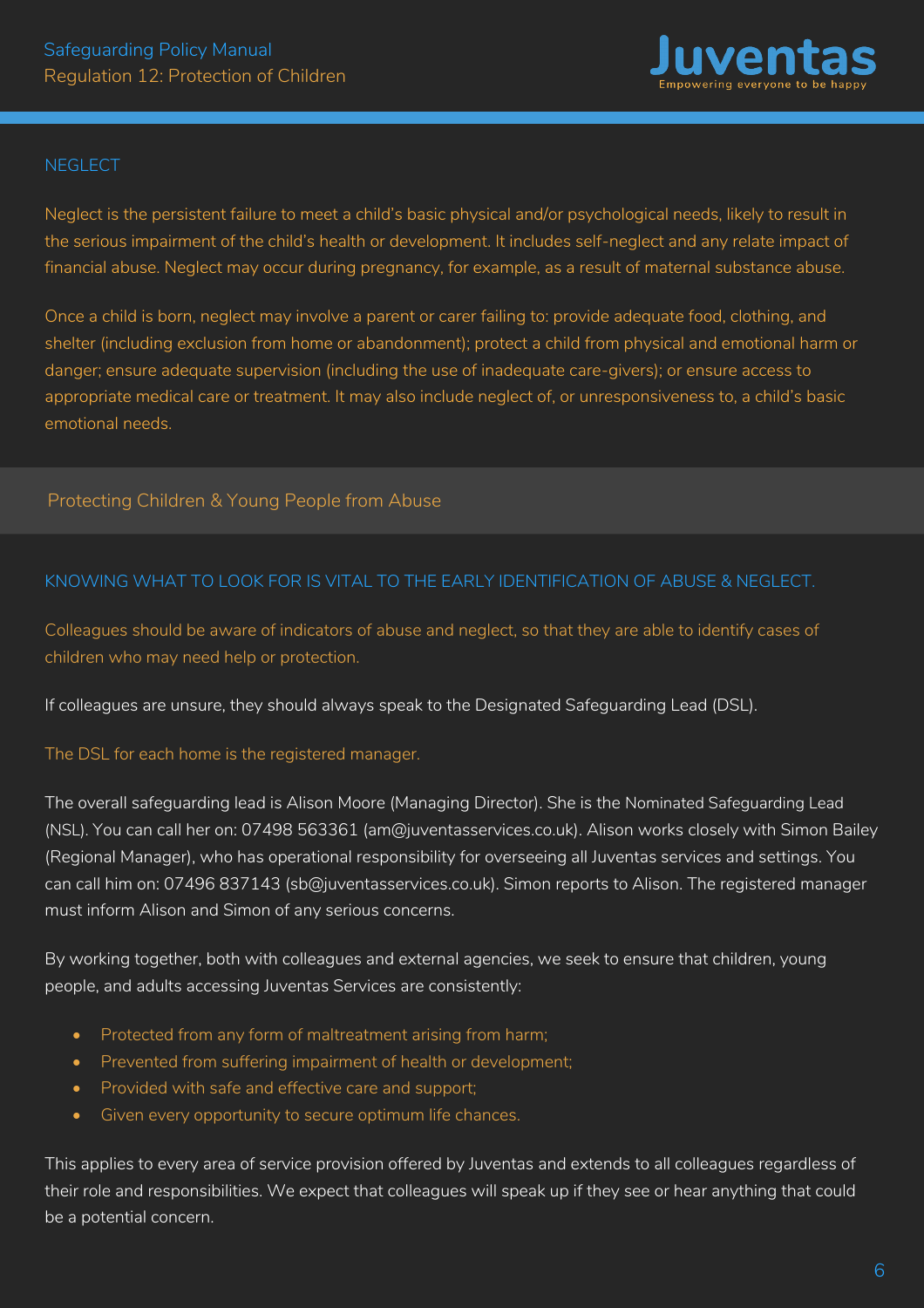## NEGLECT

Neglect is the persistent failure to meet a child's basic physical and/or psychological needs, likely to result in the serious impairment of the child's health or development. It includes self-neglect and any relate impact of financial abuse. Neglect may occur during pregnancy, for example, as a result of maternal substance abuse.

Once a child is born, neglect may involve a parent or carer failing to: provide adequate food, clothing, and shelter (including exclusion from home or abandonment); protect a child from physical and emotional harm or danger; ensure adequate supervision (including the use of inadequate care-givers); or ensure access to appropriate medical care or treatment. It may also include neglect of, or unresponsiveness to, a child's basic emotional needs.

# Protecting Children & Young People from Abuse

## KNOWING WHAT TO LOOK FOR IS VITAL TO THE EARLY IDENTIFICATION OF ABUSE & NEGLECT.

Colleagues should be aware of indicators of abuse and neglect, so that they are able to identify cases of children who may need help or protection.

If colleagues are unsure, they should always speak to the Designated Safeguarding Lead (DSL).

The DSL for each home is the registered manager.

The overall safeguarding lead is Alison Moore (Managing Director). She is the Nominated Safeguarding Lead (NSL). You can call her on: 07498 563361 (am@juventasservices.co.uk). Alison works closely with Simon Bailey (Regional Manager), who has operational responsibility for overseeing all Juventas services and settings. You can call him on: 07496 837143 (sb@juventasservices.co.uk). Simon reports to Alison. The registered manager must inform Alison and Simon of any serious concerns.

By working together, both with colleagues and external agencies, we seek to ensure that children, young people, and adults accessing Juventas Services are consistently:

- Protected from any form of maltreatment arising from harm;
- Prevented from suffering impairment of health or development;
- Provided with safe and effective care and support;
- Given every opportunity to secure optimum life chances.

This applies to every area of service provision offered by Juventas and extends to all colleagues regardless of their role and responsibilities. We expect that colleagues will speak up if they see or hear anything that could be a potential concern.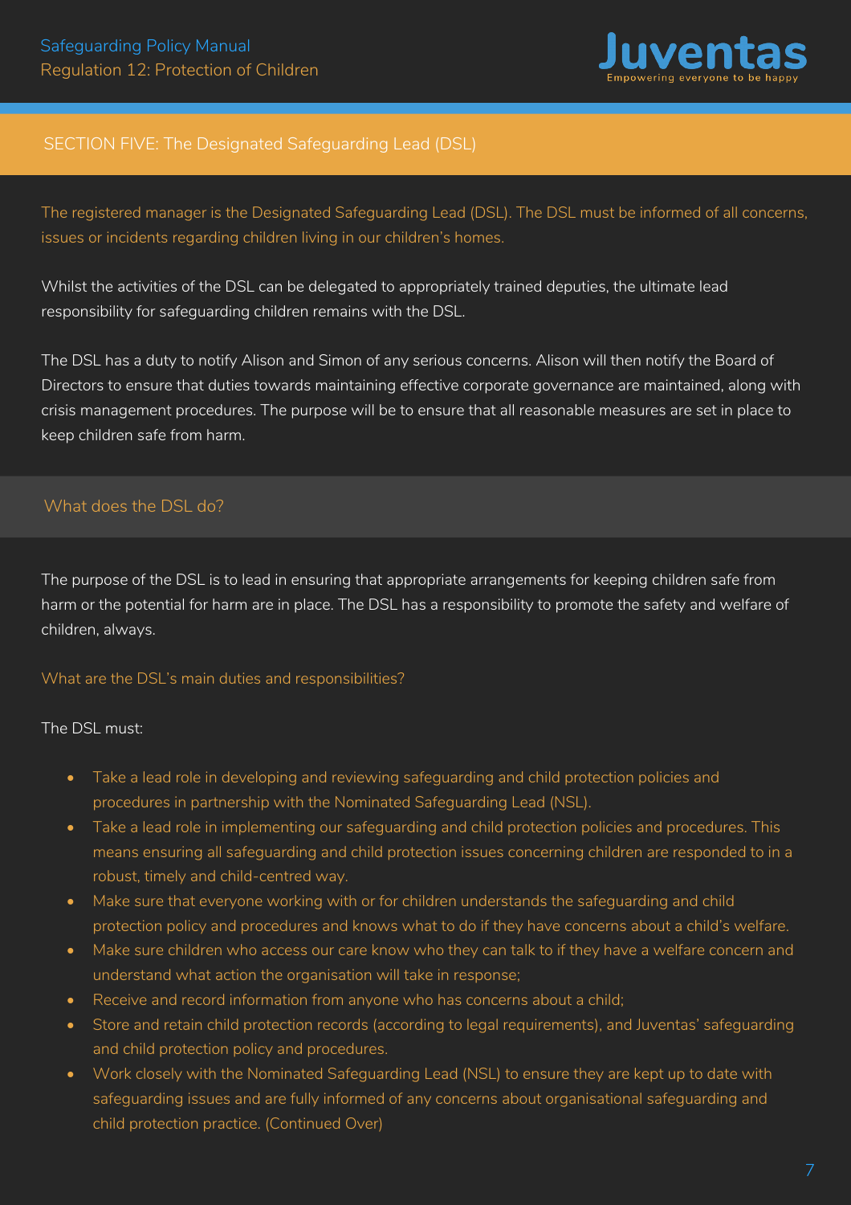## SECTION FIVE: The Designated Safeguarding Lead (DSL)

The registered manager is the Designated Safeguarding Lead (DSL). The DSL must be informed of all concerns, issues or incidents regarding children living in our children's homes.

Whilst the activities of the DSL can be delegated to appropriately trained deputies, the ultimate lead responsibility for safeguarding children remains with the DSL.

The DSL has a duty to notify Alison and Simon of any serious concerns. Alison will then notify the Board of Directors to ensure that duties towards maintaining effective corporate governance are maintained, along with crisis management procedures. The purpose will be to ensure that all reasonable measures are set in place to keep children safe from harm.

### What does the DSL do?

The purpose of the DSL is to lead in ensuring that appropriate arrangements for keeping children safe from harm or the potential for harm are in place. The DSL has a responsibility to promote the safety and welfare of children, always.

#### What are the DSL's main duties and responsibilities?

The DSL must:

- Take a lead role in developing and reviewing safeguarding and child protection policies and procedures in partnership with the Nominated Safeguarding Lead (NSL).
- Take a lead role in implementing our safeguarding and child protection policies and procedures. This means ensuring all safeguarding and child protection issues concerning children are responded to in a robust, timely and child-centred way.
- Make sure that everyone working with or for children understands the safeguarding and child protection policy and procedures and knows what to do if they have concerns about a child's welfare.
- Make sure children who access our care know who they can talk to if they have a welfare concern and understand what action the organisation will take in response;
- Receive and record information from anyone who has concerns about a child;
- Store and retain child protection records (according to legal requirements), and Juventas' safeguarding and child protection policy and procedures.
- Work closely with the Nominated Safeguarding Lead (NSL) to ensure they are kept up to date with safeguarding issues and are fully informed of any concerns about organisational safeguarding and child protection practice. (Continued Over)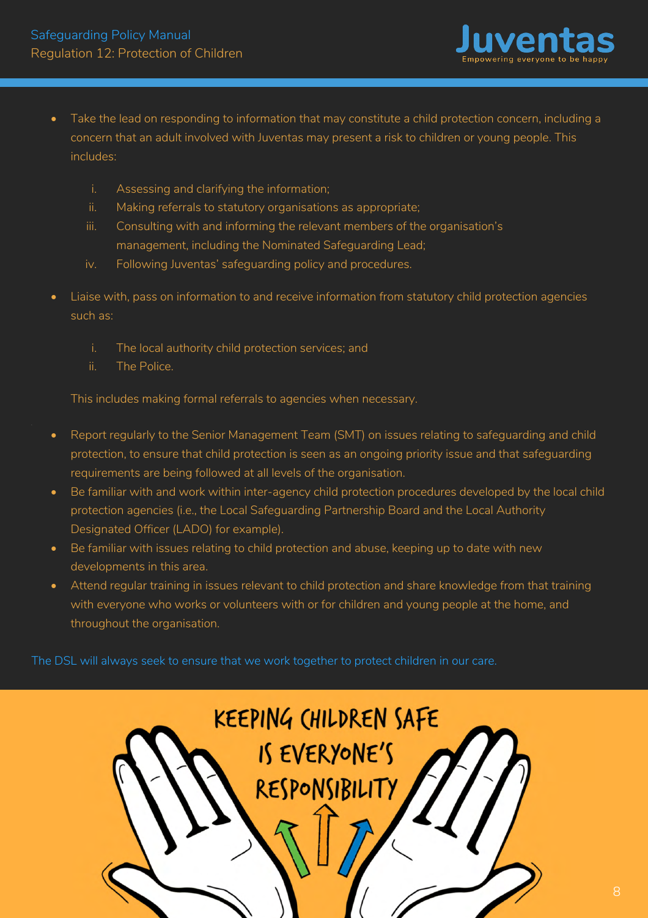- Take the lead on responding to information that may constitute a child protection concern, including a concern that an adult involved with Juventas may present a risk to children or young people. This includes:

    i. Assessing and clarifying the information;
    ii. Making referrals to statutory organisations as appropriate;
    iii. Consulting with and informing the relevant members of the organisation's management, including the Nominated Safeguarding Lead;
    iv. Following Juventas' safeguarding policy and procedures.

- Liaise with, pass on information to and receive information from statutory child protection agencies such as:

    i. The local authority child protection services; and
    ii. The Police.

  This includes making formal referrals to agencies when necessary.

- Report regularly to the Senior Management Team (SMT) on issues relating to safeguarding and child protection, to ensure that child protection is seen as an ongoing priority issue and that safeguarding requirements are being followed at all levels of the organisation.
- Be familiar with and work within inter-agency child protection procedures developed by the local child protection agencies (i.e., the Local Safeguarding Partnership Board and the Local Authority Designated Officer (LADO) for example).
- Be familiar with issues relating to child protection and abuse, keeping up to date with new developments in this area.
- Attend regular training in issues relevant to child protection and share knowledge from that training with everyone who works or volunteers with or for children and young people at the home, and throughout the organisation.

The DSL will always seek to ensure that we work together to protect children in our care.

KEEPING CHILDREN SAFE IS EVERYONE'S RESPONSIBILITY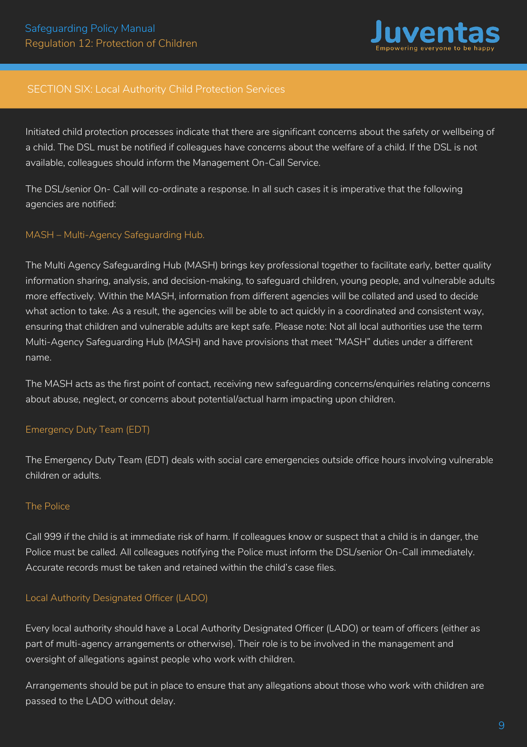## SECTION SIX: Local Authority Child Protection Services

Initiated child protection processes indicate that there are significant concerns about the safety or wellbeing of a child. The DSL must be notified if colleagues have concerns about the welfare of a child. If the DSL is not available, colleagues should inform the Management On-Call Service.

The DSL/senior On- Call will co-ordinate a response. In all such cases it is imperative that the following agencies are notified:

### MASH – Multi-Agency Safeguarding Hub.

The Multi Agency Safeguarding Hub (MASH) brings key professional together to facilitate early, better quality information sharing, analysis, and decision-making, to safeguard children, young people, and vulnerable adults more effectively. Within the MASH, information from different agencies will be collated and used to decide what action to take. As a result, the agencies will be able to act quickly in a coordinated and consistent way, ensuring that children and vulnerable adults are kept safe. Please note: Not all local authorities use the term Multi-Agency Safeguarding Hub (MASH) and have provisions that meet "MASH" duties under a different name.

The MASH acts as the first point of contact, receiving new safeguarding concerns/enquiries relating concerns about abuse, neglect, or concerns about potential/actual harm impacting upon children.

### Emergency Duty Team (EDT)

The Emergency Duty Team (EDT) deals with social care emergencies outside office hours involving vulnerable children or adults.

### The Police

Call 999 if the child is at immediate risk of harm. If colleagues know or suspect that a child is in danger, the Police must be called. All colleagues notifying the Police must inform the DSL/senior On-Call immediately. Accurate records must be taken and retained within the child's case files.

### Local Authority Designated Officer (LADO)

Every local authority should have a Local Authority Designated Officer (LADO) or team of officers (either as part of multi-agency arrangements or otherwise). Their role is to be involved in the management and oversight of allegations against people who work with children.

Arrangements should be put in place to ensure that any allegations about those who work with children are passed to the LADO without delay.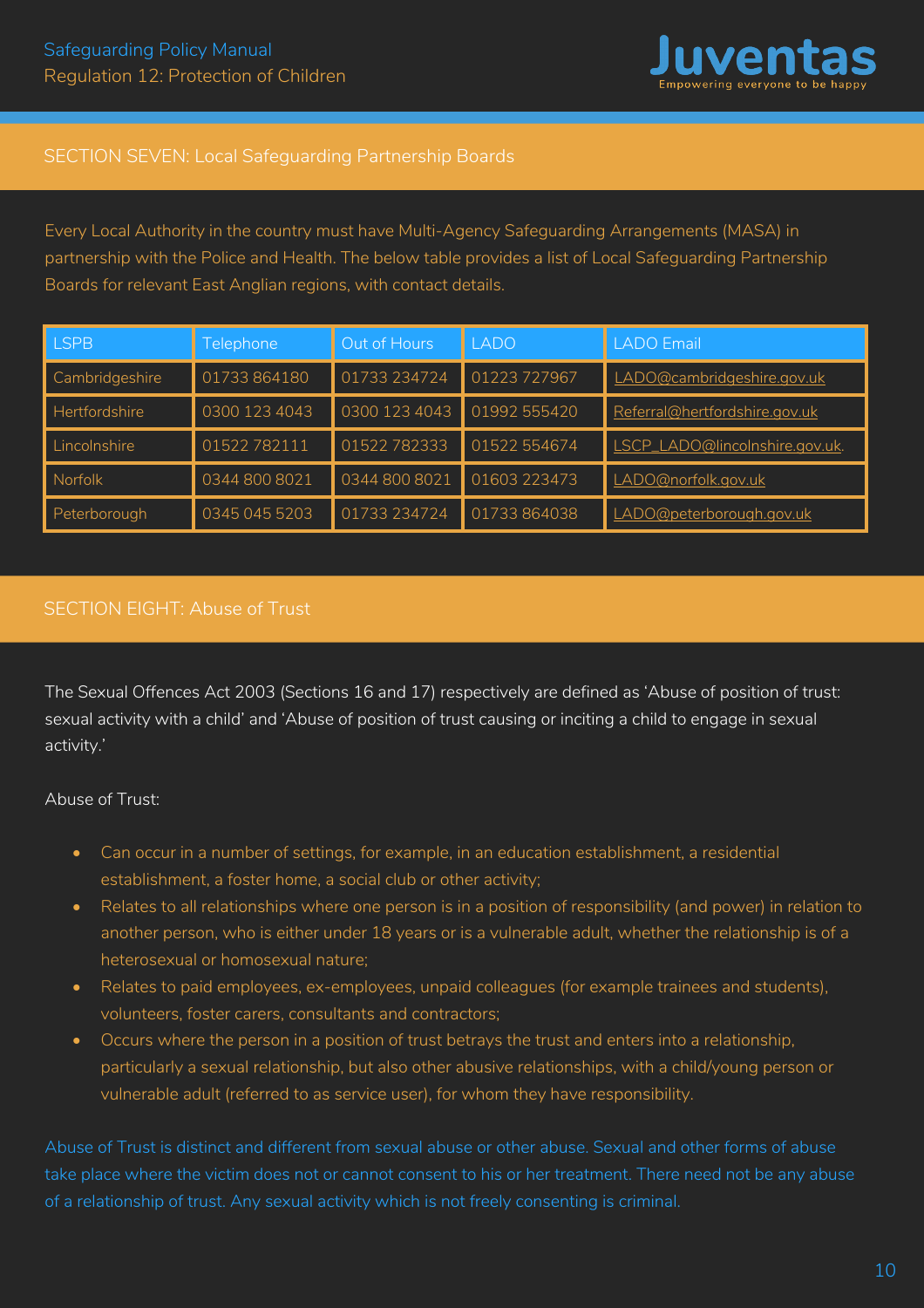## SECTION SEVEN: Local Safeguarding Partnership Boards

Every Local Authority in the country must have Multi-Agency Safeguarding Arrangements (MASA) in partnership with the Police and Health. The below table provides a list of Local Safeguarding Partnership Boards for relevant East Anglian regions, with contact details.

| LSPB | Telephone | Out of Hours | LADO | LADO Email |
|---|---|---|---|---|
| Cambridgeshire | 01733 864180 | 01733 234724 | 01223 727967 | LADO@cambridgeshire.gov.uk |
| Hertfordshire | 0300 123 4043 | 0300 123 4043 | 01992 555420 | Referral@hertfordshire.gov.uk |
| Lincolnshire | 01522 782111 | 01522 782333 | 01522 554674 | LSCP_LADO@lincolnshire.gov.uk. |
| Norfolk | 0344 800 8021 | 0344 800 8021 | 01603 223473 | LADO@norfolk.gov.uk |
| Peterborough | 0345 045 5203 | 01733 234724 | 01733 864038 | LADO@peterborough.gov.uk |

## SECTION EIGHT: Abuse of Trust

The Sexual Offences Act 2003 (Sections 16 and 17) respectively are defined as 'Abuse of position of trust: sexual activity with a child' and 'Abuse of position of trust causing or inciting a child to engage in sexual activity.'

Abuse of Trust:

- Can occur in a number of settings, for example, in an education establishment, a residential establishment, a foster home, a social club or other activity;
- Relates to all relationships where one person is in a position of responsibility (and power) in relation to another person, who is either under 18 years or is a vulnerable adult, whether the relationship is of a heterosexual or homosexual nature;
- Relates to paid employees, ex-employees, unpaid colleagues (for example trainees and students), volunteers, foster carers, consultants and contractors;
- Occurs where the person in a position of trust betrays the trust and enters into a relationship, particularly a sexual relationship, but also other abusive relationships, with a child/young person or vulnerable adult (referred to as service user), for whom they have responsibility.

Abuse of Trust is distinct and different from sexual abuse or other abuse. Sexual and other forms of abuse take place where the victim does not or cannot consent to his or her treatment. There need not be any abuse of a relationship of trust. Any sexual activity which is not freely consenting is criminal.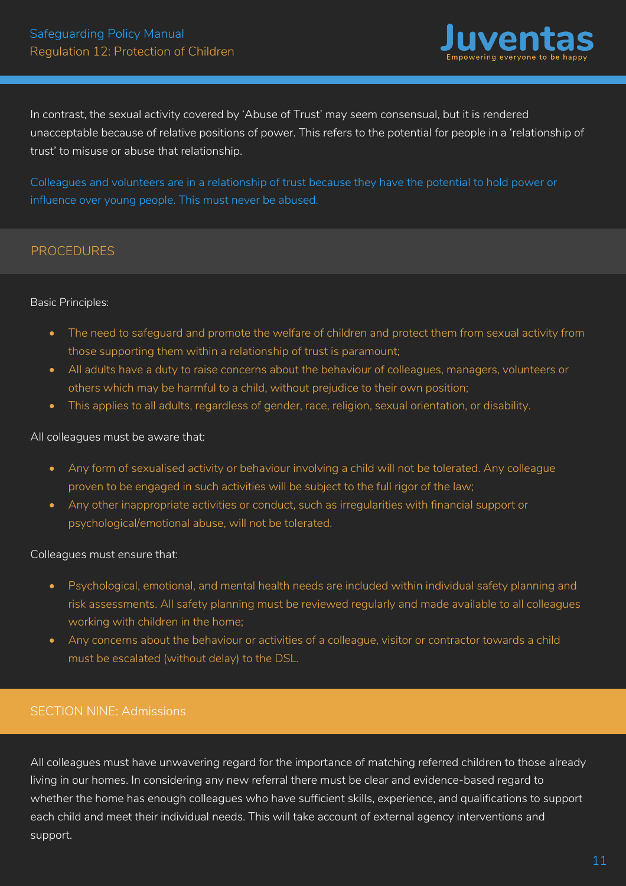In contrast, the sexual activity covered by 'Abuse of Trust' may seem consensual, but it is rendered unacceptable because of relative positions of power. This refers to the potential for people in a 'relationship of trust' to misuse or abuse that relationship.

Colleagues and volunteers are in a relationship of trust because they have the potential to hold power or influence over young people. This must never be abused.

## PROCEDURES

Basic Principles:

- The need to safeguard and promote the welfare of children and protect them from sexual activity from those supporting them within a relationship of trust is paramount;
- All adults have a duty to raise concerns about the behaviour of colleagues, managers, volunteers or others which may be harmful to a child, without prejudice to their own position;
- This applies to all adults, regardless of gender, race, religion, sexual orientation, or disability.

All colleagues must be aware that:

- Any form of sexualised activity or behaviour involving a child will not be tolerated. Any colleague proven to be engaged in such activities will be subject to the full rigor of the law;
- Any other inappropriate activities or conduct, such as irregularities with financial support or psychological/emotional abuse, will not be tolerated.

Colleagues must ensure that:

- Psychological, emotional, and mental health needs are included within individual safety planning and risk assessments. All safety planning must be reviewed regularly and made available to all colleagues working with children in the home;
- Any concerns about the behaviour or activities of a colleague, visitor or contractor towards a child must be escalated (without delay) to the DSL.

## SECTION NINE: Admissions

All colleagues must have unwavering regard for the importance of matching referred children to those already living in our homes. In considering any new referral there must be clear and evidence-based regard to whether the home has enough colleagues who have sufficient skills, experience, and qualifications to support each child and meet their individual needs. This will take account of external agency interventions and support.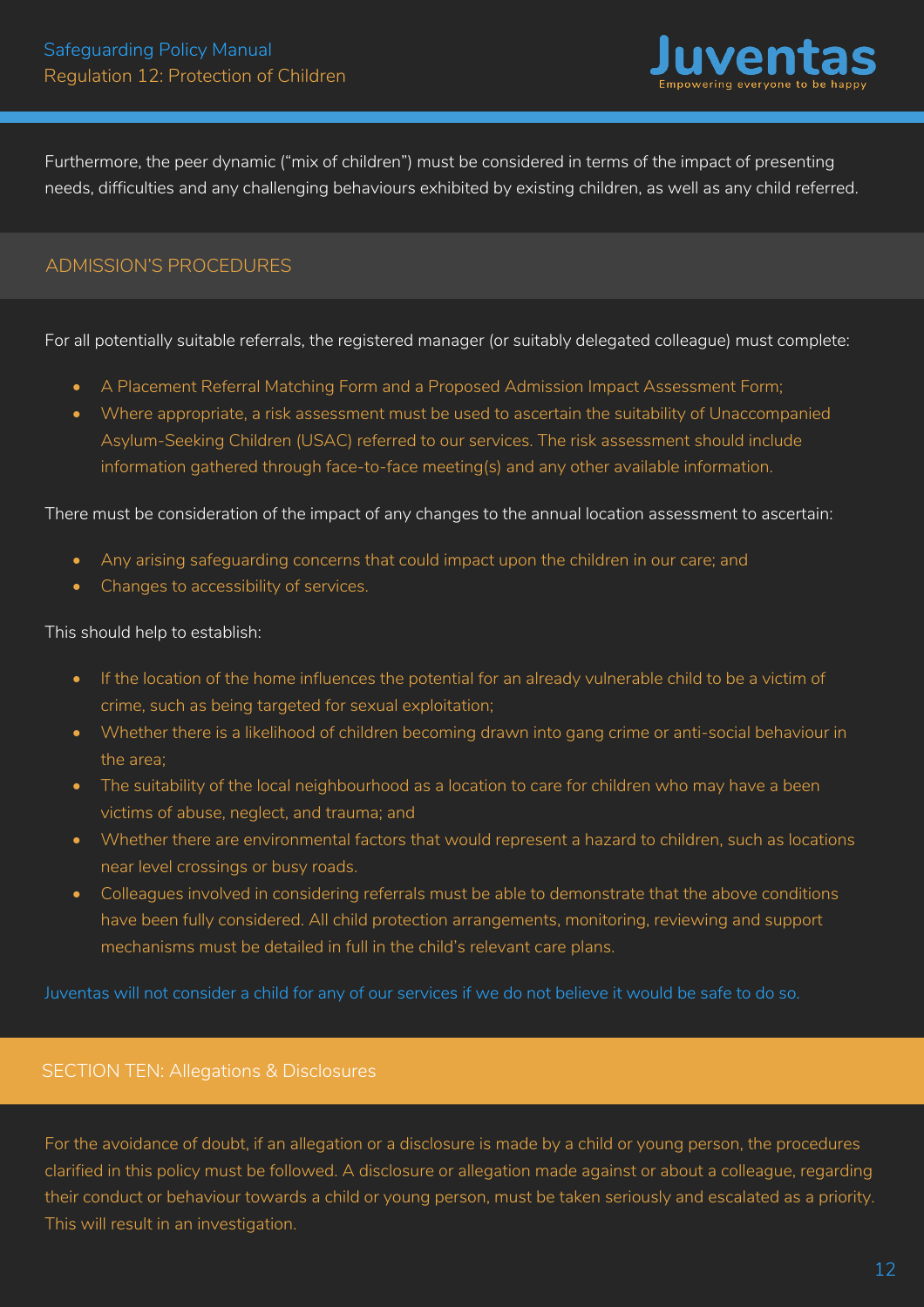Furthermore, the peer dynamic ("mix of children") must be considered in terms of the impact of presenting needs, difficulties and any challenging behaviours exhibited by existing children, as well as any child referred.

## ADMISSION'S PROCEDURES

For all potentially suitable referrals, the registered manager (or suitably delegated colleague) must complete:

- A Placement Referral Matching Form and a Proposed Admission Impact Assessment Form;
- Where appropriate, a risk assessment must be used to ascertain the suitability of Unaccompanied Asylum-Seeking Children (USAC) referred to our services. The risk assessment should include information gathered through face-to-face meeting(s) and any other available information.

There must be consideration of the impact of any changes to the annual location assessment to ascertain:

- Any arising safeguarding concerns that could impact upon the children in our care; and
- Changes to accessibility of services.

This should help to establish:

- If the location of the home influences the potential for an already vulnerable child to be a victim of crime, such as being targeted for sexual exploitation;
- Whether there is a likelihood of children becoming drawn into gang crime or anti-social behaviour in the area;
- The suitability of the local neighbourhood as a location to care for children who may have a been victims of abuse, neglect, and trauma; and
- Whether there are environmental factors that would represent a hazard to children, such as locations near level crossings or busy roads.
- Colleagues involved in considering referrals must be able to demonstrate that the above conditions have been fully considered. All child protection arrangements, monitoring, reviewing and support mechanisms must be detailed in full in the child's relevant care plans.

Juventas will not consider a child for any of our services if we do not believe it would be safe to do so.

## SECTION TEN: Allegations & Disclosures

For the avoidance of doubt, if an allegation or a disclosure is made by a child or young person, the procedures clarified in this policy must be followed. A disclosure or allegation made against or about a colleague, regarding their conduct or behaviour towards a child or young person, must be taken seriously and escalated as a priority. This will result in an investigation.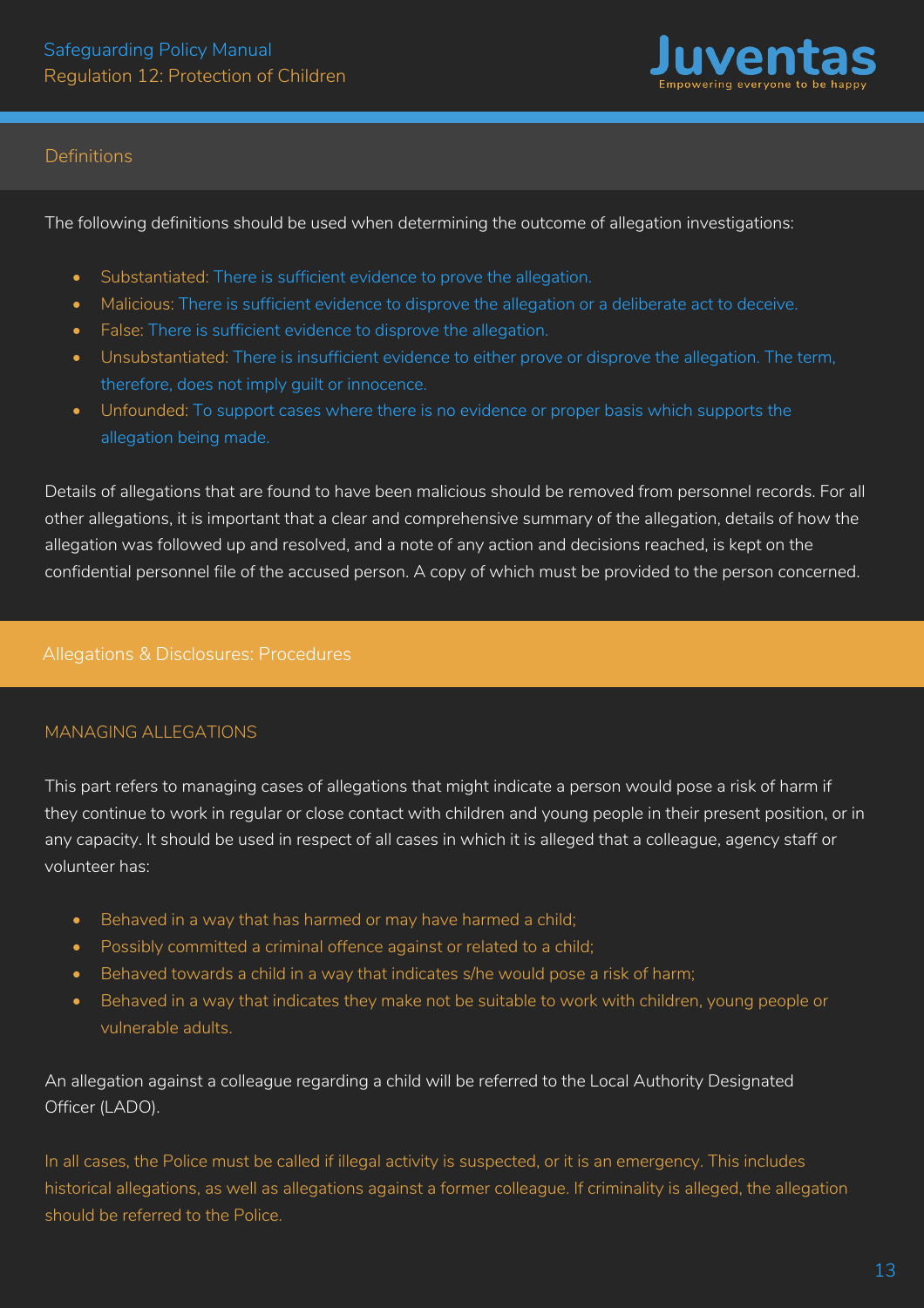## Definitions

The following definitions should be used when determining the outcome of allegation investigations:

- Substantiated: There is sufficient evidence to prove the allegation.
- Malicious: There is sufficient evidence to disprove the allegation or a deliberate act to deceive.
- False: There is sufficient evidence to disprove the allegation.
- Unsubstantiated: There is insufficient evidence to either prove or disprove the allegation. The term, therefore, does not imply guilt or innocence.
- Unfounded: To support cases where there is no evidence or proper basis which supports the allegation being made.

Details of allegations that are found to have been malicious should be removed from personnel records. For all other allegations, it is important that a clear and comprehensive summary of the allegation, details of how the allegation was followed up and resolved, and a note of any action and decisions reached, is kept on the confidential personnel file of the accused person. A copy of which must be provided to the person concerned.

## Allegations & Disclosures: Procedures

### MANAGING ALLEGATIONS

This part refers to managing cases of allegations that might indicate a person would pose a risk of harm if they continue to work in regular or close contact with children and young people in their present position, or in any capacity. It should be used in respect of all cases in which it is alleged that a colleague, agency staff or volunteer has:

- Behaved in a way that has harmed or may have harmed a child;
- Possibly committed a criminal offence against or related to a child;
- Behaved towards a child in a way that indicates s/he would pose a risk of harm;
- Behaved in a way that indicates they make not be suitable to work with children, young people or vulnerable adults.

An allegation against a colleague regarding a child will be referred to the Local Authority Designated Officer (LADO).

In all cases, the Police must be called if illegal activity is suspected, or it is an emergency. This includes historical allegations, as well as allegations against a former colleague. If criminality is alleged, the allegation should be referred to the Police.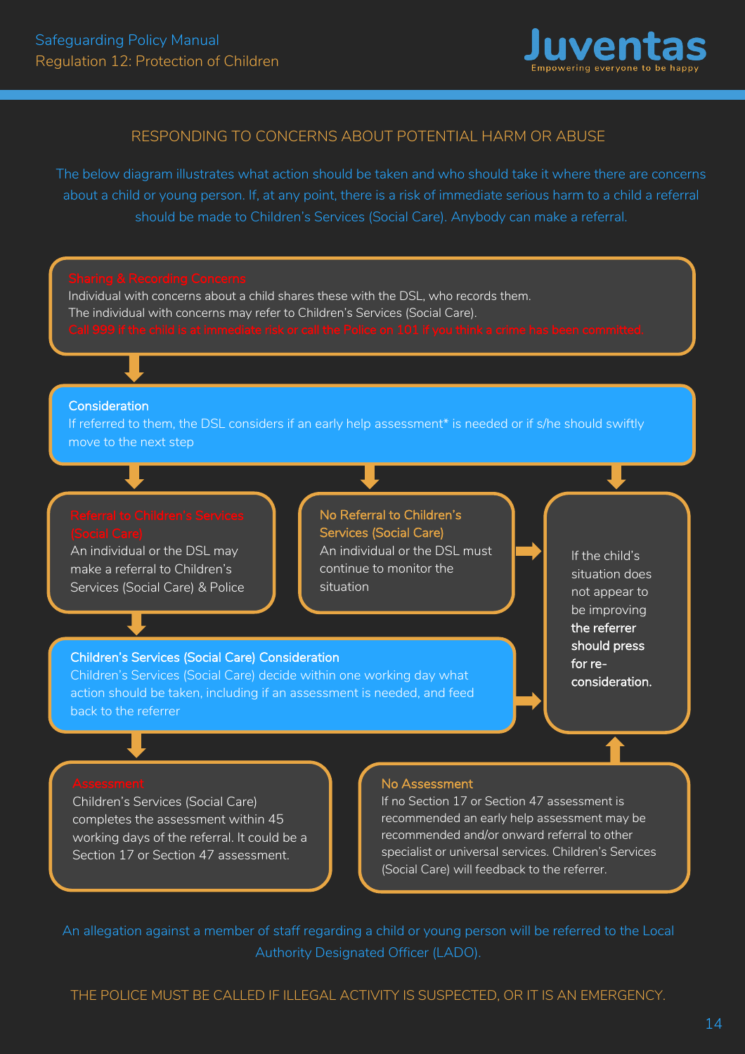## RESPONDING TO CONCERNS ABOUT POTENTIAL HARM OR ABUSE

The below diagram illustrates what action should be taken and who should take it where there are concerns about a child or young person. If, at any point, there is a risk of immediate serious harm to a child a referral should be made to Children's Services (Social Care). Anybody can make a referral.

**Sharing & Recording Concerns**
Individual with concerns about a child shares these with the DSL, who records them.
The individual with concerns may refer to Children's Services (Social Care).
Call 999 if the child is at immediate risk or call the Police on 101 if you think a crime has been committed.

**Consideration**
If referred to them, the DSL considers if an early help assessment* is needed or if s/he should swiftly move to the next step

**Referral to Children's Services (Social Care)**
An individual or the DSL may make a referral to Children's Services (Social Care) & Police

**No Referral to Children's Services (Social Care)**
An individual or the DSL must continue to monitor the situation

If the child's situation does not appear to be improving **the referrer should press for re-consideration.**

**Children's Services (Social Care) Consideration**
Children's Services (Social Care) decide within one working day what action should be taken, including if an assessment is needed, and feed back to the referrer

**Assessment**
Children's Services (Social Care) completes the assessment within 45 working days of the referral. It could be a Section 17 or Section 47 assessment.

**No Assessment**
If no Section 17 or Section 47 assessment is recommended an early help assessment may be recommended and/or onward referral to other specialist or universal services. Children's Services (Social Care) will feedback to the referrer.

An allegation against a member of staff regarding a child or young person will be referred to the Local Authority Designated Officer (LADO).

THE POLICE MUST BE CALLED IF ILLEGAL ACTIVITY IS SUSPECTED, OR IT IS AN EMERGENCY.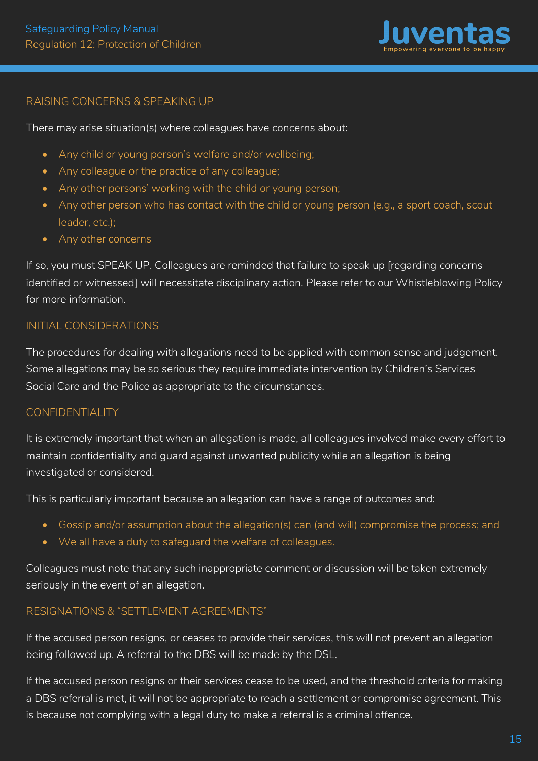## RAISING CONCERNS & SPEAKING UP

There may arise situation(s) where colleagues have concerns about:

- Any child or young person's welfare and/or wellbeing;
- Any colleague or the practice of any colleague;
- Any other persons' working with the child or young person;
- Any other person who has contact with the child or young person (e.g., a sport coach, scout leader, etc.);
- Any other concerns

If so, you must SPEAK UP. Colleagues are reminded that failure to speak up [regarding concerns identified or witnessed] will necessitate disciplinary action. Please refer to our Whistleblowing Policy for more information.

## INITIAL CONSIDERATIONS

The procedures for dealing with allegations need to be applied with common sense and judgement. Some allegations may be so serious they require immediate intervention by Children's Services Social Care and the Police as appropriate to the circumstances.

## CONFIDENTIALITY

It is extremely important that when an allegation is made, all colleagues involved make every effort to maintain confidentiality and guard against unwanted publicity while an allegation is being investigated or considered.

This is particularly important because an allegation can have a range of outcomes and:

- Gossip and/or assumption about the allegation(s) can (and will) compromise the process; and
- We all have a duty to safeguard the welfare of colleagues.

Colleagues must note that any such inappropriate comment or discussion will be taken extremely seriously in the event of an allegation.

## RESIGNATIONS & "SETTLEMENT AGREEMENTS"

If the accused person resigns, or ceases to provide their services, this will not prevent an allegation being followed up. A referral to the DBS will be made by the DSL.

If the accused person resigns or their services cease to be used, and the threshold criteria for making a DBS referral is met, it will not be appropriate to reach a settlement or compromise agreement. This is because not complying with a legal duty to make a referral is a criminal offence.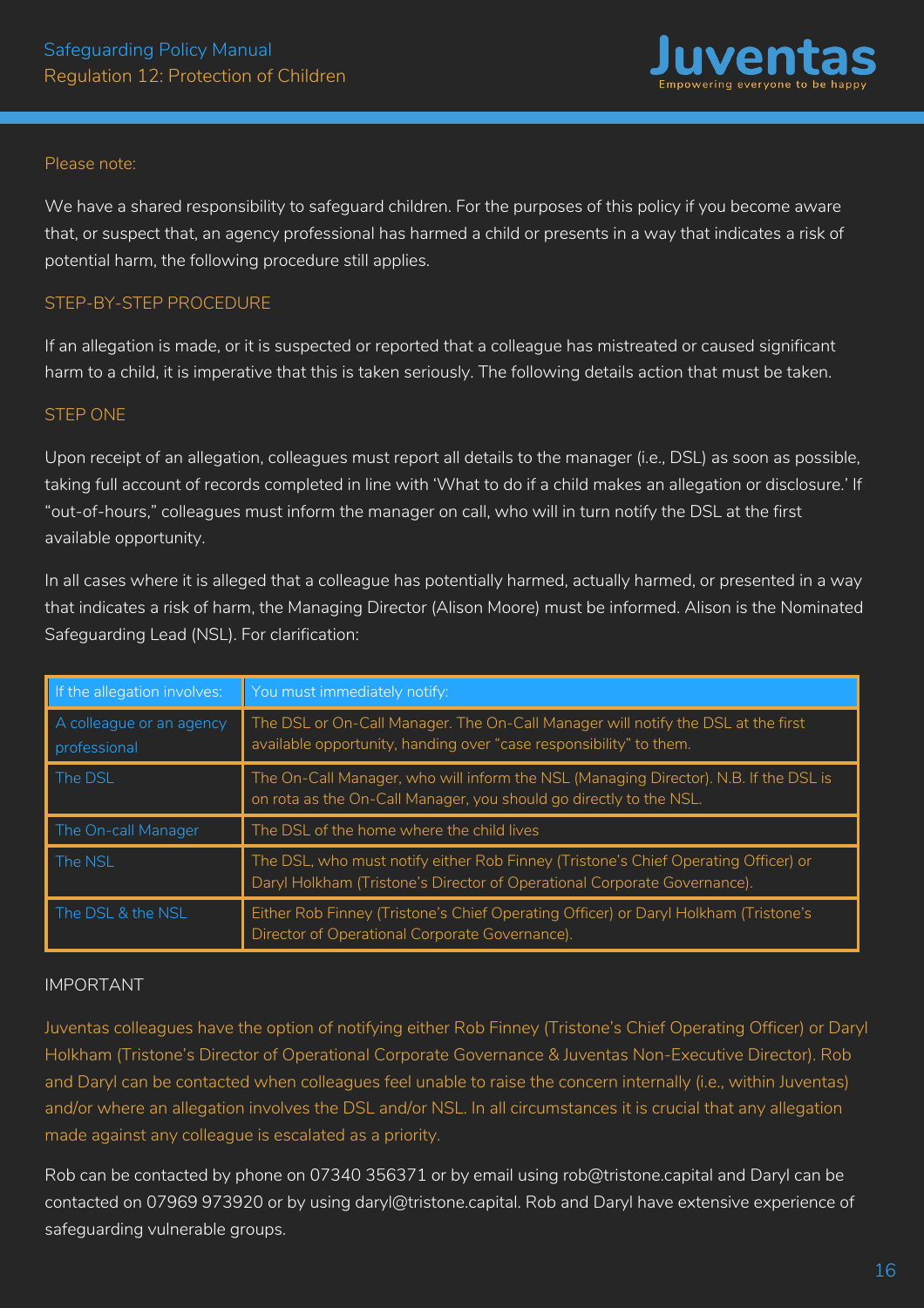Please note:

We have a shared responsibility to safeguard children. For the purposes of this policy if you become aware that, or suspect that, an agency professional has harmed a child or presents in a way that indicates a risk of potential harm, the following procedure still applies.

## STEP-BY-STEP PROCEDURE

If an allegation is made, or it is suspected or reported that a colleague has mistreated or caused significant harm to a child, it is imperative that this is taken seriously. The following details action that must be taken.

### STEP ONE

Upon receipt of an allegation, colleagues must report all details to the manager (i.e., DSL) as soon as possible, taking full account of records completed in line with 'What to do if a child makes an allegation or disclosure.' If "out-of-hours," colleagues must inform the manager on call, who will in turn notify the DSL at the first available opportunity.

In all cases where it is alleged that a colleague has potentially harmed, actually harmed, or presented in a way that indicates a risk of harm, the Managing Director (Alison Moore) must be informed. Alison is the Nominated Safeguarding Lead (NSL). For clarification:

| If the allegation involves: | You must immediately notify: |
|---|---|
| A colleague or an agency professional | The DSL or On-Call Manager. The On-Call Manager will notify the DSL at the first available opportunity, handing over "case responsibility" to them. |
| The DSL | The On-Call Manager, who will inform the NSL (Managing Director). N.B. If the DSL is on rota as the On-Call Manager, you should go directly to the NSL. |
| The On-call Manager | The DSL of the home where the child lives |
| The NSL | The DSL, who must notify either Rob Finney (Tristone's Chief Operating Officer) or Daryl Holkham (Tristone's Director of Operational Corporate Governance). |
| The DSL & the NSL | Either Rob Finney (Tristone's Chief Operating Officer) or Daryl Holkham (Tristone's Director of Operational Corporate Governance). |

IMPORTANT

Juventas colleagues have the option of notifying either Rob Finney (Tristone's Chief Operating Officer) or Daryl Holkham (Tristone's Director of Operational Corporate Governance & Juventas Non-Executive Director). Rob and Daryl can be contacted when colleagues feel unable to raise the concern internally (i.e., within Juventas) and/or where an allegation involves the DSL and/or NSL. In all circumstances it is crucial that any allegation made against any colleague is escalated as a priority.

Rob can be contacted by phone on 07340 356371 or by email using rob@tristone.capital and Daryl can be contacted on 07969 973920 or by using daryl@tristone.capital. Rob and Daryl have extensive experience of safeguarding vulnerable groups.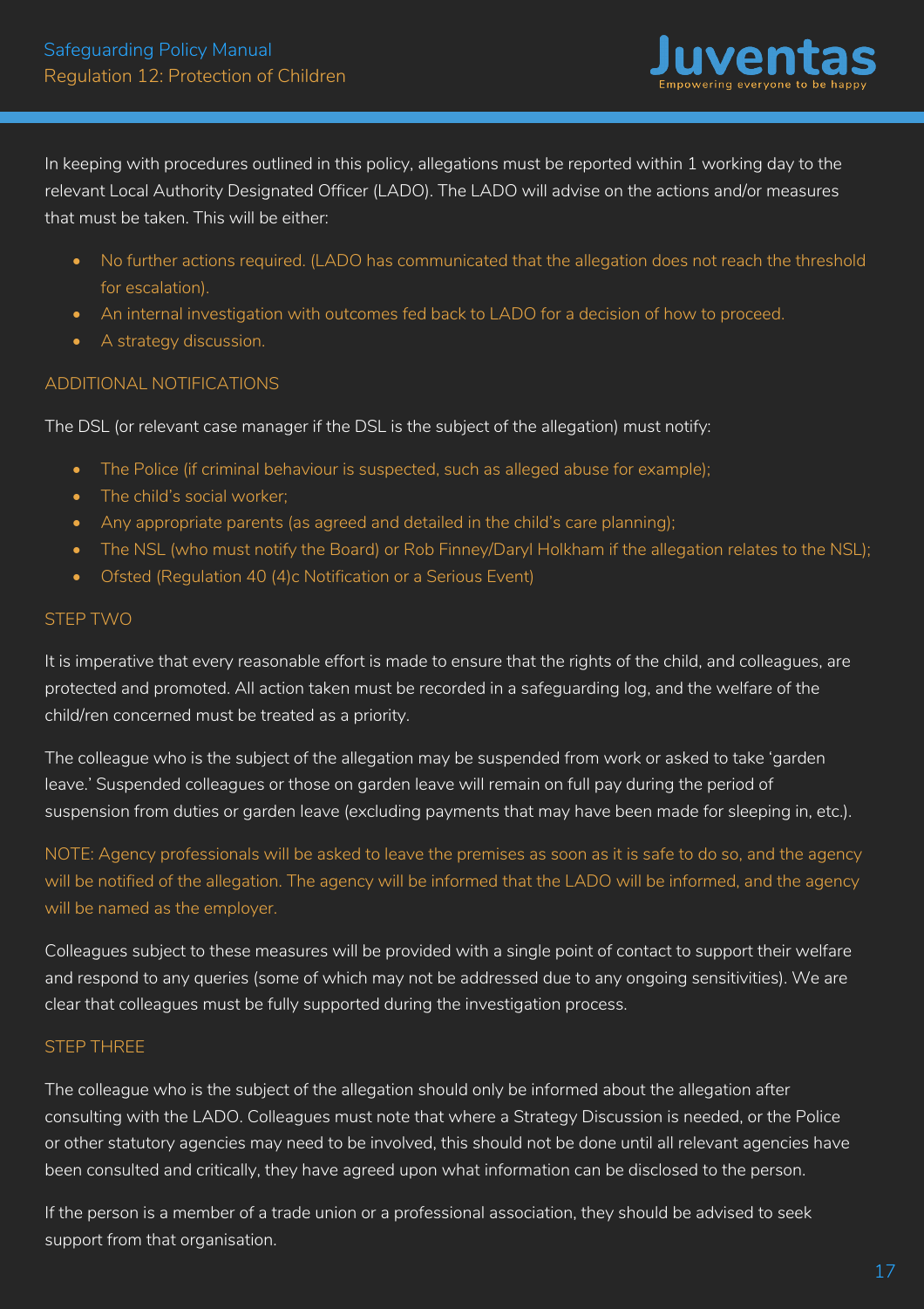In keeping with procedures outlined in this policy, allegations must be reported within 1 working day to the relevant Local Authority Designated Officer (LADO). The LADO will advise on the actions and/or measures that must be taken. This will be either:

- No further actions required. (LADO has communicated that the allegation does not reach the threshold for escalation).
- An internal investigation with outcomes fed back to LADO for a decision of how to proceed.
- A strategy discussion.

## ADDITIONAL NOTIFICATIONS

The DSL (or relevant case manager if the DSL is the subject of the allegation) must notify:

- The Police (if criminal behaviour is suspected, such as alleged abuse for example);
- The child's social worker;
- Any appropriate parents (as agreed and detailed in the child's care planning);
- The NSL (who must notify the Board) or Rob Finney/Daryl Holkham if the allegation relates to the NSL);
- Ofsted (Regulation 40 (4)c Notification or a Serious Event)

## STEP TWO

It is imperative that every reasonable effort is made to ensure that the rights of the child, and colleagues, are protected and promoted. All action taken must be recorded in a safeguarding log, and the welfare of the child/ren concerned must be treated as a priority.

The colleague who is the subject of the allegation may be suspended from work or asked to take 'garden leave.' Suspended colleagues or those on garden leave will remain on full pay during the period of suspension from duties or garden leave (excluding payments that may have been made for sleeping in, etc.).

NOTE: Agency professionals will be asked to leave the premises as soon as it is safe to do so, and the agency will be notified of the allegation. The agency will be informed that the LADO will be informed, and the agency will be named as the employer.

Colleagues subject to these measures will be provided with a single point of contact to support their welfare and respond to any queries (some of which may not be addressed due to any ongoing sensitivities). We are clear that colleagues must be fully supported during the investigation process.

## STEP THREE

The colleague who is the subject of the allegation should only be informed about the allegation after consulting with the LADO. Colleagues must note that where a Strategy Discussion is needed, or the Police or other statutory agencies may need to be involved, this should not be done until all relevant agencies have been consulted and critically, they have agreed upon what information can be disclosed to the person.

If the person is a member of a trade union or a professional association, they should be advised to seek support from that organisation.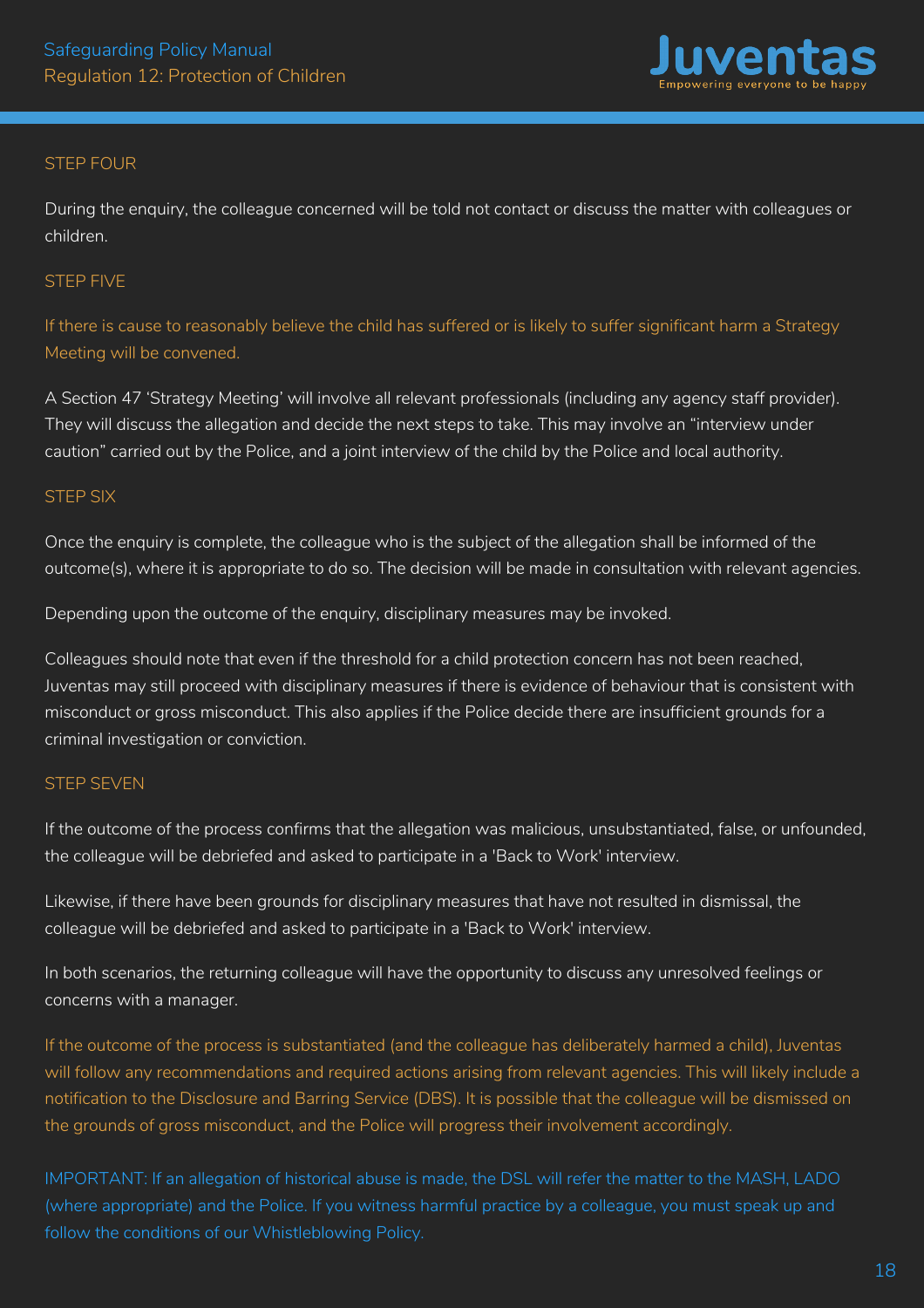### STEP FOUR

During the enquiry, the colleague concerned will be told not contact or discuss the matter with colleagues or children.

### STEP FIVE

If there is cause to reasonably believe the child has suffered or is likely to suffer significant harm a Strategy Meeting will be convened.

A Section 47 'Strategy Meeting' will involve all relevant professionals (including any agency staff provider). They will discuss the allegation and decide the next steps to take. This may involve an "interview under caution" carried out by the Police, and a joint interview of the child by the Police and local authority.

### STEP SIX

Once the enquiry is complete, the colleague who is the subject of the allegation shall be informed of the outcome(s), where it is appropriate to do so. The decision will be made in consultation with relevant agencies.

Depending upon the outcome of the enquiry, disciplinary measures may be invoked.

Colleagues should note that even if the threshold for a child protection concern has not been reached, Juventas may still proceed with disciplinary measures if there is evidence of behaviour that is consistent with misconduct or gross misconduct. This also applies if the Police decide there are insufficient grounds for a criminal investigation or conviction.

### STEP SEVEN

If the outcome of the process confirms that the allegation was malicious, unsubstantiated, false, or unfounded, the colleague will be debriefed and asked to participate in a 'Back to Work' interview.

Likewise, if there have been grounds for disciplinary measures that have not resulted in dismissal, the colleague will be debriefed and asked to participate in a 'Back to Work' interview.

In both scenarios, the returning colleague will have the opportunity to discuss any unresolved feelings or concerns with a manager.

If the outcome of the process is substantiated (and the colleague has deliberately harmed a child), Juventas will follow any recommendations and required actions arising from relevant agencies. This will likely include a notification to the Disclosure and Barring Service (DBS). It is possible that the colleague will be dismissed on the grounds of gross misconduct, and the Police will progress their involvement accordingly.

IMPORTANT: If an allegation of historical abuse is made, the DSL will refer the matter to the MASH, LADO (where appropriate) and the Police. If you witness harmful practice by a colleague, you must speak up and follow the conditions of our Whistleblowing Policy.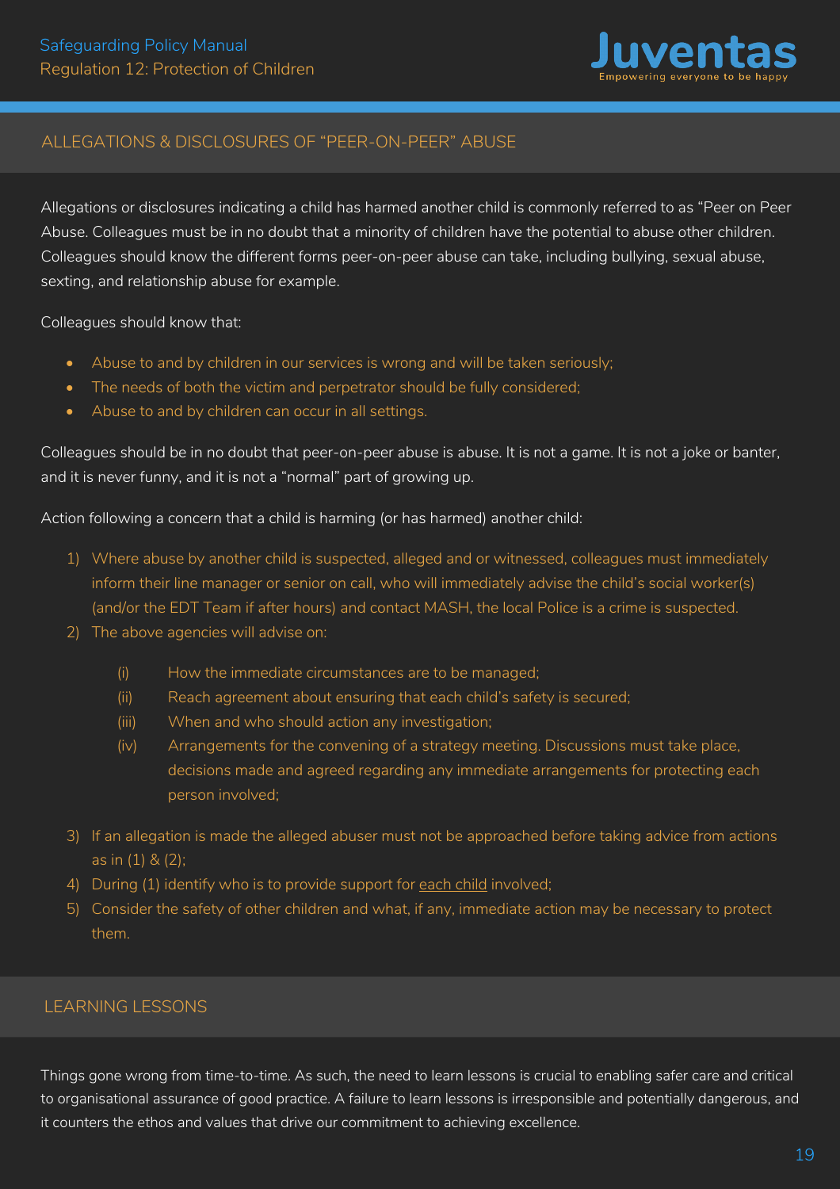## ALLEGATIONS & DISCLOSURES OF "PEER-ON-PEER" ABUSE

Allegations or disclosures indicating a child has harmed another child is commonly referred to as "Peer on Peer Abuse. Colleagues must be in no doubt that a minority of children have the potential to abuse other children. Colleagues should know the different forms peer-on-peer abuse can take, including bullying, sexual abuse, sexting, and relationship abuse for example.

Colleagues should know that:

- Abuse to and by children in our services is wrong and will be taken seriously;
- The needs of both the victim and perpetrator should be fully considered;
- Abuse to and by children can occur in all settings.

Colleagues should be in no doubt that peer-on-peer abuse is abuse. It is not a game. It is not a joke or banter, and it is never funny, and it is not a "normal" part of growing up.

Action following a concern that a child is harming (or has harmed) another child:

1) Where abuse by another child is suspected, alleged and or witnessed, colleagues must immediately inform their line manager or senior on call, who will immediately advise the child's social worker(s) (and/or the EDT Team if after hours) and contact MASH, the local Police is a crime is suspected.
2) The above agencies will advise on:
   (i) How the immediate circumstances are to be managed;
   (ii) Reach agreement about ensuring that each child's safety is secured;
   (iii) When and who should action any investigation;
   (iv) Arrangements for the convening of a strategy meeting. Discussions must take place, decisions made and agreed regarding any immediate arrangements for protecting each person involved;
3) If an allegation is made the alleged abuser must not be approached before taking advice from actions as in (1) & (2);
4) During (1) identify who is to provide support for each child involved;
5) Consider the safety of other children and what, if any, immediate action may be necessary to protect them.

## LEARNING LESSONS

Things gone wrong from time-to-time. As such, the need to learn lessons is crucial to enabling safer care and critical to organisational assurance of good practice. A failure to learn lessons is irresponsible and potentially dangerous, and it counters the ethos and values that drive our commitment to achieving excellence.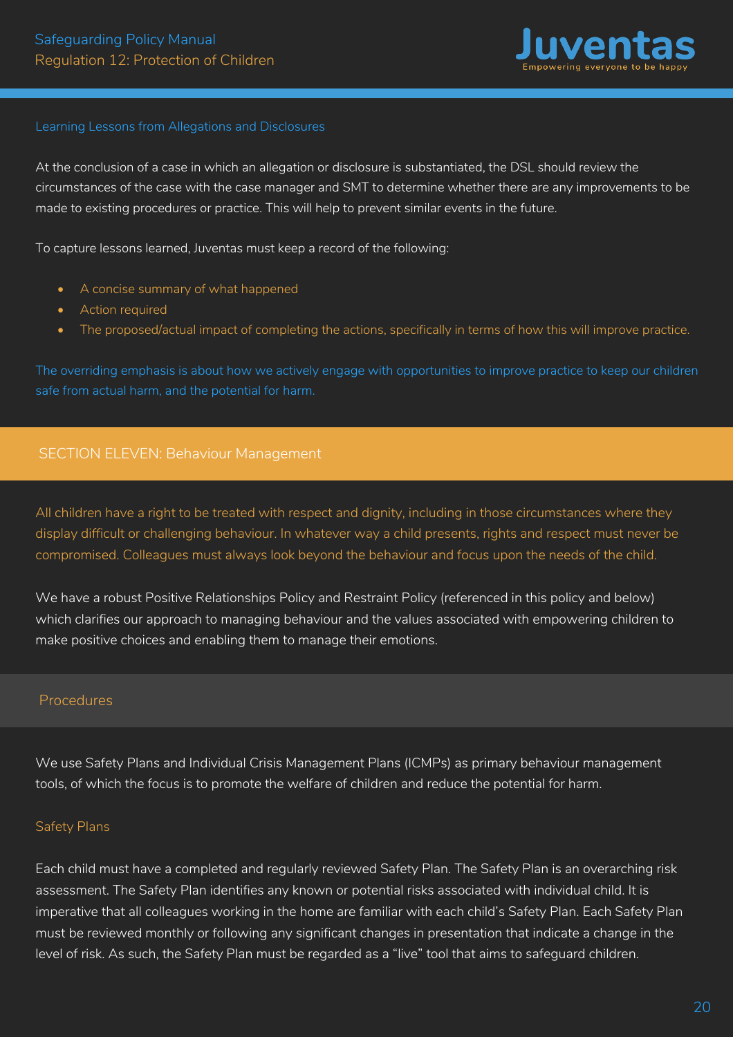### Learning Lessons from Allegations and Disclosures

At the conclusion of a case in which an allegation or disclosure is substantiated, the DSL should review the circumstances of the case with the case manager and SMT to determine whether there are any improvements to be made to existing procedures or practice. This will help to prevent similar events in the future.

To capture lessons learned, Juventas must keep a record of the following:

- A concise summary of what happened
- Action required
- The proposed/actual impact of completing the actions, specifically in terms of how this will improve practice.

The overriding emphasis is about how we actively engage with opportunities to improve practice to keep our children safe from actual harm, and the potential for harm.

## SECTION ELEVEN: Behaviour Management

All children have a right to be treated with respect and dignity, including in those circumstances where they display difficult or challenging behaviour. In whatever way a child presents, rights and respect must never be compromised. Colleagues must always look beyond the behaviour and focus upon the needs of the child.

We have a robust Positive Relationships Policy and Restraint Policy (referenced in this policy and below) which clarifies our approach to managing behaviour and the values associated with empowering children to make positive choices and enabling them to manage their emotions.

### Procedures

We use Safety Plans and Individual Crisis Management Plans (ICMPs) as primary behaviour management tools, of which the focus is to promote the welfare of children and reduce the potential for harm.

#### Safety Plans

Each child must have a completed and regularly reviewed Safety Plan. The Safety Plan is an overarching risk assessment. The Safety Plan identifies any known or potential risks associated with individual child. It is imperative that all colleagues working in the home are familiar with each child's Safety Plan. Each Safety Plan must be reviewed monthly or following any significant changes in presentation that indicate a change in the level of risk. As such, the Safety Plan must be regarded as a "live" tool that aims to safeguard children.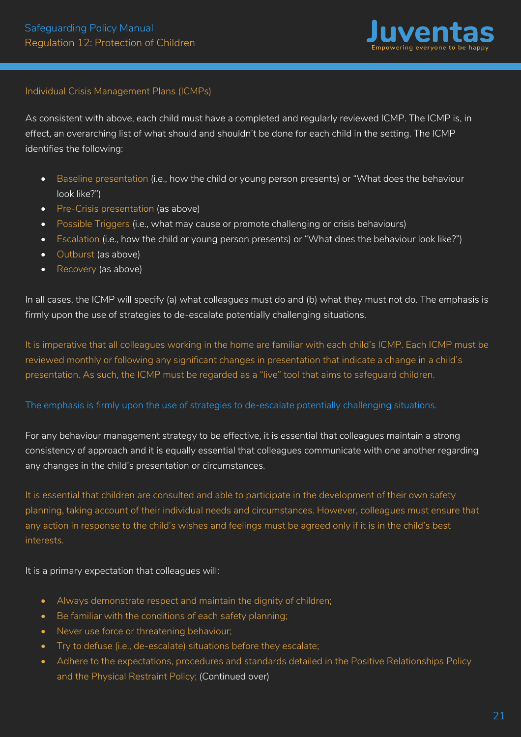## Individual Crisis Management Plans (ICMPs)

As consistent with above, each child must have a completed and regularly reviewed ICMP. The ICMP is, in effect, an overarching list of what should and shouldn't be done for each child in the setting. The ICMP identifies the following:

- Baseline presentation (i.e., how the child or young person presents) or "What does the behaviour look like?")
- Pre-Crisis presentation (as above)
- Possible Triggers (i.e., what may cause or promote challenging or crisis behaviours)
- Escalation (i.e., how the child or young person presents) or "What does the behaviour look like?")
- Outburst (as above)
- Recovery (as above)

In all cases, the ICMP will specify (a) what colleagues must do and (b) what they must not do. The emphasis is firmly upon the use of strategies to de-escalate potentially challenging situations.

It is imperative that all colleagues working in the home are familiar with each child's ICMP. Each ICMP must be reviewed monthly or following any significant changes in presentation that indicate a change in a child's presentation. As such, the ICMP must be regarded as a "live" tool that aims to safeguard children.

The emphasis is firmly upon the use of strategies to de-escalate potentially challenging situations.

For any behaviour management strategy to be effective, it is essential that colleagues maintain a strong consistency of approach and it is equally essential that colleagues communicate with one another regarding any changes in the child's presentation or circumstances.

It is essential that children are consulted and able to participate in the development of their own safety planning, taking account of their individual needs and circumstances. However, colleagues must ensure that any action in response to the child's wishes and feelings must be agreed only if it is in the child's best interests.

It is a primary expectation that colleagues will:

- Always demonstrate respect and maintain the dignity of children;
- Be familiar with the conditions of each safety planning;
- Never use force or threatening behaviour;
- Try to defuse (i.e., de-escalate) situations before they escalate;
- Adhere to the expectations, procedures and standards detailed in the Positive Relationships Policy and the Physical Restraint Policy; (Continued over)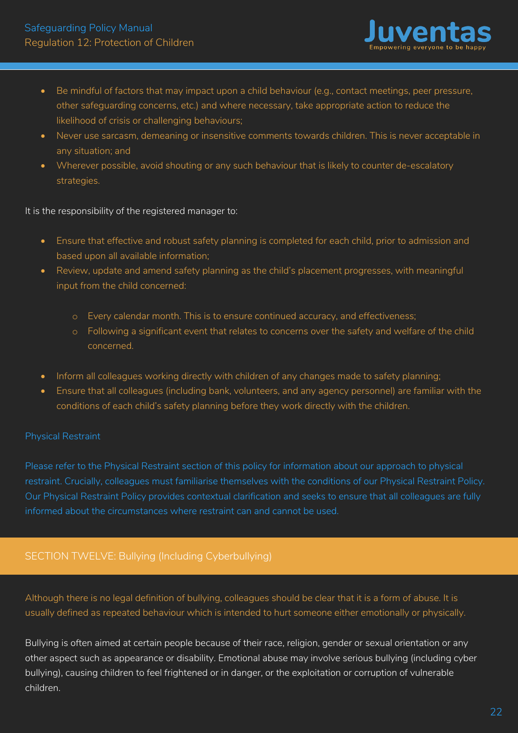- Be mindful of factors that may impact upon a child behaviour (e.g., contact meetings, peer pressure, other safeguarding concerns, etc.) and where necessary, take appropriate action to reduce the likelihood of crisis or challenging behaviours;
- Never use sarcasm, demeaning or insensitive comments towards children. This is never acceptable in any situation; and
- Wherever possible, avoid shouting or any such behaviour that is likely to counter de-escalatory strategies.

It is the responsibility of the registered manager to:

- Ensure that effective and robust safety planning is completed for each child, prior to admission and based upon all available information;
- Review, update and amend safety planning as the child's placement progresses, with meaningful input from the child concerned:
    - Every calendar month. This is to ensure continued accuracy, and effectiveness;
    - Following a significant event that relates to concerns over the safety and welfare of the child concerned.
- Inform all colleagues working directly with children of any changes made to safety planning;
- Ensure that all colleagues (including bank, volunteers, and any agency personnel) are familiar with the conditions of each child's safety planning before they work directly with the children.

### Physical Restraint

Please refer to the Physical Restraint section of this policy for information about our approach to physical restraint. Crucially, colleagues must familiarise themselves with the conditions of our Physical Restraint Policy. Our Physical Restraint Policy provides contextual clarification and seeks to ensure that all colleagues are fully informed about the circumstances where restraint can and cannot be used.

## SECTION TWELVE: Bullying (Including Cyberbullying)

Although there is no legal definition of bullying, colleagues should be clear that it is a form of abuse. It is usually defined as repeated behaviour which is intended to hurt someone either emotionally or physically.

Bullying is often aimed at certain people because of their race, religion, gender or sexual orientation or any other aspect such as appearance or disability. Emotional abuse may involve serious bullying (including cyber bullying), causing children to feel frightened or in danger, or the exploitation or corruption of vulnerable children.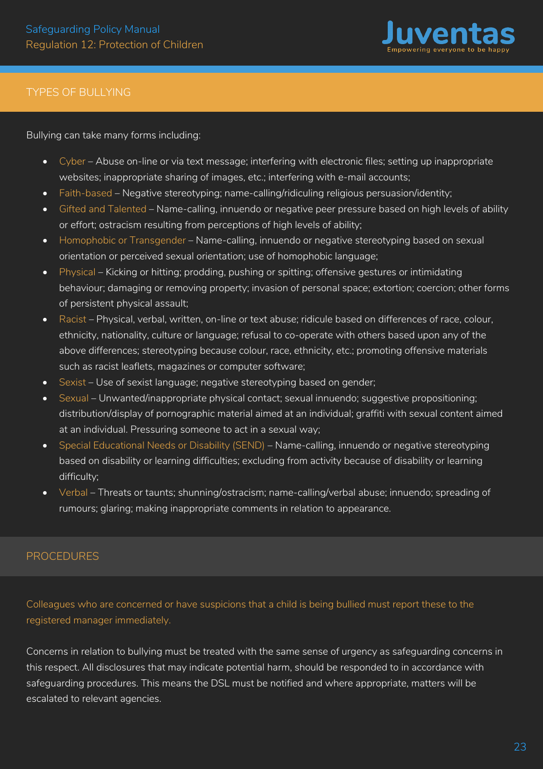## TYPES OF BULLYING

Bullying can take many forms including:

- Cyber – Abuse on-line or via text message; interfering with electronic files; setting up inappropriate websites; inappropriate sharing of images, etc.; interfering with e-mail accounts;
- Faith-based – Negative stereotyping; name-calling/ridiculing religious persuasion/identity;
- Gifted and Talented – Name-calling, innuendo or negative peer pressure based on high levels of ability or effort; ostracism resulting from perceptions of high levels of ability;
- Homophobic or Transgender – Name-calling, innuendo or negative stereotyping based on sexual orientation or perceived sexual orientation; use of homophobic language;
- Physical – Kicking or hitting; prodding, pushing or spitting; offensive gestures or intimidating behaviour; damaging or removing property; invasion of personal space; extortion; coercion; other forms of persistent physical assault;
- Racist – Physical, verbal, written, on-line or text abuse; ridicule based on differences of race, colour, ethnicity, nationality, culture or language; refusal to co-operate with others based upon any of the above differences; stereotyping because colour, race, ethnicity, etc.; promoting offensive materials such as racist leaflets, magazines or computer software;
- Sexist – Use of sexist language; negative stereotyping based on gender;
- Sexual – Unwanted/inappropriate physical contact; sexual innuendo; suggestive propositioning; distribution/display of pornographic material aimed at an individual; graffiti with sexual content aimed at an individual. Pressuring someone to act in a sexual way;
- Special Educational Needs or Disability (SEND) – Name-calling, innuendo or negative stereotyping based on disability or learning difficulties; excluding from activity because of disability or learning difficulty;
- Verbal – Threats or taunts; shunning/ostracism; name-calling/verbal abuse; innuendo; spreading of rumours; glaring; making inappropriate comments in relation to appearance.

## PROCEDURES

Colleagues who are concerned or have suspicions that a child is being bullied must report these to the registered manager immediately.

Concerns in relation to bullying must be treated with the same sense of urgency as safeguarding concerns in this respect. All disclosures that may indicate potential harm, should be responded to in accordance with safeguarding procedures. This means the DSL must be notified and where appropriate, matters will be escalated to relevant agencies.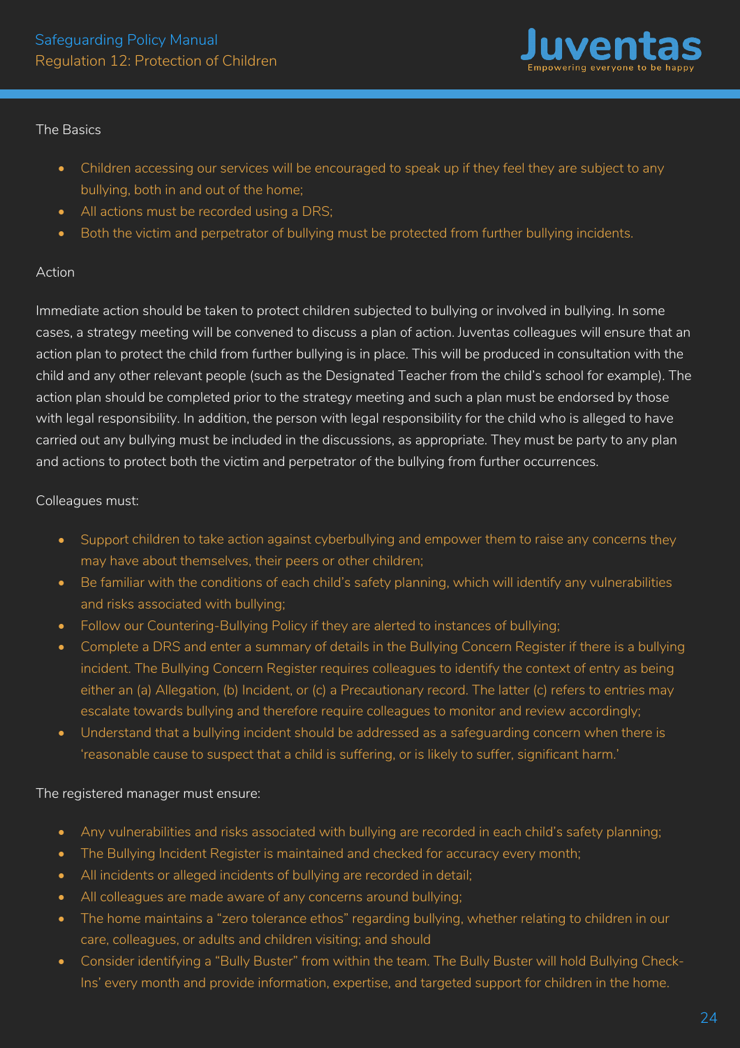The Basics

- Children accessing our services will be encouraged to speak up if they feel they are subject to any bullying, both in and out of the home;
- All actions must be recorded using a DRS;
- Both the victim and perpetrator of bullying must be protected from further bullying incidents.

Action

Immediate action should be taken to protect children subjected to bullying or involved in bullying. In some cases, a strategy meeting will be convened to discuss a plan of action. Juventas colleagues will ensure that an action plan to protect the child from further bullying is in place. This will be produced in consultation with the child and any other relevant people (such as the Designated Teacher from the child's school for example). The action plan should be completed prior to the strategy meeting and such a plan must be endorsed by those with legal responsibility. In addition, the person with legal responsibility for the child who is alleged to have carried out any bullying must be included in the discussions, as appropriate. They must be party to any plan and actions to protect both the victim and perpetrator of the bullying from further occurrences.

Colleagues must:

- Support children to take action against cyberbullying and empower them to raise any concerns they may have about themselves, their peers or other children;
- Be familiar with the conditions of each child's safety planning, which will identify any vulnerabilities and risks associated with bullying;
- Follow our Countering-Bullying Policy if they are alerted to instances of bullying;
- Complete a DRS and enter a summary of details in the Bullying Concern Register if there is a bullying incident. The Bullying Concern Register requires colleagues to identify the context of entry as being either an (a) Allegation, (b) Incident, or (c) a Precautionary record. The latter (c) refers to entries may escalate towards bullying and therefore require colleagues to monitor and review accordingly;
- Understand that a bullying incident should be addressed as a safeguarding concern when there is 'reasonable cause to suspect that a child is suffering, or is likely to suffer, significant harm.'

The registered manager must ensure:

- Any vulnerabilities and risks associated with bullying are recorded in each child's safety planning;
- The Bullying Incident Register is maintained and checked for accuracy every month;
- All incidents or alleged incidents of bullying are recorded in detail;
- All colleagues are made aware of any concerns around bullying;
- The home maintains a "zero tolerance ethos" regarding bullying, whether relating to children in our care, colleagues, or adults and children visiting; and should
- Consider identifying a "Bully Buster" from within the team. The Bully Buster will hold Bullying Check-Ins' every month and provide information, expertise, and targeted support for children in the home.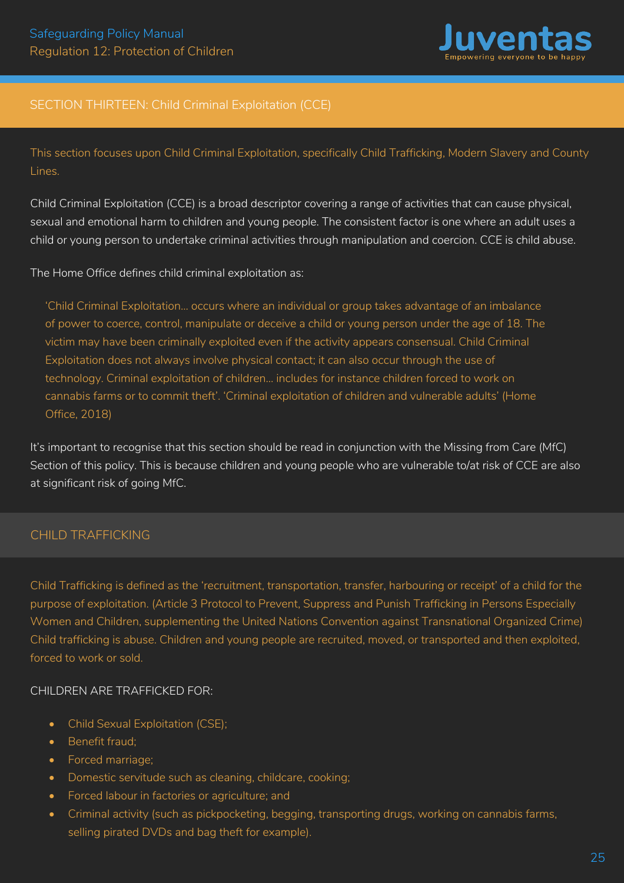## SECTION THIRTEEN: Child Criminal Exploitation (CCE)

This section focuses upon Child Criminal Exploitation, specifically Child Trafficking, Modern Slavery and County Lines.

Child Criminal Exploitation (CCE) is a broad descriptor covering a range of activities that can cause physical, sexual and emotional harm to children and young people. The consistent factor is one where an adult uses a child or young person to undertake criminal activities through manipulation and coercion. CCE is child abuse.

The Home Office defines child criminal exploitation as:

> 'Child Criminal Exploitation… occurs where an individual or group takes advantage of an imbalance of power to coerce, control, manipulate or deceive a child or young person under the age of 18. The victim may have been criminally exploited even if the activity appears consensual. Child Criminal Exploitation does not always involve physical contact; it can also occur through the use of technology. Criminal exploitation of children… includes for instance children forced to work on cannabis farms or to commit theft'. 'Criminal exploitation of children and vulnerable adults' (Home Office, 2018)

It's important to recognise that this section should be read in conjunction with the Missing from Care (MfC) Section of this policy. This is because children and young people who are vulnerable to/at risk of CCE are also at significant risk of going MfC.

### CHILD TRAFFICKING

Child Trafficking is defined as the 'recruitment, transportation, transfer, harbouring or receipt' of a child for the purpose of exploitation. (Article 3 Protocol to Prevent, Suppress and Punish Trafficking in Persons Especially Women and Children, supplementing the United Nations Convention against Transnational Organized Crime) Child trafficking is abuse. Children and young people are recruited, moved, or transported and then exploited, forced to work or sold.

CHILDREN ARE TRAFFICKED FOR:

- Child Sexual Exploitation (CSE);
- Benefit fraud;
- Forced marriage;
- Domestic servitude such as cleaning, childcare, cooking;
- Forced labour in factories or agriculture; and
- Criminal activity (such as pickpocketing, begging, transporting drugs, working on cannabis farms, selling pirated DVDs and bag theft for example).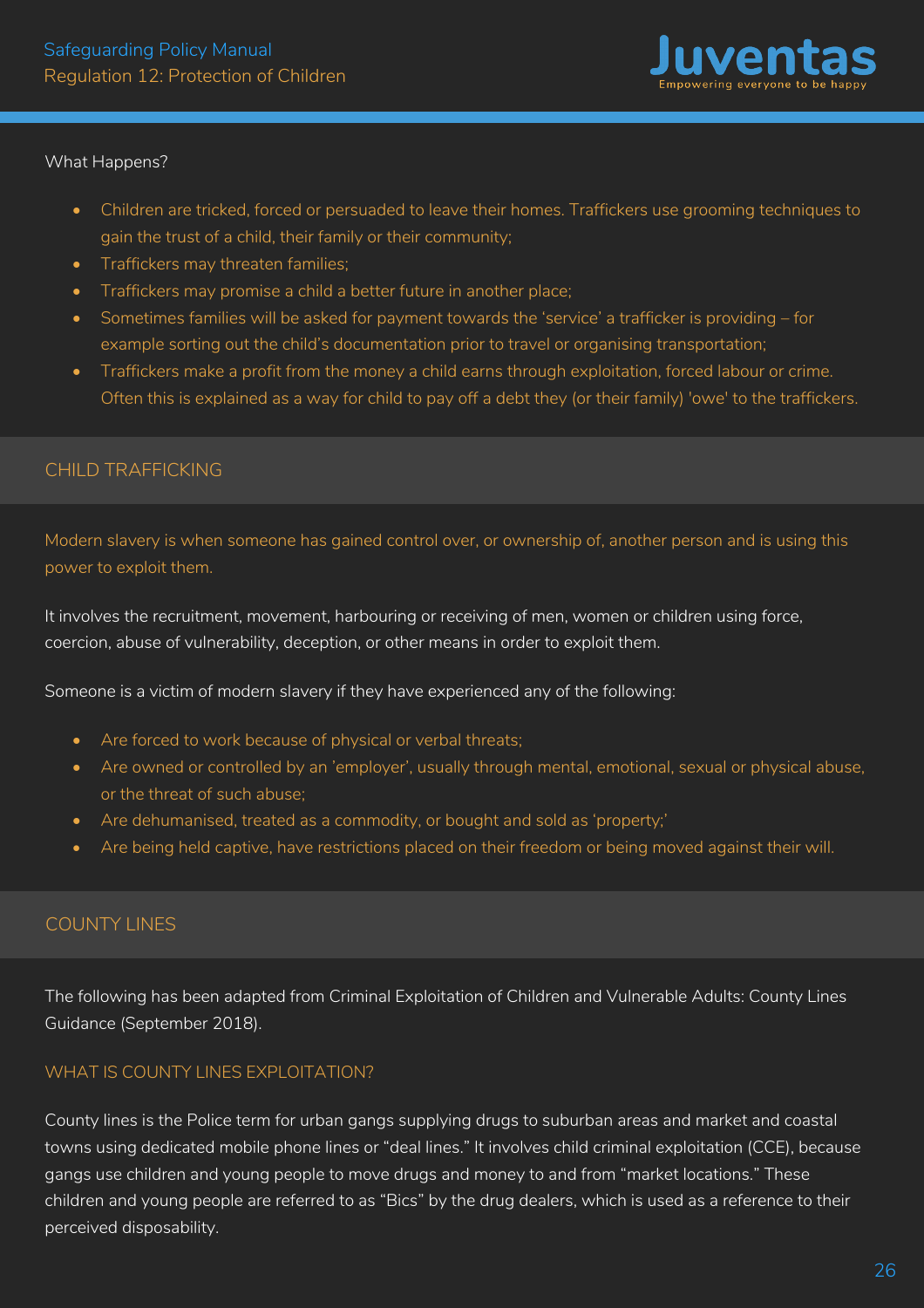What Happens?

- Children are tricked, forced or persuaded to leave their homes. Traffickers use grooming techniques to gain the trust of a child, their family or their community;
- Traffickers may threaten families;
- Traffickers may promise a child a better future in another place;
- Sometimes families will be asked for payment towards the 'service' a trafficker is providing – for example sorting out the child's documentation prior to travel or organising transportation;
- Traffickers make a profit from the money a child earns through exploitation, forced labour or crime. Often this is explained as a way for child to pay off a debt they (or their family) 'owe' to the traffickers.

## CHILD TRAFFICKING

Modern slavery is when someone has gained control over, or ownership of, another person and is using this power to exploit them.

It involves the recruitment, movement, harbouring or receiving of men, women or children using force, coercion, abuse of vulnerability, deception, or other means in order to exploit them.

Someone is a victim of modern slavery if they have experienced any of the following:

- Are forced to work because of physical or verbal threats;
- Are owned or controlled by an 'employer', usually through mental, emotional, sexual or physical abuse, or the threat of such abuse;
- Are dehumanised, treated as a commodity, or bought and sold as 'property;'
- Are being held captive, have restrictions placed on their freedom or being moved against their will.

## COUNTY LINES

The following has been adapted from Criminal Exploitation of Children and Vulnerable Adults: County Lines Guidance (September 2018).

### WHAT IS COUNTY LINES EXPLOITATION?

County lines is the Police term for urban gangs supplying drugs to suburban areas and market and coastal towns using dedicated mobile phone lines or "deal lines." It involves child criminal exploitation (CCE), because gangs use children and young people to move drugs and money to and from "market locations." These children and young people are referred to as "Bics" by the drug dealers, which is used as a reference to their perceived disposability.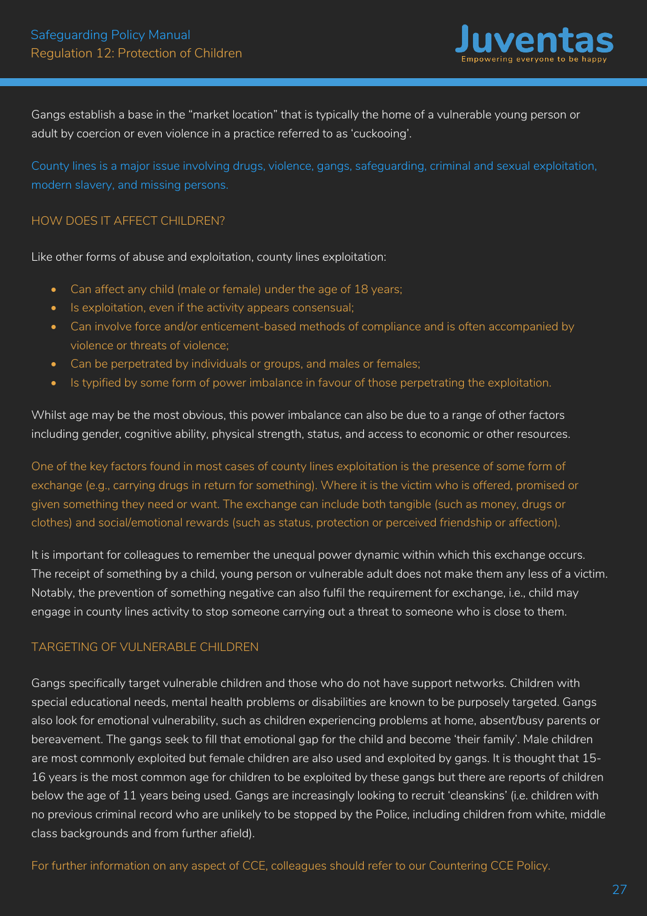Gangs establish a base in the "market location" that is typically the home of a vulnerable young person or adult by coercion or even violence in a practice referred to as 'cuckooing'.

County lines is a major issue involving drugs, violence, gangs, safeguarding, criminal and sexual exploitation, modern slavery, and missing persons.

### HOW DOES IT AFFECT CHILDREN?

Like other forms of abuse and exploitation, county lines exploitation:

- Can affect any child (male or female) under the age of 18 years;
- Is exploitation, even if the activity appears consensual;
- Can involve force and/or enticement-based methods of compliance and is often accompanied by violence or threats of violence;
- Can be perpetrated by individuals or groups, and males or females;
- Is typified by some form of power imbalance in favour of those perpetrating the exploitation.

Whilst age may be the most obvious, this power imbalance can also be due to a range of other factors including gender, cognitive ability, physical strength, status, and access to economic or other resources.

One of the key factors found in most cases of county lines exploitation is the presence of some form of exchange (e.g., carrying drugs in return for something). Where it is the victim who is offered, promised or given something they need or want. The exchange can include both tangible (such as money, drugs or clothes) and social/emotional rewards (such as status, protection or perceived friendship or affection).

It is important for colleagues to remember the unequal power dynamic within which this exchange occurs. The receipt of something by a child, young person or vulnerable adult does not make them any less of a victim. Notably, the prevention of something negative can also fulfil the requirement for exchange, i.e., child may engage in county lines activity to stop someone carrying out a threat to someone who is close to them.

### TARGETING OF VULNERABLE CHILDREN

Gangs specifically target vulnerable children and those who do not have support networks. Children with special educational needs, mental health problems or disabilities are known to be purposely targeted. Gangs also look for emotional vulnerability, such as children experiencing problems at home, absent/busy parents or bereavement. The gangs seek to fill that emotional gap for the child and become 'their family'. Male children are most commonly exploited but female children are also used and exploited by gangs. It is thought that 15-16 years is the most common age for children to be exploited by these gangs but there are reports of children below the age of 11 years being used. Gangs are increasingly looking to recruit 'cleanskins' (i.e. children with no previous criminal record who are unlikely to be stopped by the Police, including children from white, middle class backgrounds and from further afield).

For further information on any aspect of CCE, colleagues should refer to our Countering CCE Policy.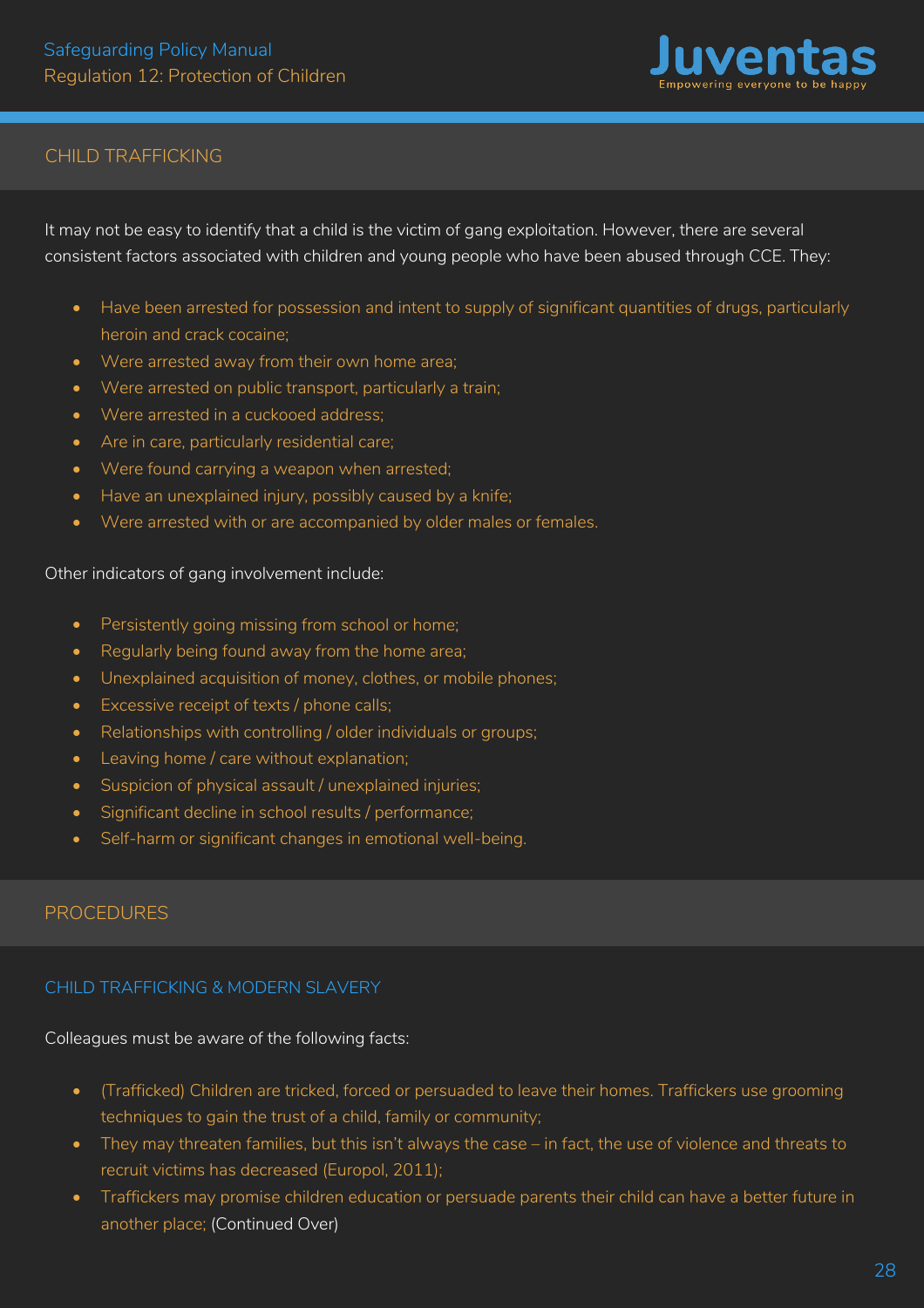## CHILD TRAFFICKING

It may not be easy to identify that a child is the victim of gang exploitation. However, there are several consistent factors associated with children and young people who have been abused through CCE. They:

- Have been arrested for possession and intent to supply of significant quantities of drugs, particularly heroin and crack cocaine;
- Were arrested away from their own home area;
- Were arrested on public transport, particularly a train;
- Were arrested in a cuckooed address;
- Are in care, particularly residential care;
- Were found carrying a weapon when arrested;
- Have an unexplained injury, possibly caused by a knife;
- Were arrested with or are accompanied by older males or females.

Other indicators of gang involvement include:

- Persistently going missing from school or home;
- Regularly being found away from the home area;
- Unexplained acquisition of money, clothes, or mobile phones;
- Excessive receipt of texts / phone calls;
- Relationships with controlling / older individuals or groups;
- Leaving home / care without explanation;
- Suspicion of physical assault / unexplained injuries;
- Significant decline in school results / performance;
- Self-harm or significant changes in emotional well-being.

## PROCEDURES

### CHILD TRAFFICKING & MODERN SLAVERY

Colleagues must be aware of the following facts:

- (Trafficked) Children are tricked, forced or persuaded to leave their homes. Traffickers use grooming techniques to gain the trust of a child, family or community;
- They may threaten families, but this isn't always the case – in fact, the use of violence and threats to recruit victims has decreased (Europol, 2011);
- Traffickers may promise children education or persuade parents their child can have a better future in another place; (Continued Over)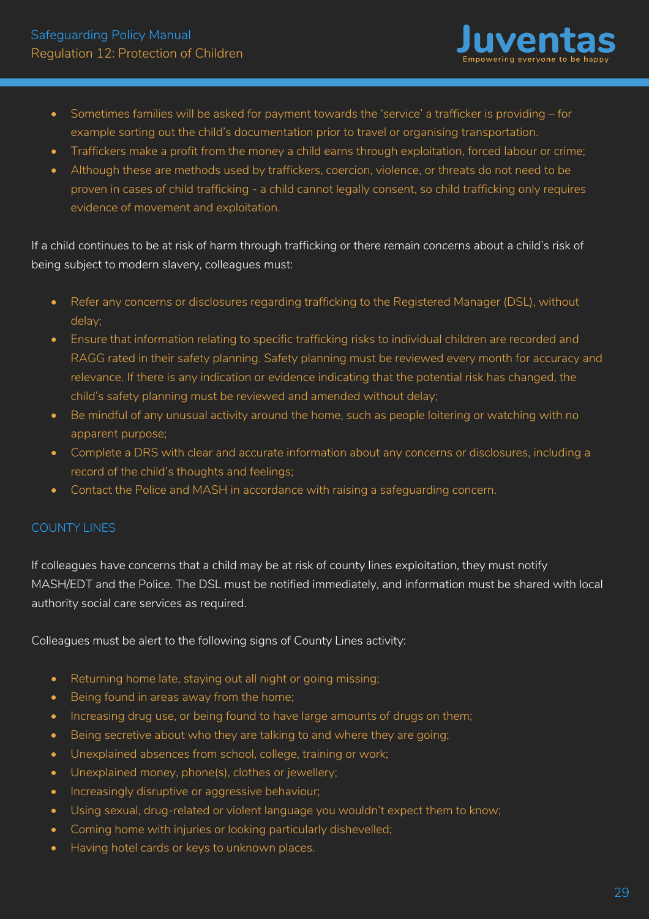- Sometimes families will be asked for payment towards the 'service' a trafficker is providing – for example sorting out the child's documentation prior to travel or organising transportation.
- Traffickers make a profit from the money a child earns through exploitation, forced labour or crime;
- Although these are methods used by traffickers, coercion, violence, or threats do not need to be proven in cases of child trafficking - a child cannot legally consent, so child trafficking only requires evidence of movement and exploitation.

If a child continues to be at risk of harm through trafficking or there remain concerns about a child's risk of being subject to modern slavery, colleagues must:

- Refer any concerns or disclosures regarding trafficking to the Registered Manager (DSL), without delay;
- Ensure that information relating to specific trafficking risks to individual children are recorded and RAGG rated in their safety planning. Safety planning must be reviewed every month for accuracy and relevance. If there is any indication or evidence indicating that the potential risk has changed, the child's safety planning must be reviewed and amended without delay;
- Be mindful of any unusual activity around the home, such as people loitering or watching with no apparent purpose;
- Complete a DRS with clear and accurate information about any concerns or disclosures, including a record of the child's thoughts and feelings;
- Contact the Police and MASH in accordance with raising a safeguarding concern.

## COUNTY LINES

If colleagues have concerns that a child may be at risk of county lines exploitation, they must notify MASH/EDT and the Police. The DSL must be notified immediately, and information must be shared with local authority social care services as required.

Colleagues must be alert to the following signs of County Lines activity:

- Returning home late, staying out all night or going missing;
- Being found in areas away from the home;
- Increasing drug use, or being found to have large amounts of drugs on them;
- Being secretive about who they are talking to and where they are going;
- Unexplained absences from school, college, training or work;
- Unexplained money, phone(s), clothes or jewellery;
- Increasingly disruptive or aggressive behaviour;
- Using sexual, drug-related or violent language you wouldn't expect them to know;
- Coming home with injuries or looking particularly dishevelled;
- Having hotel cards or keys to unknown places.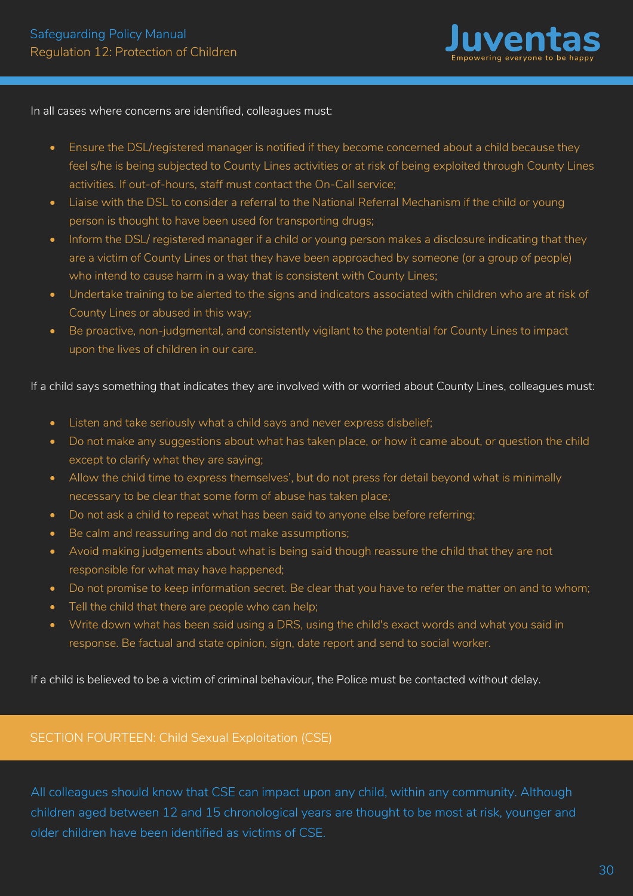In all cases where concerns are identified, colleagues must:

- Ensure the DSL/registered manager is notified if they become concerned about a child because they feel s/he is being subjected to County Lines activities or at risk of being exploited through County Lines activities. If out-of-hours, staff must contact the On-Call service;
- Liaise with the DSL to consider a referral to the National Referral Mechanism if the child or young person is thought to have been used for transporting drugs;
- Inform the DSL/ registered manager if a child or young person makes a disclosure indicating that they are a victim of County Lines or that they have been approached by someone (or a group of people) who intend to cause harm in a way that is consistent with County Lines;
- Undertake training to be alerted to the signs and indicators associated with children who are at risk of County Lines or abused in this way;
- Be proactive, non-judgmental, and consistently vigilant to the potential for County Lines to impact upon the lives of children in our care.

If a child says something that indicates they are involved with or worried about County Lines, colleagues must:

- Listen and take seriously what a child says and never express disbelief;
- Do not make any suggestions about what has taken place, or how it came about, or question the child except to clarify what they are saying;
- Allow the child time to express themselves', but do not press for detail beyond what is minimally necessary to be clear that some form of abuse has taken place;
- Do not ask a child to repeat what has been said to anyone else before referring;
- Be calm and reassuring and do not make assumptions;
- Avoid making judgements about what is being said though reassure the child that they are not responsible for what may have happened;
- Do not promise to keep information secret. Be clear that you have to refer the matter on and to whom;
- Tell the child that there are people who can help;
- Write down what has been said using a DRS, using the child's exact words and what you said in response. Be factual and state opinion, sign, date report and send to social worker.

If a child is believed to be a victim of criminal behaviour, the Police must be contacted without delay.

## SECTION FOURTEEN: Child Sexual Exploitation (CSE)

All colleagues should know that CSE can impact upon any child, within any community. Although children aged between 12 and 15 chronological years are thought to be most at risk, younger and older children have been identified as victims of CSE.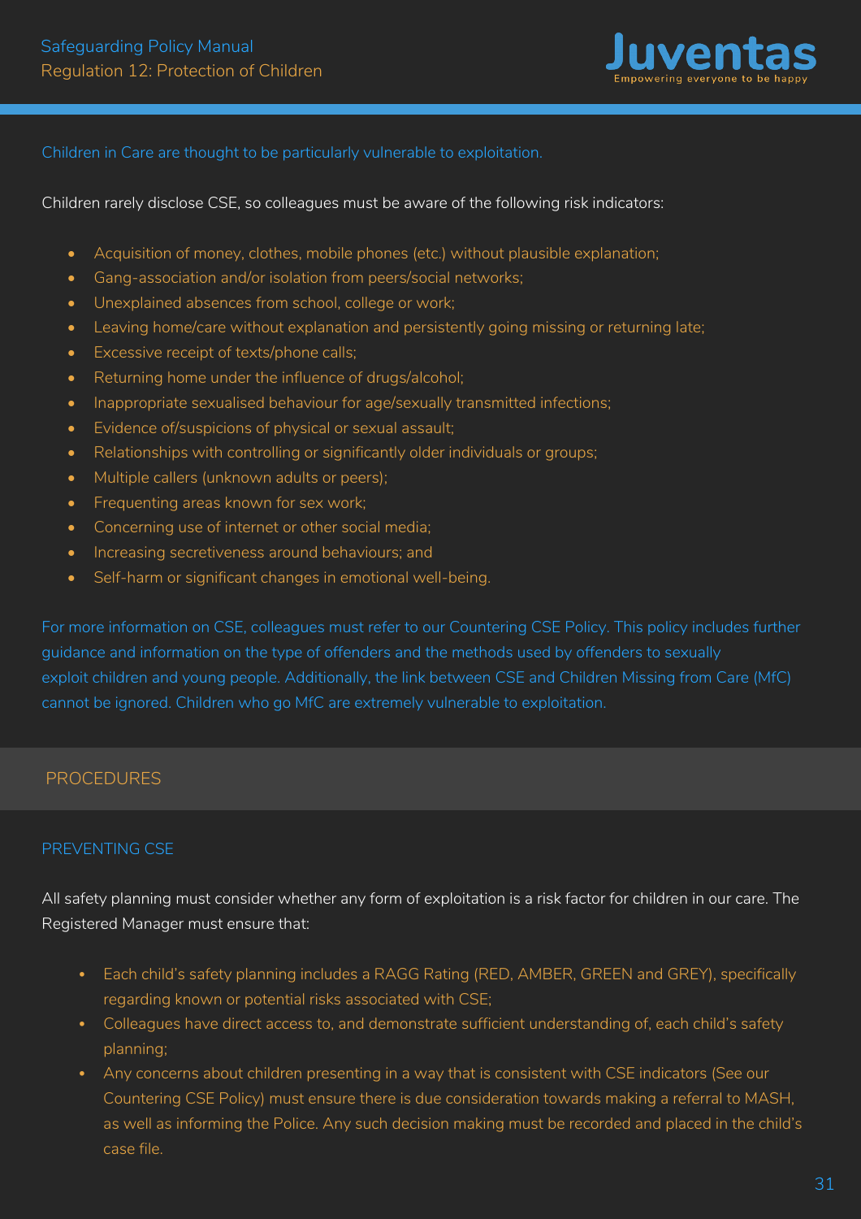Children in Care are thought to be particularly vulnerable to exploitation.

Children rarely disclose CSE, so colleagues must be aware of the following risk indicators:

- Acquisition of money, clothes, mobile phones (etc.) without plausible explanation;
- Gang-association and/or isolation from peers/social networks;
- Unexplained absences from school, college or work;
- Leaving home/care without explanation and persistently going missing or returning late;
- Excessive receipt of texts/phone calls;
- Returning home under the influence of drugs/alcohol;
- Inappropriate sexualised behaviour for age/sexually transmitted infections;
- Evidence of/suspicions of physical or sexual assault;
- Relationships with controlling or significantly older individuals or groups;
- Multiple callers (unknown adults or peers);
- Frequenting areas known for sex work;
- Concerning use of internet or other social media;
- Increasing secretiveness around behaviours; and
- Self-harm or significant changes in emotional well-being.

For more information on CSE, colleagues must refer to our Countering CSE Policy. This policy includes further guidance and information on the type of offenders and the methods used by offenders to sexually exploit children and young people. Additionally, the link between CSE and Children Missing from Care (MfC) cannot be ignored. Children who go MfC are extremely vulnerable to exploitation.

## PROCEDURES

### PREVENTING CSE

All safety planning must consider whether any form of exploitation is a risk factor for children in our care. The Registered Manager must ensure that:

- Each child's safety planning includes a RAGG Rating (RED, AMBER, GREEN and GREY), specifically regarding known or potential risks associated with CSE;
- Colleagues have direct access to, and demonstrate sufficient understanding of, each child's safety planning;
- Any concerns about children presenting in a way that is consistent with CSE indicators (See our Countering CSE Policy) must ensure there is due consideration towards making a referral to MASH, as well as informing the Police. Any such decision making must be recorded and placed in the child's case file.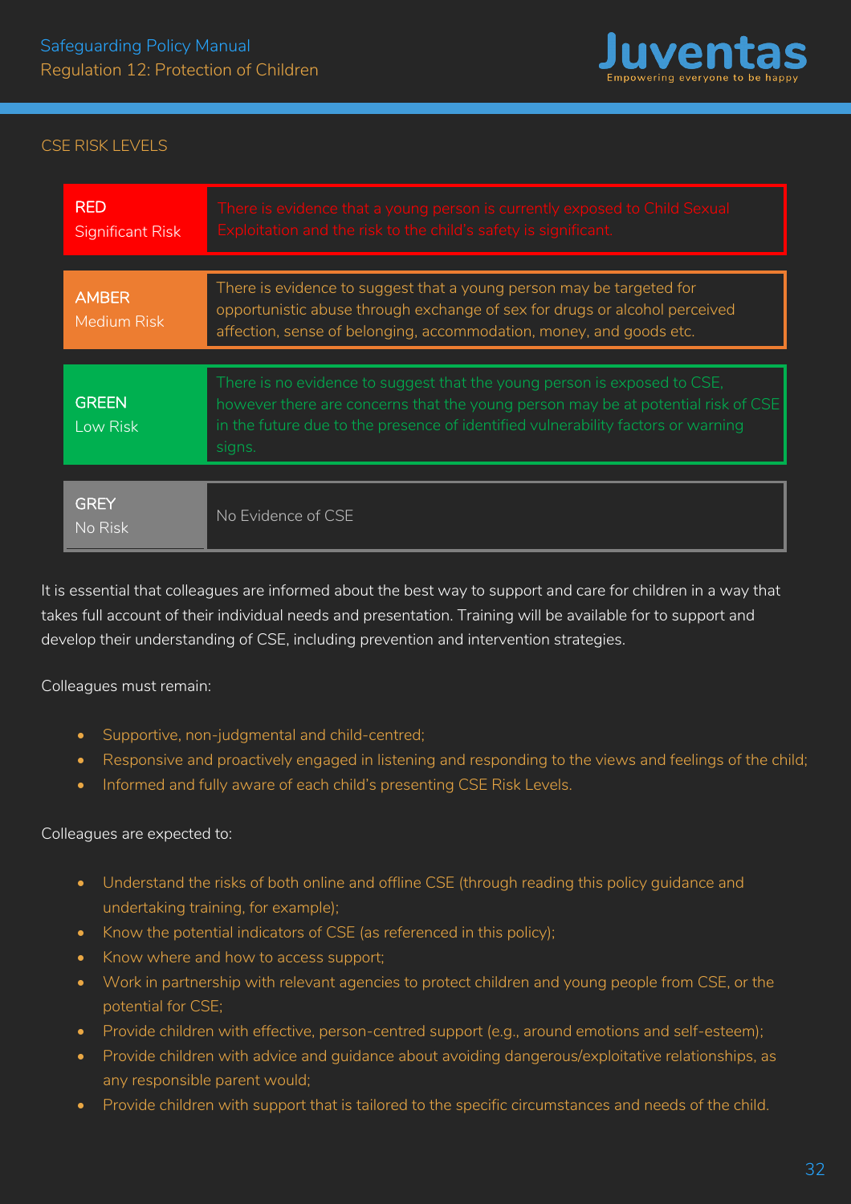## CSE RISK LEVELS

| Risk Level | Description |
| --- | --- |
| **RED** Significant Risk | There is evidence that a young person is currently exposed to Child Sexual Exploitation and the risk to the child's safety is significant. |
| **AMBER** Medium Risk | There is evidence to suggest that a young person may be targeted for opportunistic abuse through exchange of sex for drugs or alcohol perceived affection, sense of belonging, accommodation, money, and goods etc. |
| **GREEN** Low Risk | There is no evidence to suggest that the young person is exposed to CSE, however there are concerns that the young person may be at potential risk of CSE in the future due to the presence of identified vulnerability factors or warning signs. |
| **GREY** No Risk | No Evidence of CSE |

It is essential that colleagues are informed about the best way to support and care for children in a way that takes full account of their individual needs and presentation. Training will be available for to support and develop their understanding of CSE, including prevention and intervention strategies.

Colleagues must remain:

- Supportive, non-judgmental and child-centred;
- Responsive and proactively engaged in listening and responding to the views and feelings of the child;
- Informed and fully aware of each child's presenting CSE Risk Levels.

Colleagues are expected to:

- Understand the risks of both online and offline CSE (through reading this policy guidance and undertaking training, for example);
- Know the potential indicators of CSE (as referenced in this policy);
- Know where and how to access support;
- Work in partnership with relevant agencies to protect children and young people from CSE, or the potential for CSE;
- Provide children with effective, person-centred support (e.g., around emotions and self-esteem);
- Provide children with advice and guidance about avoiding dangerous/exploitative relationships, as any responsible parent would;
- Provide children with support that is tailored to the specific circumstances and needs of the child.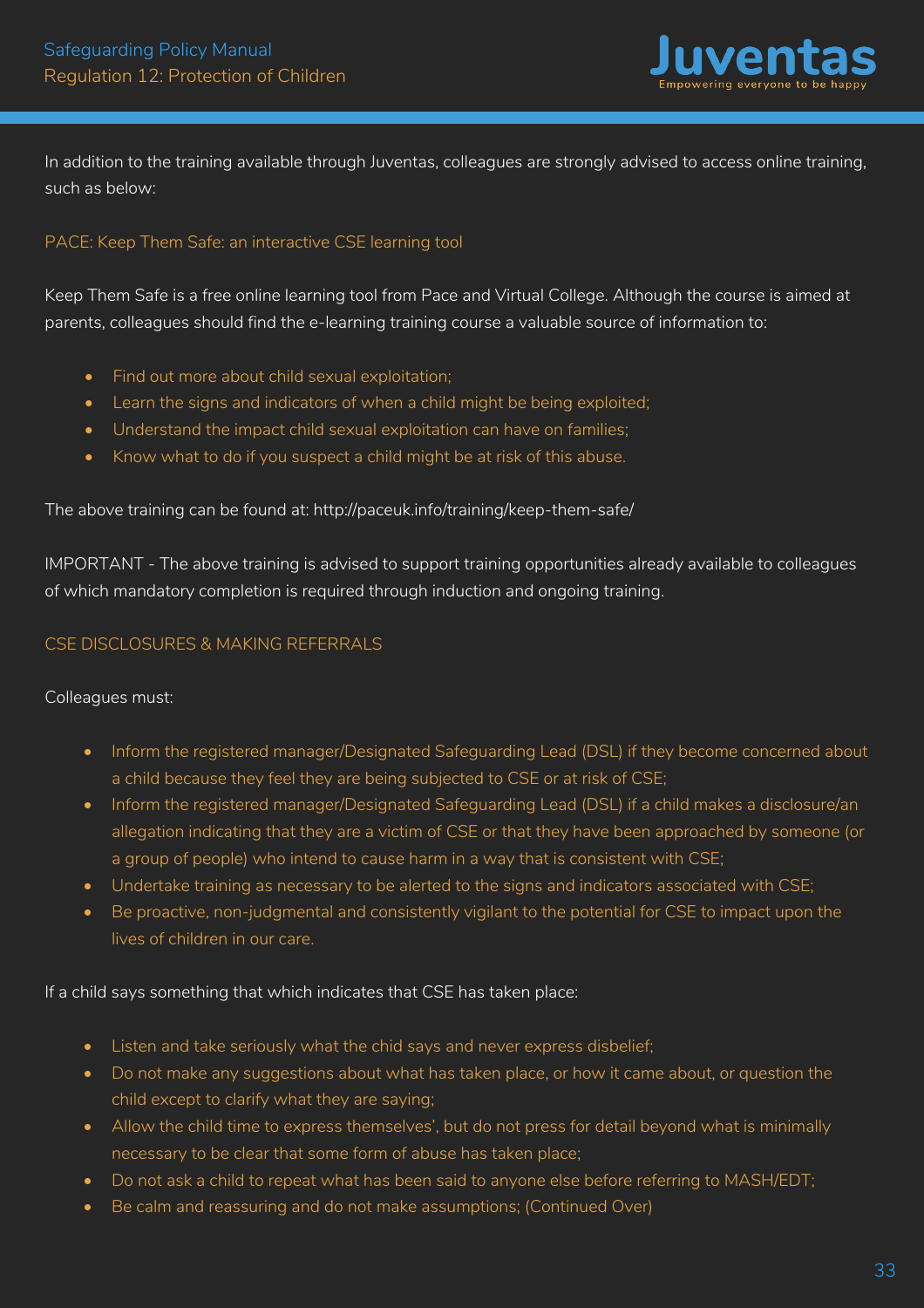In addition to the training available through Juventas, colleagues are strongly advised to access online training, such as below:

### PACE: Keep Them Safe: an interactive CSE learning tool

Keep Them Safe is a free online learning tool from Pace and Virtual College. Although the course is aimed at parents, colleagues should find the e-learning training course a valuable source of information to:

- Find out more about child sexual exploitation;
- Learn the signs and indicators of when a child might be being exploited;
- Understand the impact child sexual exploitation can have on families;
- Know what to do if you suspect a child might be at risk of this abuse.

The above training can be found at: http://paceuk.info/training/keep-them-safe/

IMPORTANT - The above training is advised to support training opportunities already available to colleagues of which mandatory completion is required through induction and ongoing training.

### CSE DISCLOSURES & MAKING REFERRALS

Colleagues must:

- Inform the registered manager/Designated Safeguarding Lead (DSL) if they become concerned about a child because they feel they are being subjected to CSE or at risk of CSE;
- Inform the registered manager/Designated Safeguarding Lead (DSL) if a child makes a disclosure/an allegation indicating that they are a victim of CSE or that they have been approached by someone (or a group of people) who intend to cause harm in a way that is consistent with CSE;
- Undertake training as necessary to be alerted to the signs and indicators associated with CSE;
- Be proactive, non-judgmental and consistently vigilant to the potential for CSE to impact upon the lives of children in our care.

If a child says something that which indicates that CSE has taken place:

- Listen and take seriously what the chid says and never express disbelief;
- Do not make any suggestions about what has taken place, or how it came about, or question the child except to clarify what they are saying;
- Allow the child time to express themselves', but do not press for detail beyond what is minimally necessary to be clear that some form of abuse has taken place;
- Do not ask a child to repeat what has been said to anyone else before referring to MASH/EDT;
- Be calm and reassuring and do not make assumptions; (Continued Over)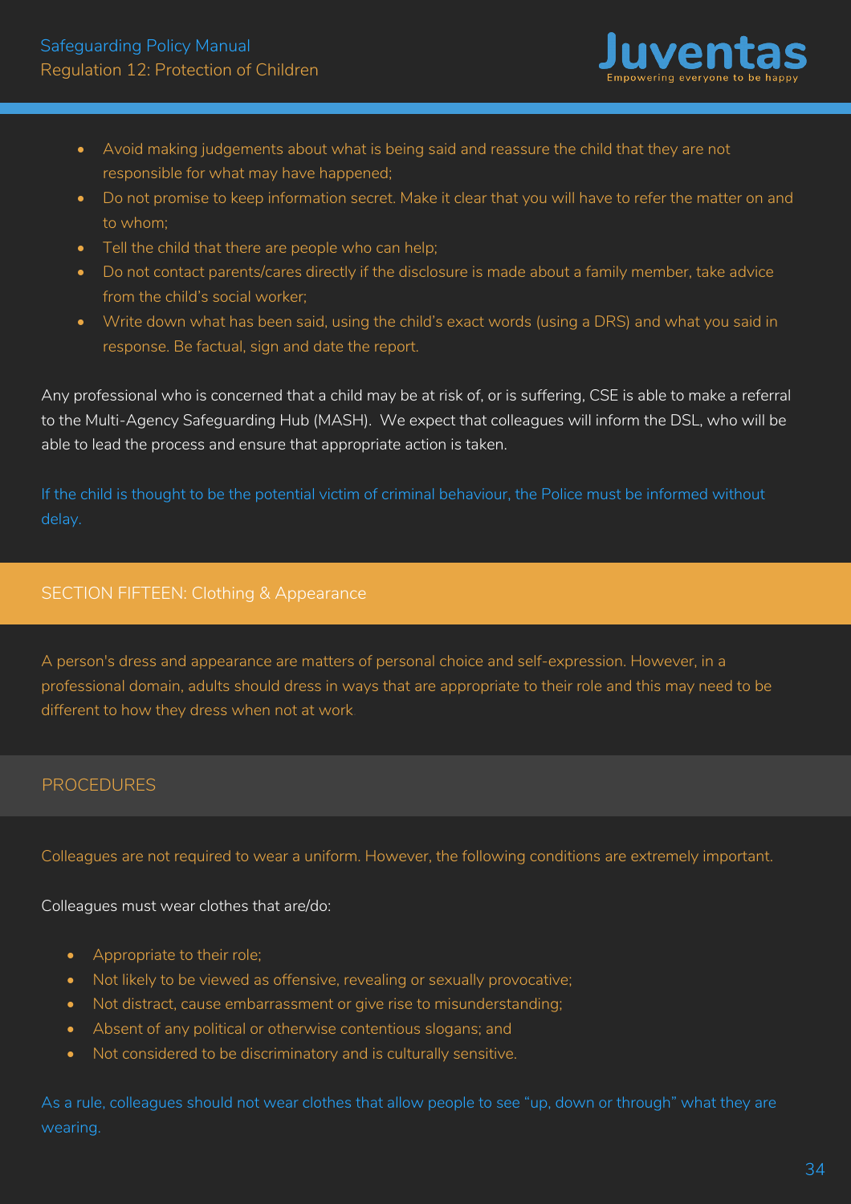- Avoid making judgements about what is being said and reassure the child that they are not responsible for what may have happened;
- Do not promise to keep information secret. Make it clear that you will have to refer the matter on and to whom;
- Tell the child that there are people who can help;
- Do not contact parents/cares directly if the disclosure is made about a family member, take advice from the child's social worker;
- Write down what has been said, using the child's exact words (using a DRS) and what you said in response. Be factual, sign and date the report.

Any professional who is concerned that a child may be at risk of, or is suffering, CSE is able to make a referral to the Multi-Agency Safeguarding Hub (MASH). We expect that colleagues will inform the DSL, who will be able to lead the process and ensure that appropriate action is taken.

If the child is thought to be the potential victim of criminal behaviour, the Police must be informed without delay.

## SECTION FIFTEEN: Clothing & Appearance

A person's dress and appearance are matters of personal choice and self-expression. However, in a professional domain, adults should dress in ways that are appropriate to their role and this may need to be different to how they dress when not at work

### PROCEDURES

Colleagues are not required to wear a uniform. However, the following conditions are extremely important.

Colleagues must wear clothes that are/do:

- Appropriate to their role;
- Not likely to be viewed as offensive, revealing or sexually provocative;
- Not distract, cause embarrassment or give rise to misunderstanding;
- Absent of any political or otherwise contentious slogans; and
- Not considered to be discriminatory and is culturally sensitive.

As a rule, colleagues should not wear clothes that allow people to see "up, down or through" what they are wearing.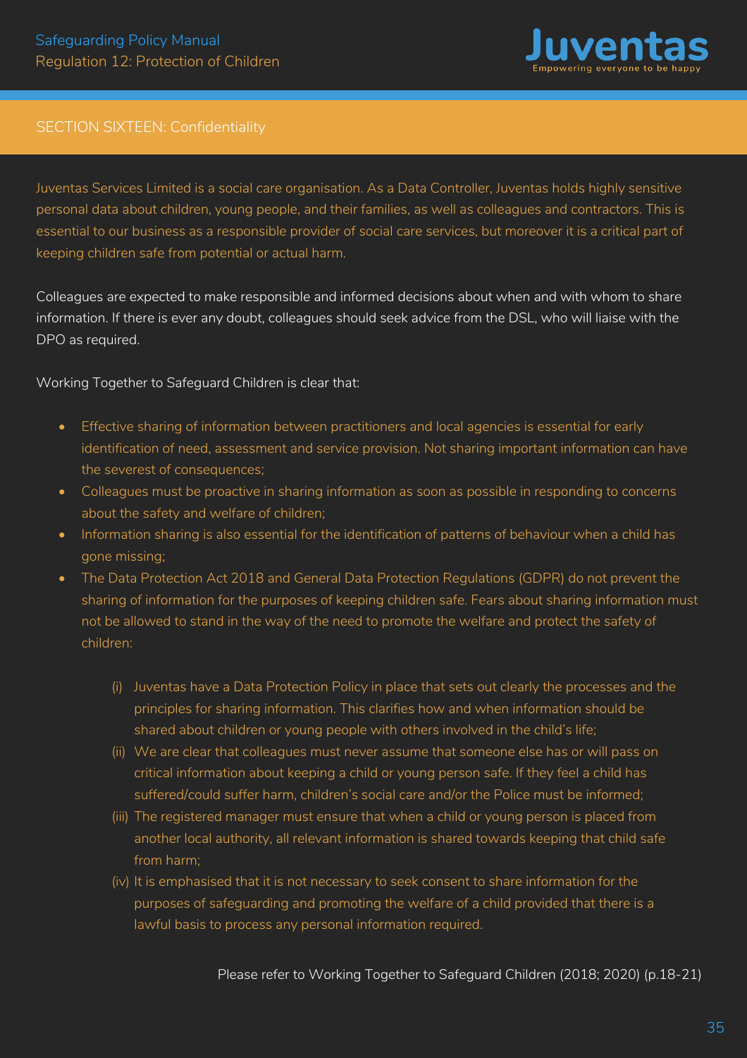## SECTION SIXTEEN: Confidentiality

Juventas Services Limited is a social care organisation. As a Data Controller, Juventas holds highly sensitive personal data about children, young people, and their families, as well as colleagues and contractors. This is essential to our business as a responsible provider of social care services, but moreover it is a critical part of keeping children safe from potential or actual harm.

Colleagues are expected to make responsible and informed decisions about when and with whom to share information. If there is ever any doubt, colleagues should seek advice from the DSL, who will liaise with the DPO as required.

Working Together to Safeguard Children is clear that:

- Effective sharing of information between practitioners and local agencies is essential for early identification of need, assessment and service provision. Not sharing important information can have the severest of consequences;
- Colleagues must be proactive in sharing information as soon as possible in responding to concerns about the safety and welfare of children;
- Information sharing is also essential for the identification of patterns of behaviour when a child has gone missing;
- The Data Protection Act 2018 and General Data Protection Regulations (GDPR) do not prevent the sharing of information for the purposes of keeping children safe. Fears about sharing information must not be allowed to stand in the way of the need to promote the welfare and protect the safety of children:

    (i) Juventas have a Data Protection Policy in place that sets out clearly the processes and the principles for sharing information. This clarifies how and when information should be shared about children or young people with others involved in the child's life;

    (ii) We are clear that colleagues must never assume that someone else has or will pass on critical information about keeping a child or young person safe. If they feel a child has suffered/could suffer harm, children's social care and/or the Police must be informed;

    (iii) The registered manager must ensure that when a child or young person is placed from another local authority, all relevant information is shared towards keeping that child safe from harm;

    (iv) It is emphasised that it is not necessary to seek consent to share information for the purposes of safeguarding and promoting the welfare of a child provided that there is a lawful basis to process any personal information required.

Please refer to Working Together to Safeguard Children (2018; 2020) (p.18-21)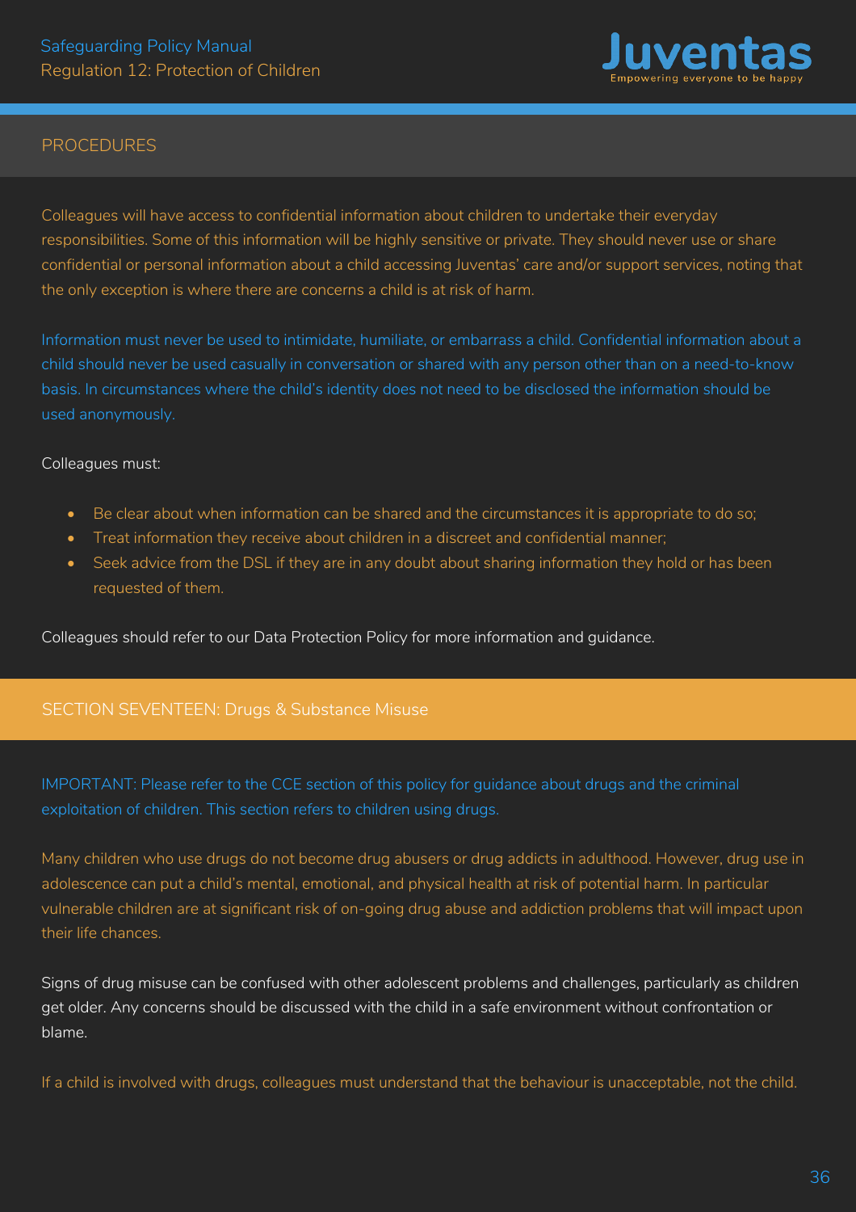## PROCEDURES

Colleagues will have access to confidential information about children to undertake their everyday responsibilities. Some of this information will be highly sensitive or private. They should never use or share confidential or personal information about a child accessing Juventas' care and/or support services, noting that the only exception is where there are concerns a child is at risk of harm.

Information must never be used to intimidate, humiliate, or embarrass a child. Confidential information about a child should never be used casually in conversation or shared with any person other than on a need-to-know basis. In circumstances where the child's identity does not need to be disclosed the information should be used anonymously.

Colleagues must:

- Be clear about when information can be shared and the circumstances it is appropriate to do so;
- Treat information they receive about children in a discreet and confidential manner;
- Seek advice from the DSL if they are in any doubt about sharing information they hold or has been requested of them.

Colleagues should refer to our Data Protection Policy for more information and guidance.

## SECTION SEVENTEEN: Drugs & Substance Misuse

IMPORTANT: Please refer to the CCE section of this policy for guidance about drugs and the criminal exploitation of children. This section refers to children using drugs.

Many children who use drugs do not become drug abusers or drug addicts in adulthood. However, drug use in adolescence can put a child's mental, emotional, and physical health at risk of potential harm. In particular vulnerable children are at significant risk of on-going drug abuse and addiction problems that will impact upon their life chances.

Signs of drug misuse can be confused with other adolescent problems and challenges, particularly as children get older. Any concerns should be discussed with the child in a safe environment without confrontation or blame.

If a child is involved with drugs, colleagues must understand that the behaviour is unacceptable, not the child.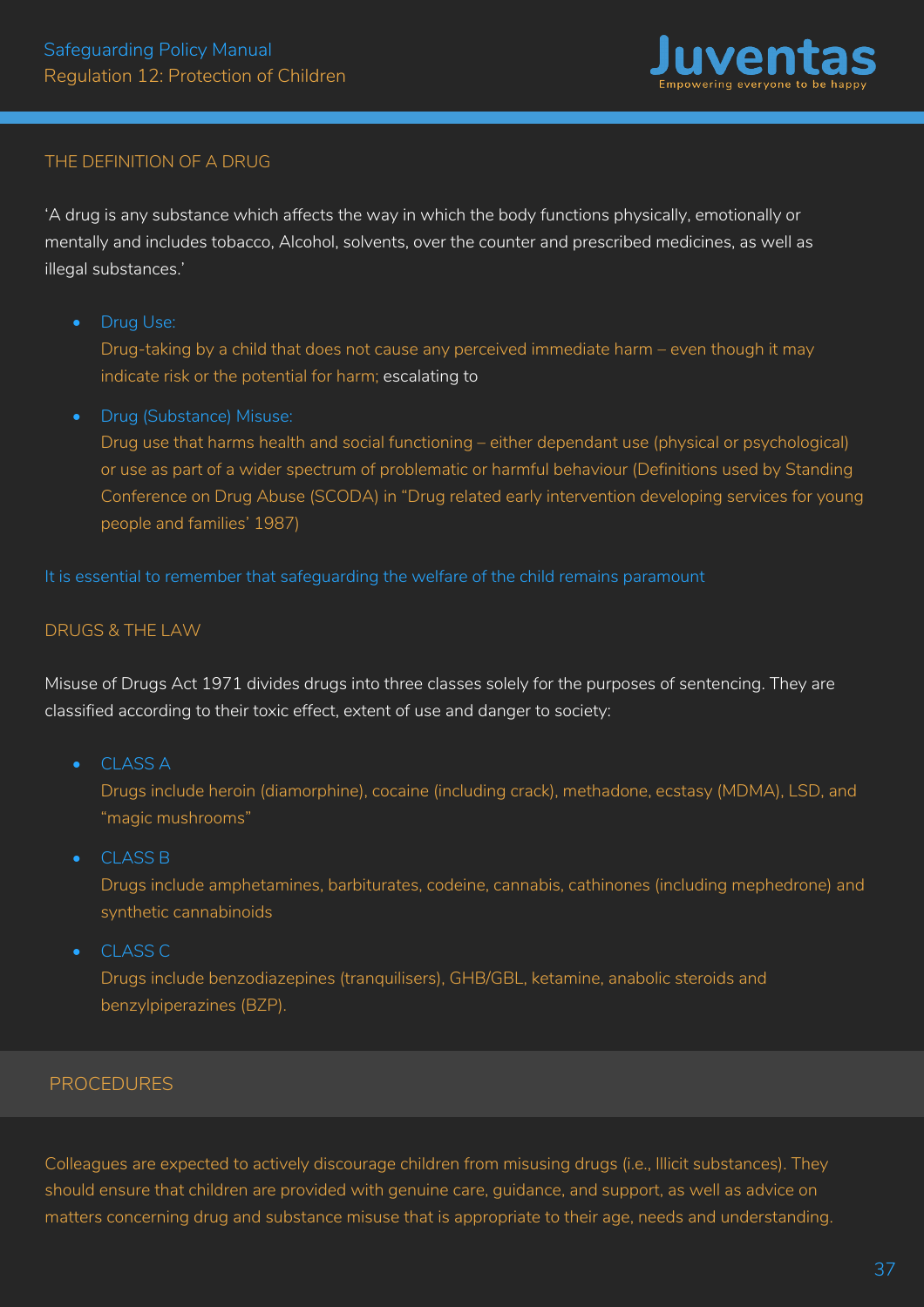## THE DEFINITION OF A DRUG

'A drug is any substance which affects the way in which the body functions physically, emotionally or mentally and includes tobacco, Alcohol, solvents, over the counter and prescribed medicines, as well as illegal substances.'

- Drug Use:
  Drug-taking by a child that does not cause any perceived immediate harm – even though it may indicate risk or the potential for harm; escalating to
- Drug (Substance) Misuse:
  Drug use that harms health and social functioning – either dependant use (physical or psychological) or use as part of a wider spectrum of problematic or harmful behaviour (Definitions used by Standing Conference on Drug Abuse (SCODA) in "Drug related early intervention developing services for young people and families' 1987)

It is essential to remember that safeguarding the welfare of the child remains paramount

## DRUGS & THE LAW

Misuse of Drugs Act 1971 divides drugs into three classes solely for the purposes of sentencing. They are classified according to their toxic effect, extent of use and danger to society:

- CLASS A
  Drugs include heroin (diamorphine), cocaine (including crack), methadone, ecstasy (MDMA), LSD, and "magic mushrooms"
- CLASS B
  Drugs include amphetamines, barbiturates, codeine, cannabis, cathinones (including mephedrone) and synthetic cannabinoids
- CLASS C
  Drugs include benzodiazepines (tranquilisers), GHB/GBL, ketamine, anabolic steroids and benzylpiperazines (BZP).

## PROCEDURES

Colleagues are expected to actively discourage children from misusing drugs (i.e., Illicit substances). They should ensure that children are provided with genuine care, guidance, and support, as well as advice on matters concerning drug and substance misuse that is appropriate to their age, needs and understanding.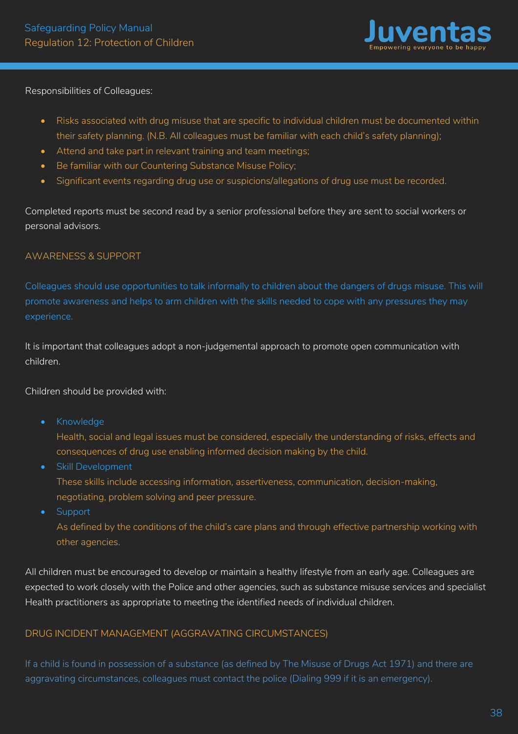Responsibilities of Colleagues:

- Risks associated with drug misuse that are specific to individual children must be documented within their safety planning. (N.B. All colleagues must be familiar with each child's safety planning);
- Attend and take part in relevant training and team meetings;
- Be familiar with our Countering Substance Misuse Policy;
- Significant events regarding drug use or suspicions/allegations of drug use must be recorded.

Completed reports must be second read by a senior professional before they are sent to social workers or personal advisors.

## AWARENESS & SUPPORT

Colleagues should use opportunities to talk informally to children about the dangers of drugs misuse. This will promote awareness and helps to arm children with the skills needed to cope with any pressures they may experience.

It is important that colleagues adopt a non-judgemental approach to promote open communication with children.

Children should be provided with:

- Knowledge
  Health, social and legal issues must be considered, especially the understanding of risks, effects and consequences of drug use enabling informed decision making by the child.
- Skill Development
  These skills include accessing information, assertiveness, communication, decision-making, negotiating, problem solving and peer pressure.
- Support
  As defined by the conditions of the child's care plans and through effective partnership working with other agencies.

All children must be encouraged to develop or maintain a healthy lifestyle from an early age. Colleagues are expected to work closely with the Police and other agencies, such as substance misuse services and specialist Health practitioners as appropriate to meeting the identified needs of individual children.

## DRUG INCIDENT MANAGEMENT (AGGRAVATING CIRCUMSTANCES)

If a child is found in possession of a substance (as defined by The Misuse of Drugs Act 1971) and there are aggravating circumstances, colleagues must contact the police (Dialing 999 if it is an emergency).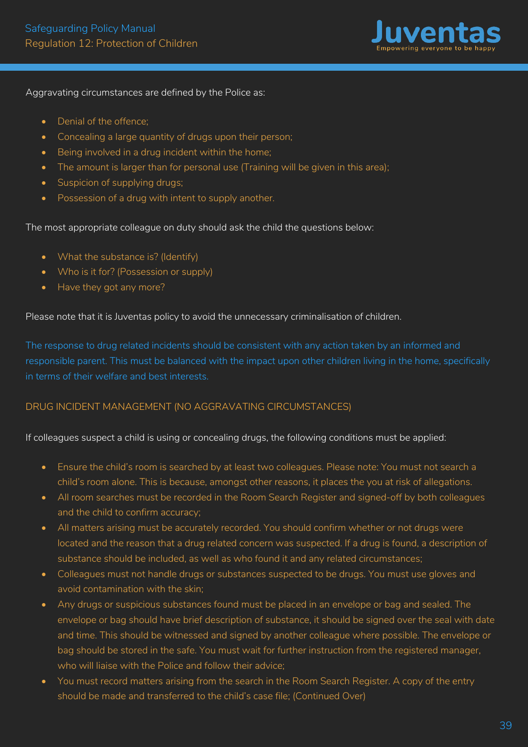Aggravating circumstances are defined by the Police as:

- Denial of the offence;
- Concealing a large quantity of drugs upon their person;
- Being involved in a drug incident within the home;
- The amount is larger than for personal use (Training will be given in this area);
- Suspicion of supplying drugs;
- Possession of a drug with intent to supply another.

The most appropriate colleague on duty should ask the child the questions below:

- What the substance is? (Identify)
- Who is it for? (Possession or supply)
- Have they got any more?

Please note that it is Juventas policy to avoid the unnecessary criminalisation of children.

The response to drug related incidents should be consistent with any action taken by an informed and responsible parent. This must be balanced with the impact upon other children living in the home, specifically in terms of their welfare and best interests.

## DRUG INCIDENT MANAGEMENT (NO AGGRAVATING CIRCUMSTANCES)

If colleagues suspect a child is using or concealing drugs, the following conditions must be applied:

- Ensure the child's room is searched by at least two colleagues. Please note: You must not search a child's room alone. This is because, amongst other reasons, it places the you at risk of allegations.
- All room searches must be recorded in the Room Search Register and signed-off by both colleagues and the child to confirm accuracy;
- All matters arising must be accurately recorded. You should confirm whether or not drugs were located and the reason that a drug related concern was suspected. If a drug is found, a description of substance should be included, as well as who found it and any related circumstances;
- Colleagues must not handle drugs or substances suspected to be drugs. You must use gloves and avoid contamination with the skin;
- Any drugs or suspicious substances found must be placed in an envelope or bag and sealed. The envelope or bag should have brief description of substance, it should be signed over the seal with date and time. This should be witnessed and signed by another colleague where possible. The envelope or bag should be stored in the safe. You must wait for further instruction from the registered manager, who will liaise with the Police and follow their advice;
- You must record matters arising from the search in the Room Search Register. A copy of the entry should be made and transferred to the child's case file; (Continued Over)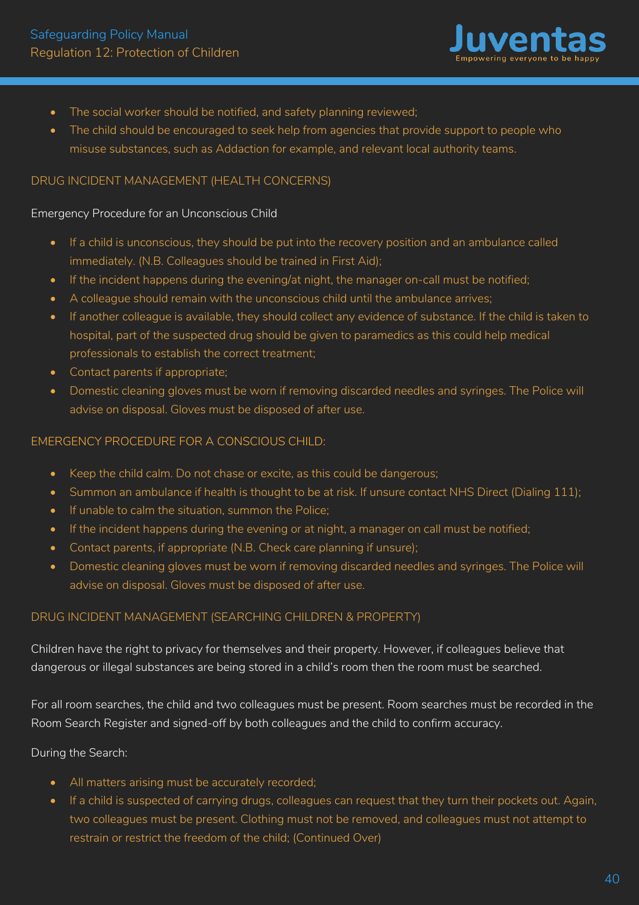- The social worker should be notified, and safety planning reviewed;
- The child should be encouraged to seek help from agencies that provide support to people who misuse substances, such as Addaction for example, and relevant local authority teams.

## DRUG INCIDENT MANAGEMENT (HEALTH CONCERNS)

### Emergency Procedure for an Unconscious Child

- If a child is unconscious, they should be put into the recovery position and an ambulance called immediately. (N.B. Colleagues should be trained in First Aid);
- If the incident happens during the evening/at night, the manager on-call must be notified;
- A colleague should remain with the unconscious child until the ambulance arrives;
- If another colleague is available, they should collect any evidence of substance. If the child is taken to hospital, part of the suspected drug should be given to paramedics as this could help medical professionals to establish the correct treatment;
- Contact parents if appropriate;
- Domestic cleaning gloves must be worn if removing discarded needles and syringes. The Police will advise on disposal. Gloves must be disposed of after use.

### EMERGENCY PROCEDURE FOR A CONSCIOUS CHILD:

- Keep the child calm. Do not chase or excite, as this could be dangerous;
- Summon an ambulance if health is thought to be at risk. If unsure contact NHS Direct (Dialing 111);
- If unable to calm the situation, summon the Police;
- If the incident happens during the evening or at night, a manager on call must be notified;
- Contact parents, if appropriate (N.B. Check care planning if unsure);
- Domestic cleaning gloves must be worn if removing discarded needles and syringes. The Police will advise on disposal. Gloves must be disposed of after use.

## DRUG INCIDENT MANAGEMENT (SEARCHING CHILDREN & PROPERTY)

Children have the right to privacy for themselves and their property. However, if colleagues believe that dangerous or illegal substances are being stored in a child's room then the room must be searched.

For all room searches, the child and two colleagues must be present. Room searches must be recorded in the Room Search Register and signed-off by both colleagues and the child to confirm accuracy.

During the Search:

- All matters arising must be accurately recorded;
- If a child is suspected of carrying drugs, colleagues can request that they turn their pockets out. Again, two colleagues must be present. Clothing must not be removed, and colleagues must not attempt to restrain or restrict the freedom of the child; (Continued Over)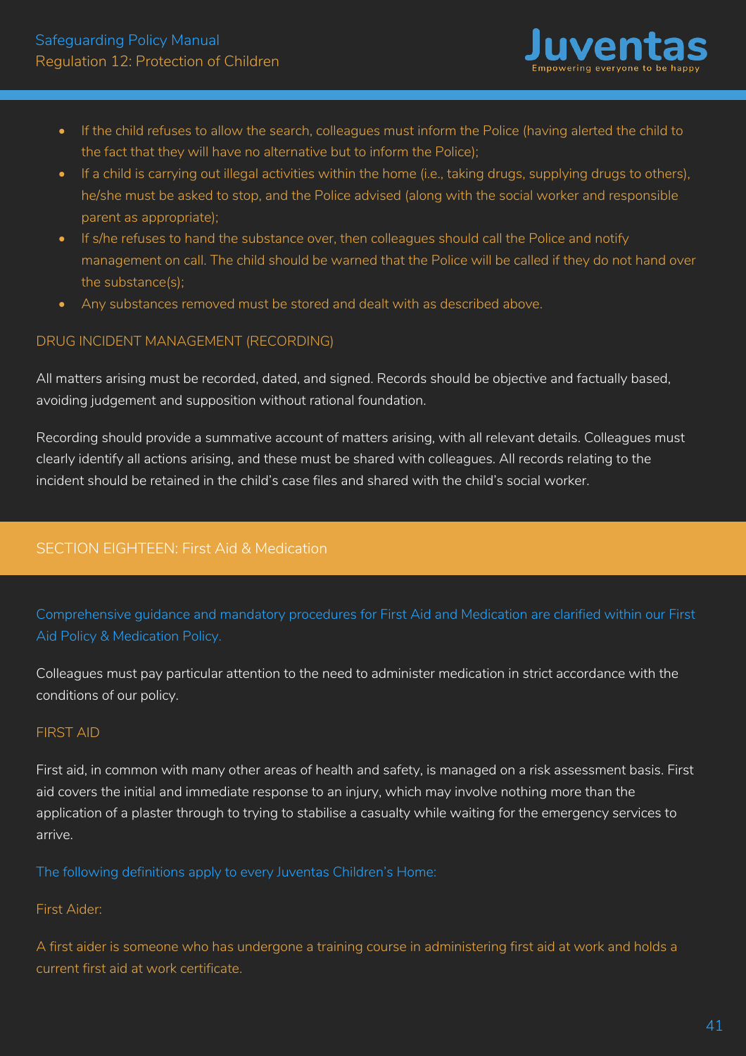- If the child refuses to allow the search, colleagues must inform the Police (having alerted the child to the fact that they will have no alternative but to inform the Police);
- If a child is carrying out illegal activities within the home (i.e., taking drugs, supplying drugs to others), he/she must be asked to stop, and the Police advised (along with the social worker and responsible parent as appropriate);
- If s/he refuses to hand the substance over, then colleagues should call the Police and notify management on call. The child should be warned that the Police will be called if they do not hand over the substance(s);
- Any substances removed must be stored and dealt with as described above.

### DRUG INCIDENT MANAGEMENT (RECORDING)

All matters arising must be recorded, dated, and signed. Records should be objective and factually based, avoiding judgement and supposition without rational foundation.

Recording should provide a summative account of matters arising, with all relevant details. Colleagues must clearly identify all actions arising, and these must be shared with colleagues. All records relating to the incident should be retained in the child's case files and shared with the child's social worker.

## SECTION EIGHTEEN: First Aid & Medication

Comprehensive guidance and mandatory procedures for First Aid and Medication are clarified within our First Aid Policy & Medication Policy.

Colleagues must pay particular attention to the need to administer medication in strict accordance with the conditions of our policy.

### FIRST AID

First aid, in common with many other areas of health and safety, is managed on a risk assessment basis. First aid covers the initial and immediate response to an injury, which may involve nothing more than the application of a plaster through to trying to stabilise a casualty while waiting for the emergency services to arrive.

The following definitions apply to every Juventas Children's Home:

First Aider:

A first aider is someone who has undergone a training course in administering first aid at work and holds a current first aid at work certificate.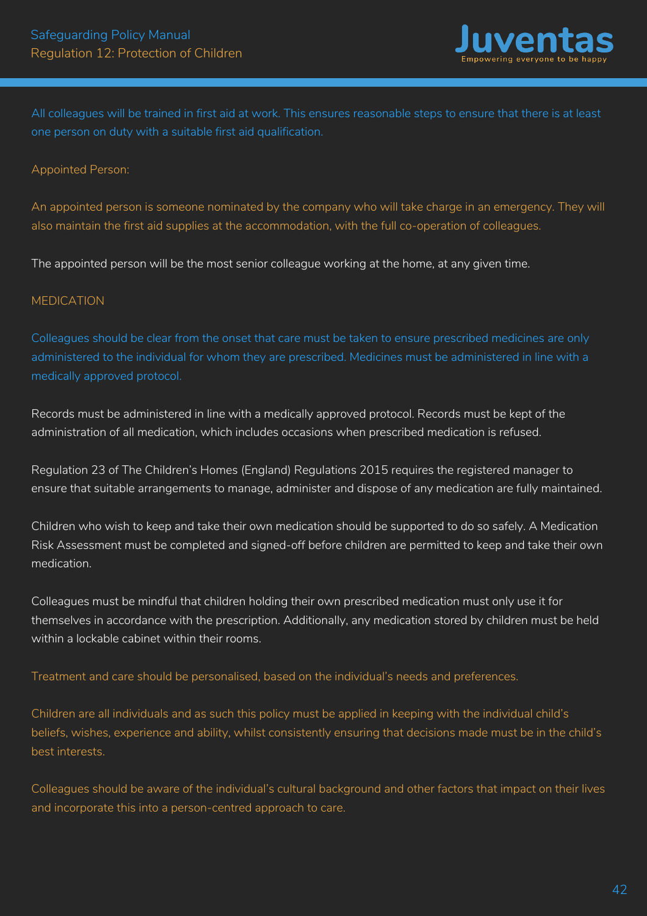All colleagues will be trained in first aid at work. This ensures reasonable steps to ensure that there is at least one person on duty with a suitable first aid qualification.

### Appointed Person:

An appointed person is someone nominated by the company who will take charge in an emergency. They will also maintain the first aid supplies at the accommodation, with the full co-operation of colleagues.

The appointed person will be the most senior colleague working at the home, at any given time.

## MEDICATION

Colleagues should be clear from the onset that care must be taken to ensure prescribed medicines are only administered to the individual for whom they are prescribed. Medicines must be administered in line with a medically approved protocol.

Records must be administered in line with a medically approved protocol. Records must be kept of the administration of all medication, which includes occasions when prescribed medication is refused.

Regulation 23 of The Children's Homes (England) Regulations 2015 requires the registered manager to ensure that suitable arrangements to manage, administer and dispose of any medication are fully maintained.

Children who wish to keep and take their own medication should be supported to do so safely. A Medication Risk Assessment must be completed and signed-off before children are permitted to keep and take their own medication.

Colleagues must be mindful that children holding their own prescribed medication must only use it for themselves in accordance with the prescription. Additionally, any medication stored by children must be held within a lockable cabinet within their rooms.

Treatment and care should be personalised, based on the individual's needs and preferences.

Children are all individuals and as such this policy must be applied in keeping with the individual child's beliefs, wishes, experience and ability, whilst consistently ensuring that decisions made must be in the child's best interests.

Colleagues should be aware of the individual's cultural background and other factors that impact on their lives and incorporate this into a person-centred approach to care.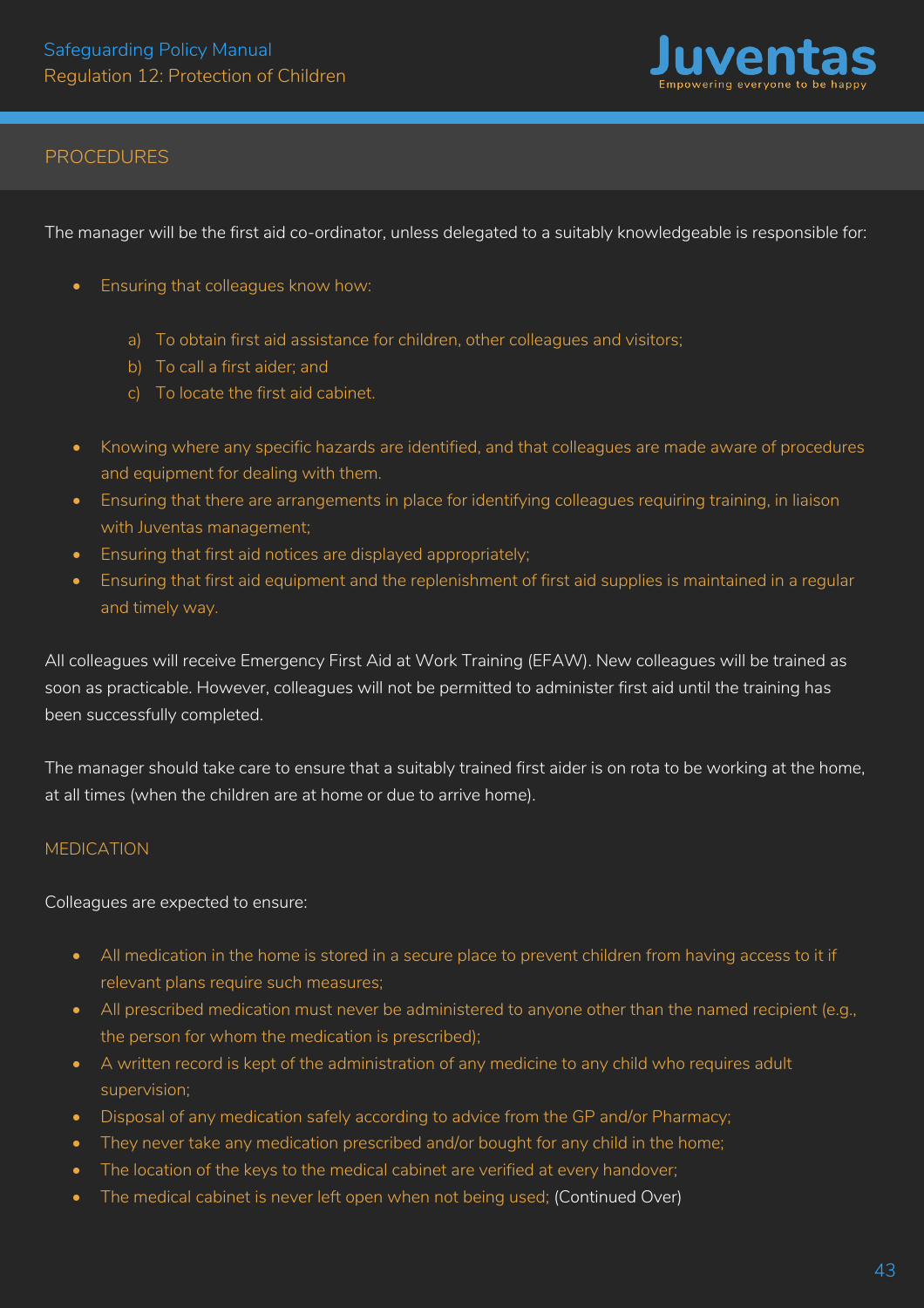## PROCEDURES

The manager will be the first aid co-ordinator, unless delegated to a suitably knowledgeable is responsible for:

- Ensuring that colleagues know how:
  a) To obtain first aid assistance for children, other colleagues and visitors;
  b) To call a first aider; and
  c) To locate the first aid cabinet.
- Knowing where any specific hazards are identified, and that colleagues are made aware of procedures and equipment for dealing with them.
- Ensuring that there are arrangements in place for identifying colleagues requiring training, in liaison with Juventas management;
- Ensuring that first aid notices are displayed appropriately;
- Ensuring that first aid equipment and the replenishment of first aid supplies is maintained in a regular and timely way.

All colleagues will receive Emergency First Aid at Work Training (EFAW). New colleagues will be trained as soon as practicable. However, colleagues will not be permitted to administer first aid until the training has been successfully completed.

The manager should take care to ensure that a suitably trained first aider is on rota to be working at the home, at all times (when the children are at home or due to arrive home).

## MEDICATION

Colleagues are expected to ensure:

- All medication in the home is stored in a secure place to prevent children from having access to it if relevant plans require such measures;
- All prescribed medication must never be administered to anyone other than the named recipient (e.g., the person for whom the medication is prescribed);
- A written record is kept of the administration of any medicine to any child who requires adult supervision;
- Disposal of any medication safely according to advice from the GP and/or Pharmacy;
- They never take any medication prescribed and/or bought for any child in the home;
- The location of the keys to the medical cabinet are verified at every handover;
- The medical cabinet is never left open when not being used; (Continued Over)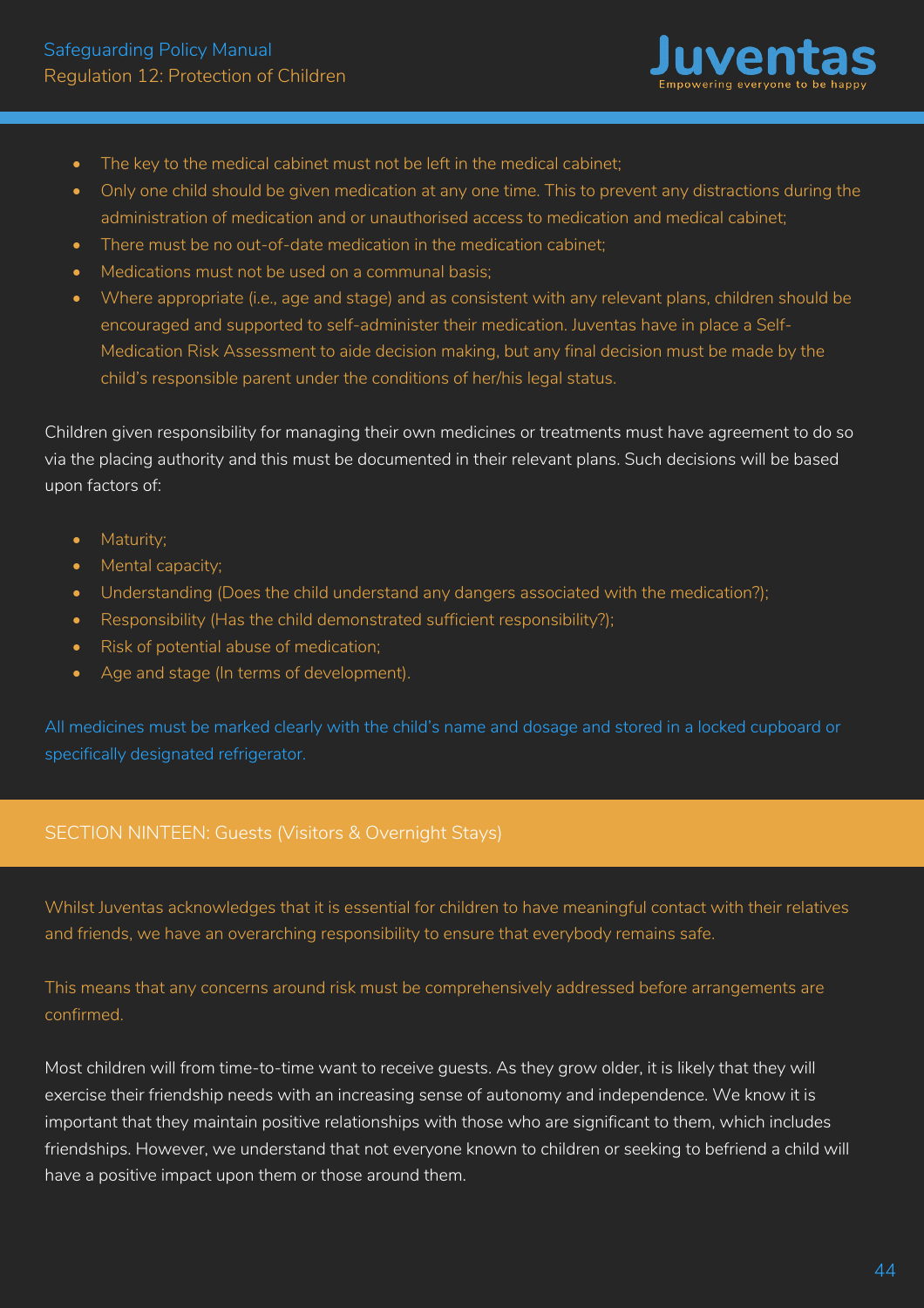- The key to the medical cabinet must not be left in the medical cabinet;
- Only one child should be given medication at any one time. This to prevent any distractions during the administration of medication and or unauthorised access to medication and medical cabinet;
- There must be no out-of-date medication in the medication cabinet;
- Medications must not be used on a communal basis;
- Where appropriate (i.e., age and stage) and as consistent with any relevant plans, children should be encouraged and supported to self-administer their medication. Juventas have in place a Self-Medication Risk Assessment to aide decision making, but any final decision must be made by the child's responsible parent under the conditions of her/his legal status.

Children given responsibility for managing their own medicines or treatments must have agreement to do so via the placing authority and this must be documented in their relevant plans. Such decisions will be based upon factors of:

- Maturity;
- Mental capacity;
- Understanding (Does the child understand any dangers associated with the medication?);
- Responsibility (Has the child demonstrated sufficient responsibility?);
- Risk of potential abuse of medication;
- Age and stage (In terms of development).

All medicines must be marked clearly with the child's name and dosage and stored in a locked cupboard or specifically designated refrigerator.

## SECTION NINTEEN: Guests (Visitors & Overnight Stays)

Whilst Juventas acknowledges that it is essential for children to have meaningful contact with their relatives and friends, we have an overarching responsibility to ensure that everybody remains safe.

This means that any concerns around risk must be comprehensively addressed before arrangements are confirmed.

Most children will from time-to-time want to receive guests. As they grow older, it is likely that they will exercise their friendship needs with an increasing sense of autonomy and independence. We know it is important that they maintain positive relationships with those who are significant to them, which includes friendships. However, we understand that not everyone known to children or seeking to befriend a child will have a positive impact upon them or those around them.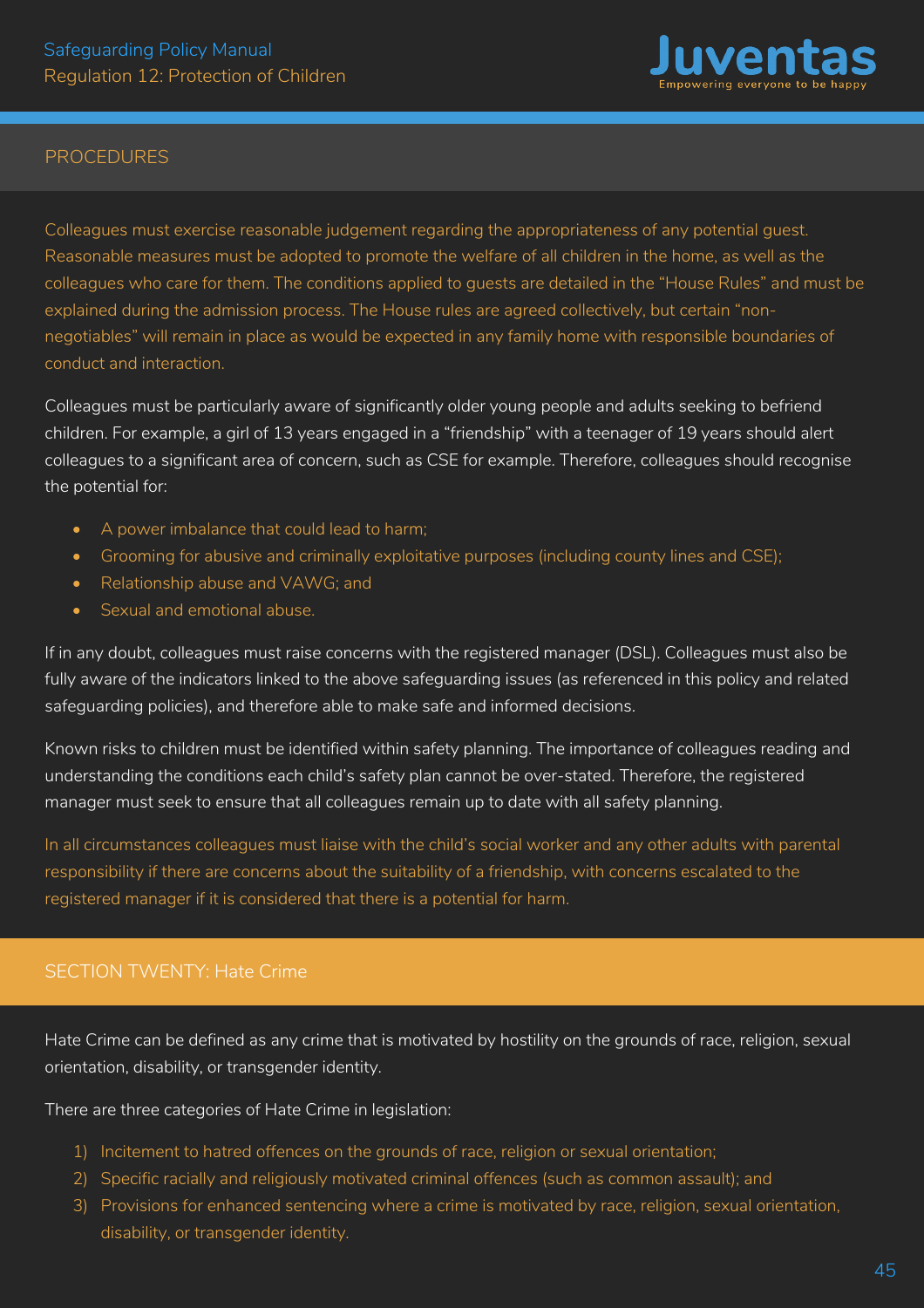## PROCEDURES

Colleagues must exercise reasonable judgement regarding the appropriateness of any potential guest. Reasonable measures must be adopted to promote the welfare of all children in the home, as well as the colleagues who care for them. The conditions applied to guests are detailed in the "House Rules" and must be explained during the admission process. The House rules are agreed collectively, but certain "non-negotiables" will remain in place as would be expected in any family home with responsible boundaries of conduct and interaction.

Colleagues must be particularly aware of significantly older young people and adults seeking to befriend children. For example, a girl of 13 years engaged in a "friendship" with a teenager of 19 years should alert colleagues to a significant area of concern, such as CSE for example. Therefore, colleagues should recognise the potential for:

- A power imbalance that could lead to harm;
- Grooming for abusive and criminally exploitative purposes (including county lines and CSE);
- Relationship abuse and VAWG; and
- Sexual and emotional abuse.

If in any doubt, colleagues must raise concerns with the registered manager (DSL). Colleagues must also be fully aware of the indicators linked to the above safeguarding issues (as referenced in this policy and related safeguarding policies), and therefore able to make safe and informed decisions.

Known risks to children must be identified within safety planning. The importance of colleagues reading and understanding the conditions each child's safety plan cannot be over-stated. Therefore, the registered manager must seek to ensure that all colleagues remain up to date with all safety planning.

In all circumstances colleagues must liaise with the child's social worker and any other adults with parental responsibility if there are concerns about the suitability of a friendship, with concerns escalated to the registered manager if it is considered that there is a potential for harm.

## SECTION TWENTY: Hate Crime

Hate Crime can be defined as any crime that is motivated by hostility on the grounds of race, religion, sexual orientation, disability, or transgender identity.

There are three categories of Hate Crime in legislation:

1) Incitement to hatred offences on the grounds of race, religion or sexual orientation;
2) Specific racially and religiously motivated criminal offences (such as common assault); and
3) Provisions for enhanced sentencing where a crime is motivated by race, religion, sexual orientation, disability, or transgender identity.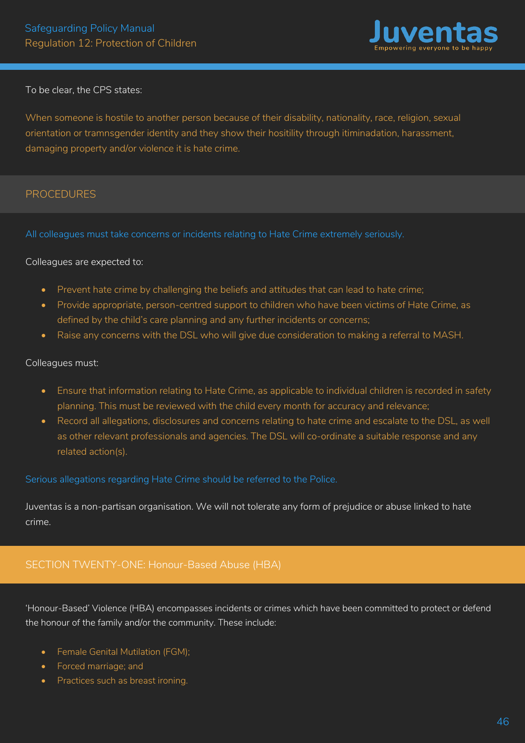To be clear, the CPS states:

When someone is hostile to another person because of their disability, nationality, race, religion, sexual orientation or tramnsgender identity and they show their hositility through itiminadation, harassment, damaging property and/or violence it is hate crime.

## PROCEDURES

All colleagues must take concerns or incidents relating to Hate Crime extremely seriously.

Colleagues are expected to:

- Prevent hate crime by challenging the beliefs and attitudes that can lead to hate crime;
- Provide appropriate, person-centred support to children who have been victims of Hate Crime, as defined by the child's care planning and any further incidents or concerns;
- Raise any concerns with the DSL who will give due consideration to making a referral to MASH.

Colleagues must:

- Ensure that information relating to Hate Crime, as applicable to individual children is recorded in safety planning. This must be reviewed with the child every month for accuracy and relevance;
- Record all allegations, disclosures and concerns relating to hate crime and escalate to the DSL, as well as other relevant professionals and agencies. The DSL will co-ordinate a suitable response and any related action(s).

Serious allegations regarding Hate Crime should be referred to the Police.

Juventas is a non-partisan organisation. We will not tolerate any form of prejudice or abuse linked to hate crime.

## SECTION TWENTY-ONE: Honour-Based Abuse (HBA)

'Honour-Based' Violence (HBA) encompasses incidents or crimes which have been committed to protect or defend the honour of the family and/or the community. These include:

- Female Genital Mutilation (FGM);
- Forced marriage; and
- Practices such as breast ironing.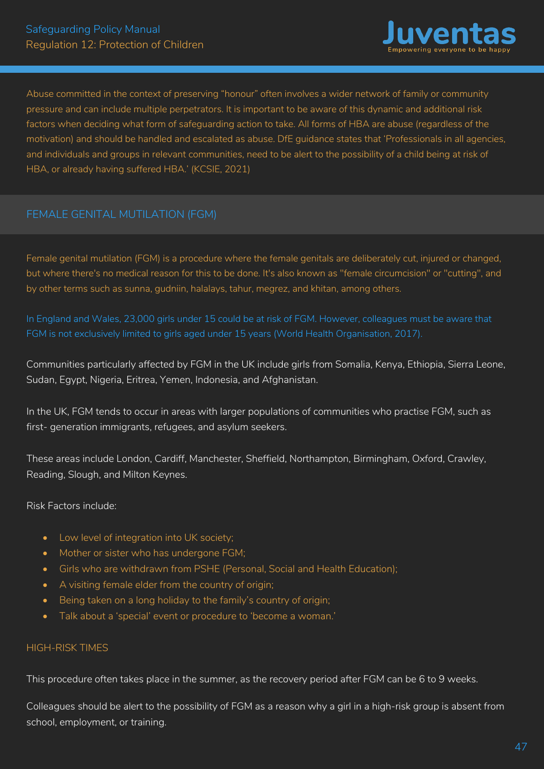Abuse committed in the context of preserving "honour" often involves a wider network of family or community pressure and can include multiple perpetrators. It is important to be aware of this dynamic and additional risk factors when deciding what form of safeguarding action to take. All forms of HBA are abuse (regardless of the motivation) and should be handled and escalated as abuse. DfE guidance states that 'Professionals in all agencies, and individuals and groups in relevant communities, need to be alert to the possibility of a child being at risk of HBA, or already having suffered HBA.' (KCSIE, 2021)

## FEMALE GENITAL MUTILATION (FGM)

Female genital mutilation (FGM) is a procedure where the female genitals are deliberately cut, injured or changed, but where there's no medical reason for this to be done. It's also known as "female circumcision" or "cutting", and by other terms such as sunna, gudniin, halalays, tahur, megrez, and khitan, among others.

In England and Wales, 23,000 girls under 15 could be at risk of FGM. However, colleagues must be aware that FGM is not exclusively limited to girls aged under 15 years (World Health Organisation, 2017).

Communities particularly affected by FGM in the UK include girls from Somalia, Kenya, Ethiopia, Sierra Leone, Sudan, Egypt, Nigeria, Eritrea, Yemen, Indonesia, and Afghanistan.

In the UK, FGM tends to occur in areas with larger populations of communities who practise FGM, such as first- generation immigrants, refugees, and asylum seekers.

These areas include London, Cardiff, Manchester, Sheffield, Northampton, Birmingham, Oxford, Crawley, Reading, Slough, and Milton Keynes.

Risk Factors include:

- Low level of integration into UK society;
- Mother or sister who has undergone FGM;
- Girls who are withdrawn from PSHE (Personal, Social and Health Education);
- A visiting female elder from the country of origin;
- Being taken on a long holiday to the family's country of origin;
- Talk about a 'special' event or procedure to 'become a woman.'

### HIGH-RISK TIMES

This procedure often takes place in the summer, as the recovery period after FGM can be 6 to 9 weeks.

Colleagues should be alert to the possibility of FGM as a reason why a girl in a high-risk group is absent from school, employment, or training.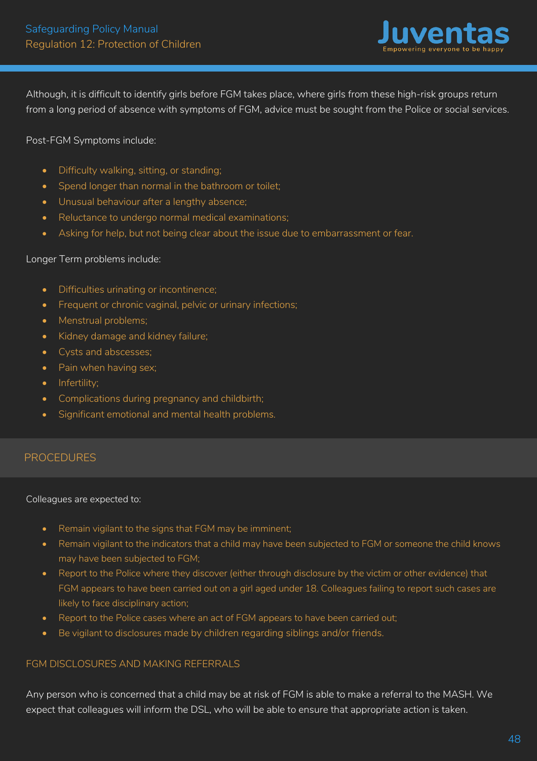Although, it is difficult to identify girls before FGM takes place, where girls from these high-risk groups return from a long period of absence with symptoms of FGM, advice must be sought from the Police or social services.

Post-FGM Symptoms include:

- Difficulty walking, sitting, or standing;
- Spend longer than normal in the bathroom or toilet;
- Unusual behaviour after a lengthy absence;
- Reluctance to undergo normal medical examinations;
- Asking for help, but not being clear about the issue due to embarrassment or fear.

Longer Term problems include:

- Difficulties urinating or incontinence;
- Frequent or chronic vaginal, pelvic or urinary infections;
- Menstrual problems;
- Kidney damage and kidney failure;
- Cysts and abscesses;
- Pain when having sex;
- Infertility;
- Complications during pregnancy and childbirth;
- Significant emotional and mental health problems.

## PROCEDURES

Colleagues are expected to:

- Remain vigilant to the signs that FGM may be imminent;
- Remain vigilant to the indicators that a child may have been subjected to FGM or someone the child knows may have been subjected to FGM;
- Report to the Police where they discover (either through disclosure by the victim or other evidence) that FGM appears to have been carried out on a girl aged under 18. Colleagues failing to report such cases are likely to face disciplinary action;
- Report to the Police cases where an act of FGM appears to have been carried out;
- Be vigilant to disclosures made by children regarding siblings and/or friends.

### FGM DISCLOSURES AND MAKING REFERRALS

Any person who is concerned that a child may be at risk of FGM is able to make a referral to the MASH. We expect that colleagues will inform the DSL, who will be able to ensure that appropriate action is taken.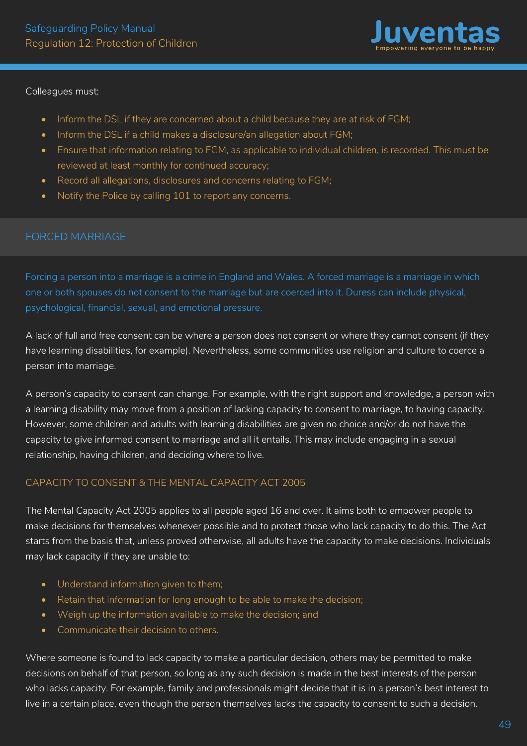Colleagues must:

- Inform the DSL if they are concerned about a child because they are at risk of FGM;
- Inform the DSL if a child makes a disclosure/an allegation about FGM;
- Ensure that information relating to FGM, as applicable to individual children, is recorded. This must be reviewed at least monthly for continued accuracy;
- Record all allegations, disclosures and concerns relating to FGM;
- Notify the Police by calling 101 to report any concerns.

## FORCED MARRIAGE

Forcing a person into a marriage is a crime in England and Wales. A forced marriage is a marriage in which one or both spouses do not consent to the marriage but are coerced into it. Duress can include physical, psychological, financial, sexual, and emotional pressure.

A lack of full and free consent can be where a person does not consent or where they cannot consent (if they have learning disabilities, for example). Nevertheless, some communities use religion and culture to coerce a person into marriage.

A person's capacity to consent can change. For example, with the right support and knowledge, a person with a learning disability may move from a position of lacking capacity to consent to marriage, to having capacity. However, some children and adults with learning disabilities are given no choice and/or do not have the capacity to give informed consent to marriage and all it entails. This may include engaging in a sexual relationship, having children, and deciding where to live.

### CAPACITY TO CONSENT & THE MENTAL CAPACITY ACT 2005

The Mental Capacity Act 2005 applies to all people aged 16 and over. It aims both to empower people to make decisions for themselves whenever possible and to protect those who lack capacity to do this. The Act starts from the basis that, unless proved otherwise, all adults have the capacity to make decisions. Individuals may lack capacity if they are unable to:

- Understand information given to them;
- Retain that information for long enough to be able to make the decision;
- Weigh up the information available to make the decision; and
- Communicate their decision to others.

Where someone is found to lack capacity to make a particular decision, others may be permitted to make decisions on behalf of that person, so long as any such decision is made in the best interests of the person who lacks capacity. For example, family and professionals might decide that it is in a person's best interest to live in a certain place, even though the person themselves lacks the capacity to consent to such a decision.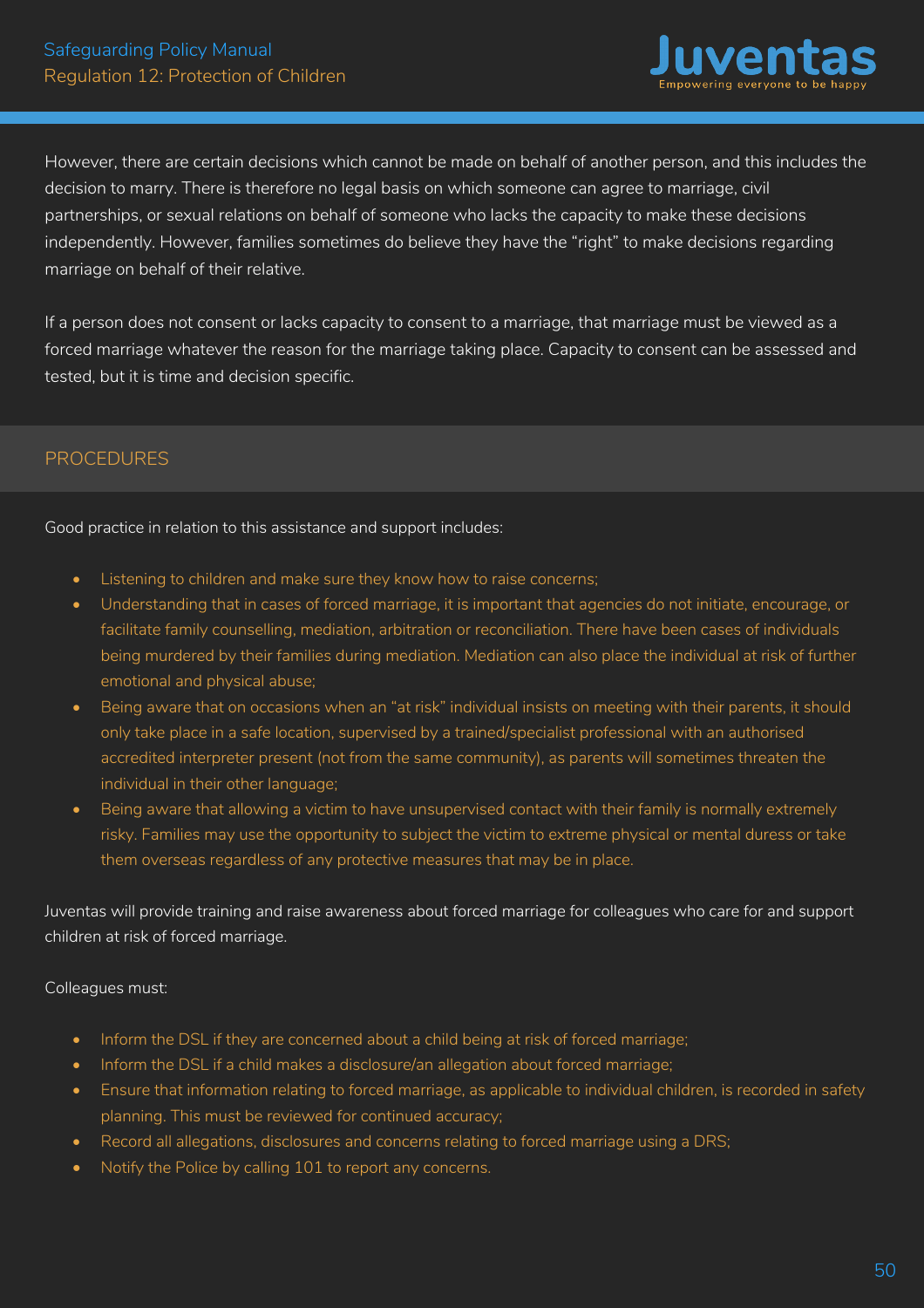However, there are certain decisions which cannot be made on behalf of another person, and this includes the decision to marry. There is therefore no legal basis on which someone can agree to marriage, civil partnerships, or sexual relations on behalf of someone who lacks the capacity to make these decisions independently. However, families sometimes do believe they have the "right" to make decisions regarding marriage on behalf of their relative.

If a person does not consent or lacks capacity to consent to a marriage, that marriage must be viewed as a forced marriage whatever the reason for the marriage taking place. Capacity to consent can be assessed and tested, but it is time and decision specific.

## PROCEDURES

Good practice in relation to this assistance and support includes:

- Listening to children and make sure they know how to raise concerns;
- Understanding that in cases of forced marriage, it is important that agencies do not initiate, encourage, or facilitate family counselling, mediation, arbitration or reconciliation. There have been cases of individuals being murdered by their families during mediation. Mediation can also place the individual at risk of further emotional and physical abuse;
- Being aware that on occasions when an "at risk" individual insists on meeting with their parents, it should only take place in a safe location, supervised by a trained/specialist professional with an authorised accredited interpreter present (not from the same community), as parents will sometimes threaten the individual in their other language;
- Being aware that allowing a victim to have unsupervised contact with their family is normally extremely risky. Families may use the opportunity to subject the victim to extreme physical or mental duress or take them overseas regardless of any protective measures that may be in place.

Juventas will provide training and raise awareness about forced marriage for colleagues who care for and support children at risk of forced marriage.

Colleagues must:

- Inform the DSL if they are concerned about a child being at risk of forced marriage;
- Inform the DSL if a child makes a disclosure/an allegation about forced marriage;
- Ensure that information relating to forced marriage, as applicable to individual children, is recorded in safety planning. This must be reviewed for continued accuracy;
- Record all allegations, disclosures and concerns relating to forced marriage using a DRS;
- Notify the Police by calling 101 to report any concerns.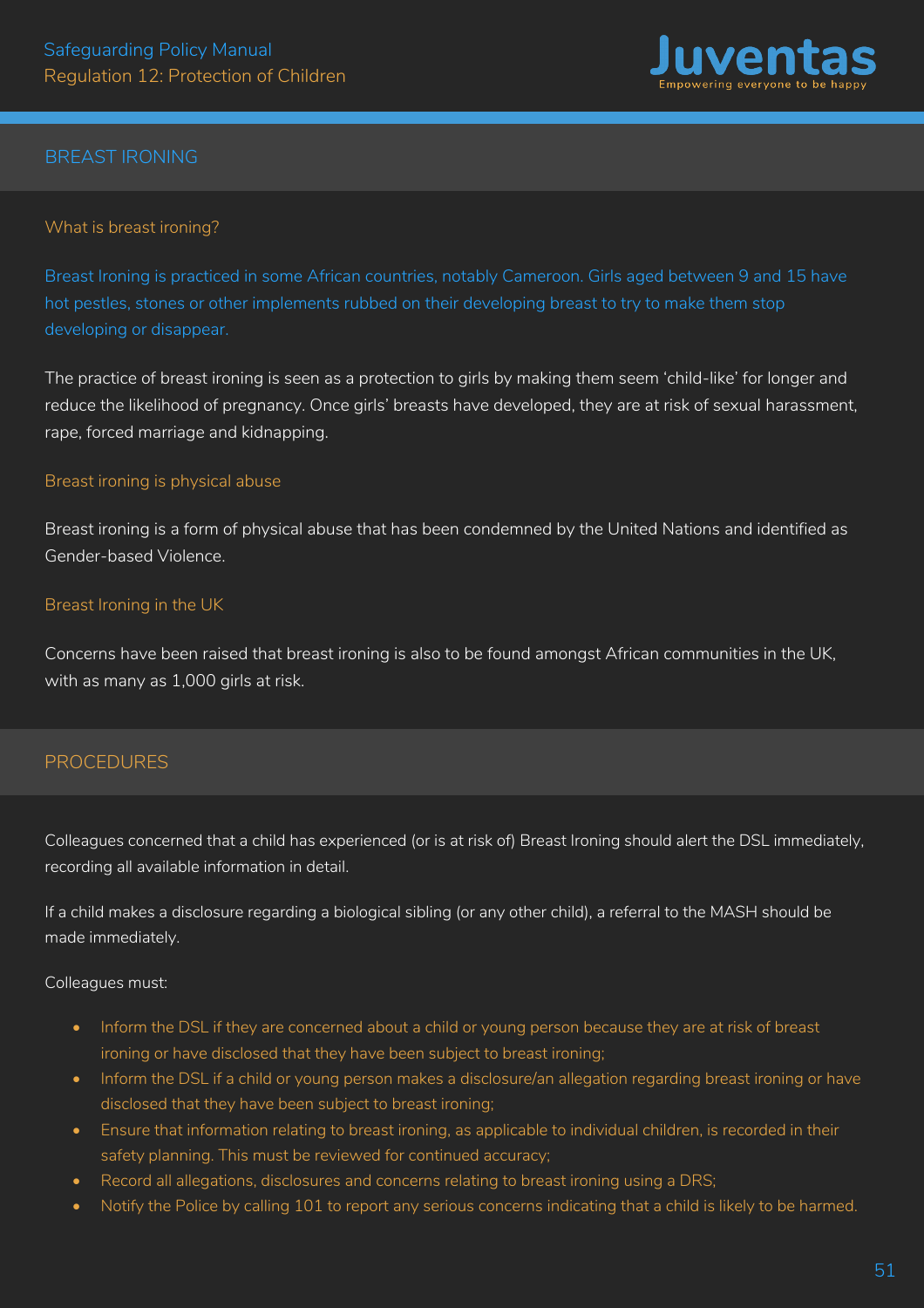## BREAST IRONING

### What is breast ironing?

Breast Ironing is practiced in some African countries, notably Cameroon. Girls aged between 9 and 15 have hot pestles, stones or other implements rubbed on their developing breast to try to make them stop developing or disappear.

The practice of breast ironing is seen as a protection to girls by making them seem 'child-like' for longer and reduce the likelihood of pregnancy. Once girls' breasts have developed, they are at risk of sexual harassment, rape, forced marriage and kidnapping.

### Breast ironing is physical abuse

Breast ironing is a form of physical abuse that has been condemned by the United Nations and identified as Gender-based Violence.

### Breast Ironing in the UK

Concerns have been raised that breast ironing is also to be found amongst African communities in the UK, with as many as 1,000 girls at risk.

## PROCEDURES

Colleagues concerned that a child has experienced (or is at risk of) Breast Ironing should alert the DSL immediately, recording all available information in detail.

If a child makes a disclosure regarding a biological sibling (or any other child), a referral to the MASH should be made immediately.

Colleagues must:

- Inform the DSL if they are concerned about a child or young person because they are at risk of breast ironing or have disclosed that they have been subject to breast ironing;
- Inform the DSL if a child or young person makes a disclosure/an allegation regarding breast ironing or have disclosed that they have been subject to breast ironing;
- Ensure that information relating to breast ironing, as applicable to individual children, is recorded in their safety planning. This must be reviewed for continued accuracy;
- Record all allegations, disclosures and concerns relating to breast ironing using a DRS;
- Notify the Police by calling 101 to report any serious concerns indicating that a child is likely to be harmed.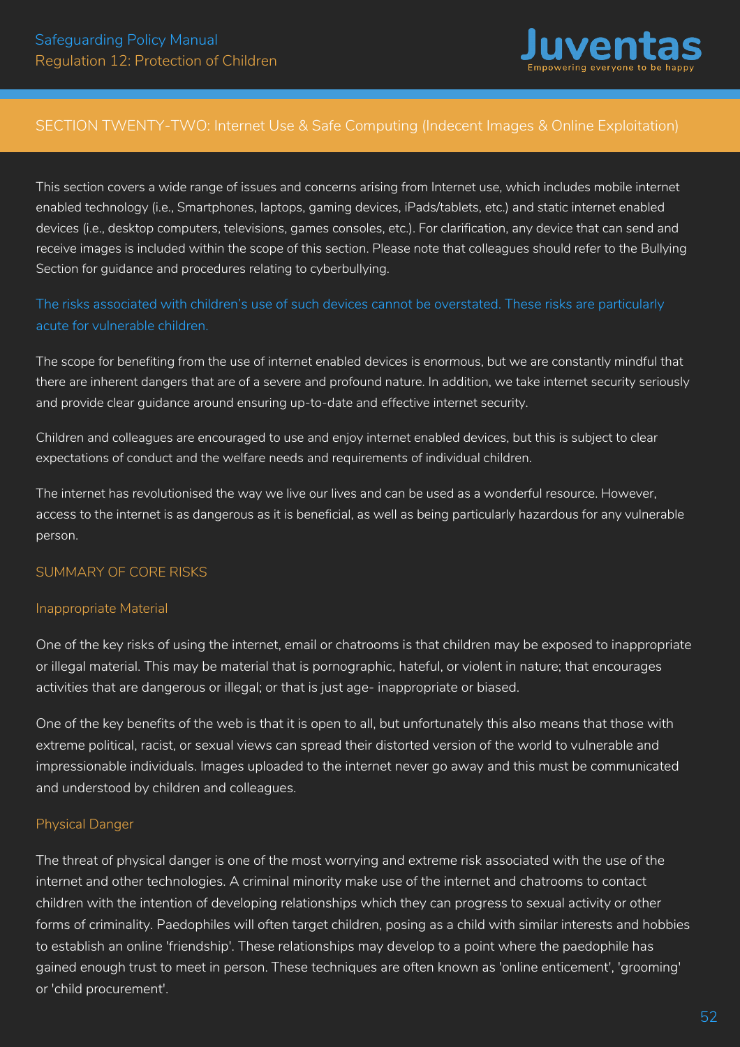## SECTION TWENTY-TWO: Internet Use & Safe Computing (Indecent Images & Online Exploitation)

This section covers a wide range of issues and concerns arising from Internet use, which includes mobile internet enabled technology (i.e., Smartphones, laptops, gaming devices, iPads/tablets, etc.) and static internet enabled devices (i.e., desktop computers, televisions, games consoles, etc.). For clarification, any device that can send and receive images is included within the scope of this section. Please note that colleagues should refer to the Bullying Section for guidance and procedures relating to cyberbullying.

The risks associated with children's use of such devices cannot be overstated. These risks are particularly acute for vulnerable children.

The scope for benefiting from the use of internet enabled devices is enormous, but we are constantly mindful that there are inherent dangers that are of a severe and profound nature. In addition, we take internet security seriously and provide clear guidance around ensuring up-to-date and effective internet security.

Children and colleagues are encouraged to use and enjoy internet enabled devices, but this is subject to clear expectations of conduct and the welfare needs and requirements of individual children.

The internet has revolutionised the way we live our lives and can be used as a wonderful resource. However, access to the internet is as dangerous as it is beneficial, as well as being particularly hazardous for any vulnerable person.

### SUMMARY OF CORE RISKS

#### Inappropriate Material

One of the key risks of using the internet, email or chatrooms is that children may be exposed to inappropriate or illegal material. This may be material that is pornographic, hateful, or violent in nature; that encourages activities that are dangerous or illegal; or that is just age- inappropriate or biased.

One of the key benefits of the web is that it is open to all, but unfortunately this also means that those with extreme political, racist, or sexual views can spread their distorted version of the world to vulnerable and impressionable individuals. Images uploaded to the internet never go away and this must be communicated and understood by children and colleagues.

#### Physical Danger

The threat of physical danger is one of the most worrying and extreme risk associated with the use of the internet and other technologies. A criminal minority make use of the internet and chatrooms to contact children with the intention of developing relationships which they can progress to sexual activity or other forms of criminality. Paedophiles will often target children, posing as a child with similar interests and hobbies to establish an online 'friendship'. These relationships may develop to a point where the paedophile has gained enough trust to meet in person. These techniques are often known as 'online enticement', 'grooming' or 'child procurement'.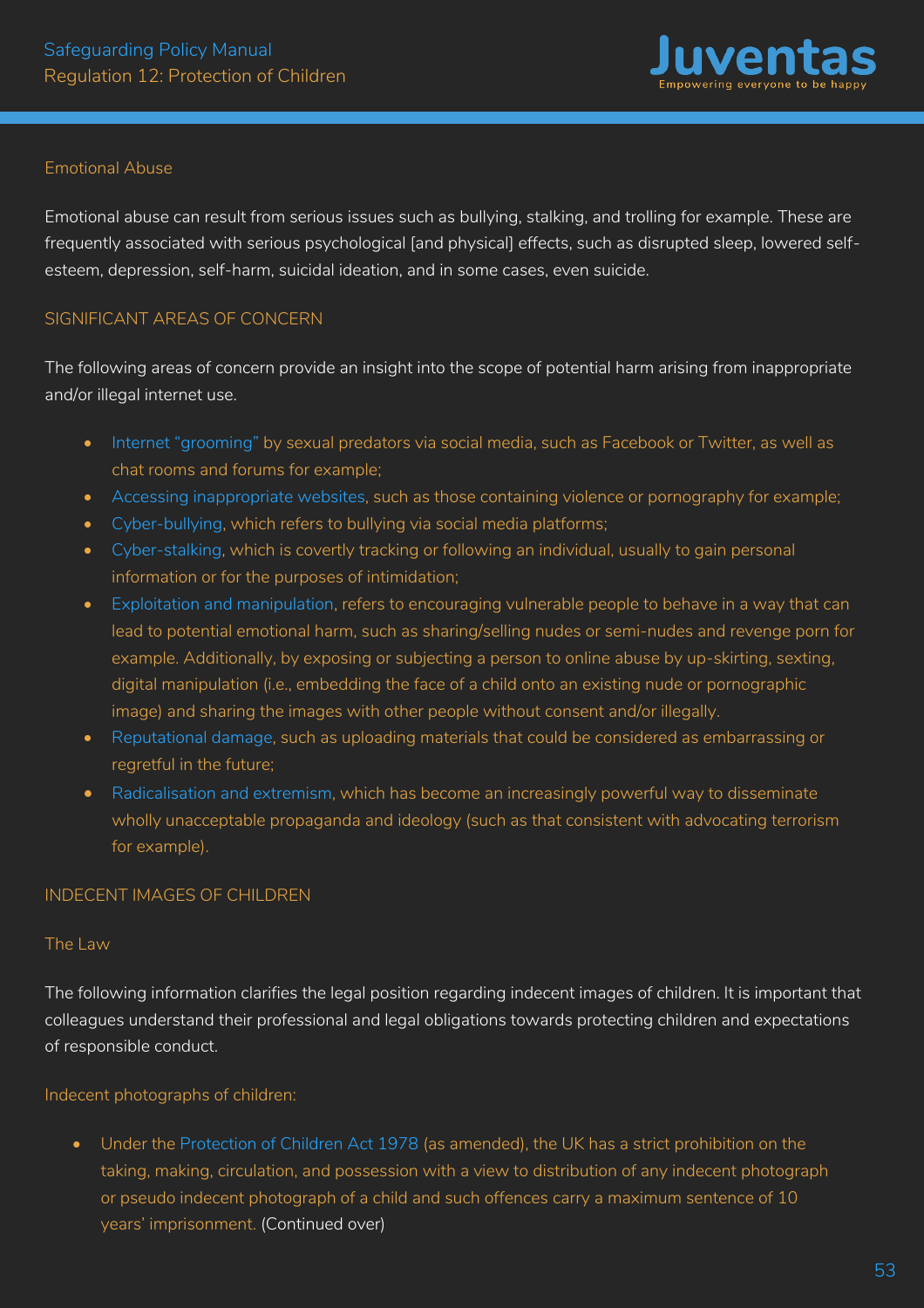### Emotional Abuse

Emotional abuse can result from serious issues such as bullying, stalking, and trolling for example. These are frequently associated with serious psychological [and physical] effects, such as disrupted sleep, lowered self-esteem, depression, self-harm, suicidal ideation, and in some cases, even suicide.

## SIGNIFICANT AREAS OF CONCERN

The following areas of concern provide an insight into the scope of potential harm arising from inappropriate and/or illegal internet use.

- Internet "grooming" by sexual predators via social media, such as Facebook or Twitter, as well as chat rooms and forums for example;
- Accessing inappropriate websites, such as those containing violence or pornography for example;
- Cyber-bullying, which refers to bullying via social media platforms;
- Cyber-stalking, which is covertly tracking or following an individual, usually to gain personal information or for the purposes of intimidation;
- Exploitation and manipulation, refers to encouraging vulnerable people to behave in a way that can lead to potential emotional harm, such as sharing/selling nudes or semi-nudes and revenge porn for example. Additionally, by exposing or subjecting a person to online abuse by up-skirting, sexting, digital manipulation (i.e., embedding the face of a child onto an existing nude or pornographic image) and sharing the images with other people without consent and/or illegally.
- Reputational damage, such as uploading materials that could be considered as embarrassing or regretful in the future;
- Radicalisation and extremism, which has become an increasingly powerful way to disseminate wholly unacceptable propaganda and ideology (such as that consistent with advocating terrorism for example).

## INDECENT IMAGES OF CHILDREN

### The Law

The following information clarifies the legal position regarding indecent images of children. It is important that colleagues understand their professional and legal obligations towards protecting children and expectations of responsible conduct.

#### Indecent photographs of children:

- Under the Protection of Children Act 1978 (as amended), the UK has a strict prohibition on the taking, making, circulation, and possession with a view to distribution of any indecent photograph or pseudo indecent photograph of a child and such offences carry a maximum sentence of 10 years' imprisonment. (Continued over)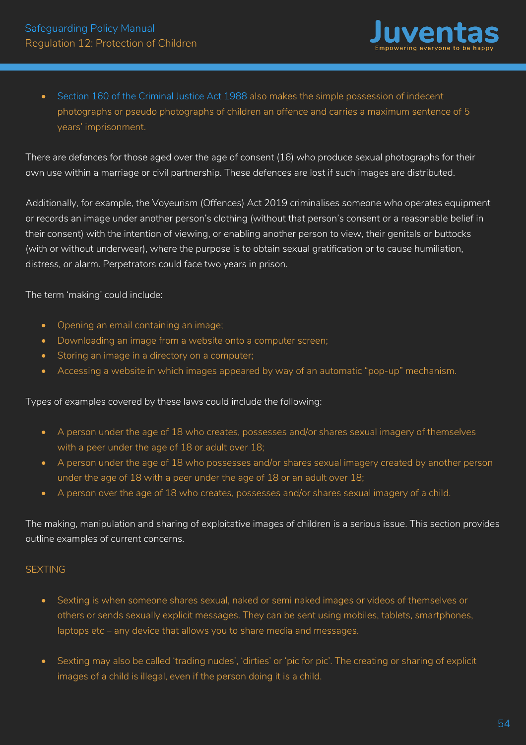- Section 160 of the Criminal Justice Act 1988 also makes the simple possession of indecent photographs or pseudo photographs of children an offence and carries a maximum sentence of 5 years' imprisonment.

There are defences for those aged over the age of consent (16) who produce sexual photographs for their own use within a marriage or civil partnership. These defences are lost if such images are distributed.

Additionally, for example, the Voyeurism (Offences) Act 2019 criminalises someone who operates equipment or records an image under another person's clothing (without that person's consent or a reasonable belief in their consent) with the intention of viewing, or enabling another person to view, their genitals or buttocks (with or without underwear), where the purpose is to obtain sexual gratification or to cause humiliation, distress, or alarm. Perpetrators could face two years in prison.

The term 'making' could include:

- Opening an email containing an image;
- Downloading an image from a website onto a computer screen;
- Storing an image in a directory on a computer;
- Accessing a website in which images appeared by way of an automatic "pop-up" mechanism.

Types of examples covered by these laws could include the following:

- A person under the age of 18 who creates, possesses and/or shares sexual imagery of themselves with a peer under the age of 18 or adult over 18;
- A person under the age of 18 who possesses and/or shares sexual imagery created by another person under the age of 18 with a peer under the age of 18 or an adult over 18;
- A person over the age of 18 who creates, possesses and/or shares sexual imagery of a child.

The making, manipulation and sharing of exploitative images of children is a serious issue. This section provides outline examples of current concerns.

## SEXTING

- Sexting is when someone shares sexual, naked or semi naked images or videos of themselves or others or sends sexually explicit messages. They can be sent using mobiles, tablets, smartphones, laptops etc – any device that allows you to share media and messages.

- Sexting may also be called 'trading nudes', 'dirties' or 'pic for pic'. The creating or sharing of explicit images of a child is illegal, even if the person doing it is a child.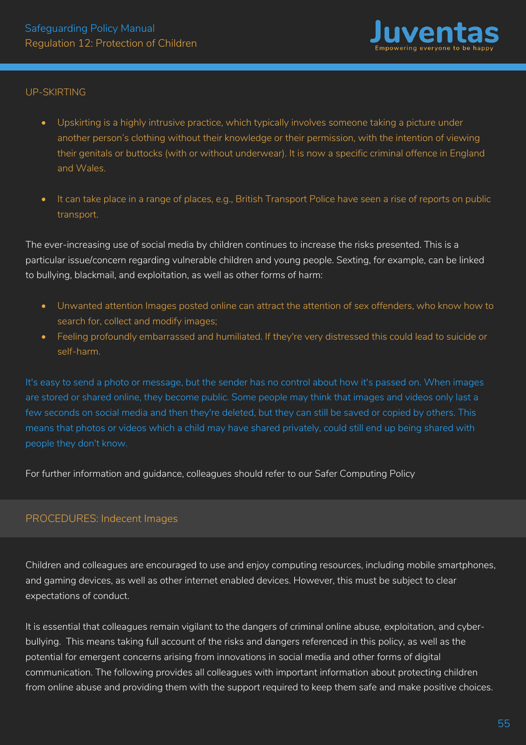## UP-SKIRTING

- Upskirting is a highly intrusive practice, which typically involves someone taking a picture under another person's clothing without their knowledge or their permission, with the intention of viewing their genitals or buttocks (with or without underwear). It is now a specific criminal offence in England and Wales.

- It can take place in a range of places, e.g., British Transport Police have seen a rise of reports on public transport.

The ever-increasing use of social media by children continues to increase the risks presented. This is a particular issue/concern regarding vulnerable children and young people. Sexting, for example, can be linked to bullying, blackmail, and exploitation, as well as other forms of harm:

- Unwanted attention Images posted online can attract the attention of sex offenders, who know how to search for, collect and modify images;
- Feeling profoundly embarrassed and humiliated. If they're very distressed this could lead to suicide or self-harm.

It's easy to send a photo or message, but the sender has no control about how it's passed on. When images are stored or shared online, they become public. Some people may think that images and videos only last a few seconds on social media and then they're deleted, but they can still be saved or copied by others. This means that photos or videos which a child may have shared privately, could still end up being shared with people they don't know.

For further information and guidance, colleagues should refer to our Safer Computing Policy

## PROCEDURES: Indecent Images

Children and colleagues are encouraged to use and enjoy computing resources, including mobile smartphones, and gaming devices, as well as other internet enabled devices. However, this must be subject to clear expectations of conduct.

It is essential that colleagues remain vigilant to the dangers of criminal online abuse, exploitation, and cyber-bullying. This means taking full account of the risks and dangers referenced in this policy, as well as the potential for emergent concerns arising from innovations in social media and other forms of digital communication. The following provides all colleagues with important information about protecting children from online abuse and providing them with the support required to keep them safe and make positive choices.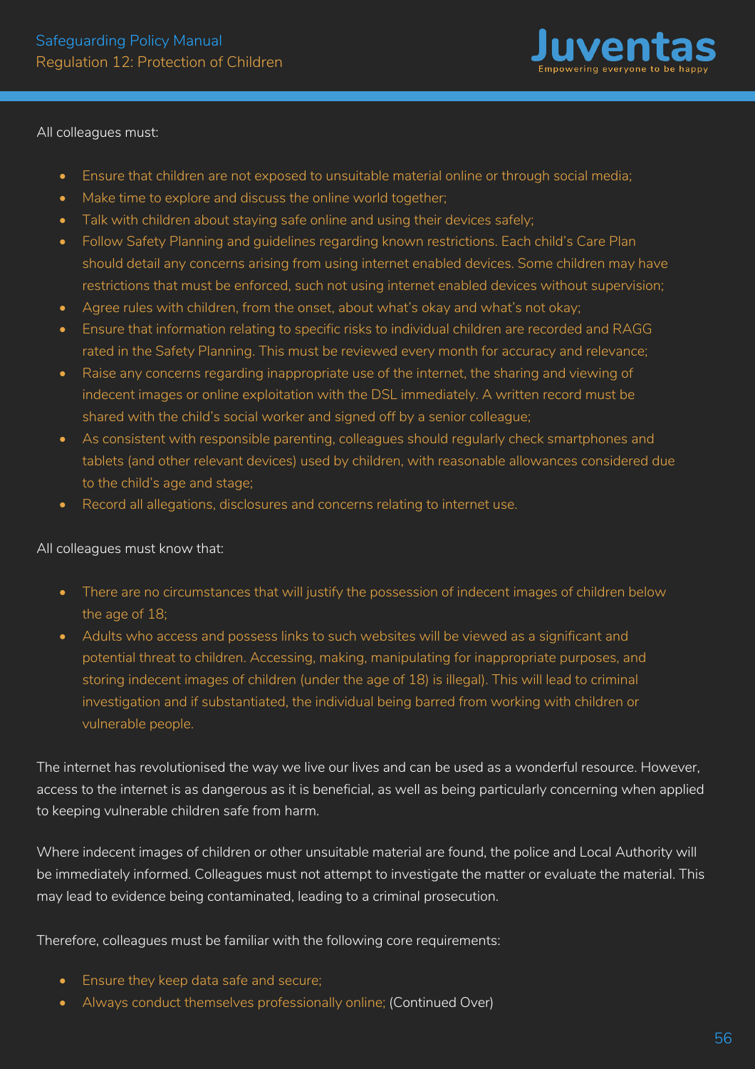All colleagues must:

- Ensure that children are not exposed to unsuitable material online or through social media;
- Make time to explore and discuss the online world together;
- Talk with children about staying safe online and using their devices safely;
- Follow Safety Planning and guidelines regarding known restrictions. Each child's Care Plan should detail any concerns arising from using internet enabled devices. Some children may have restrictions that must be enforced, such not using internet enabled devices without supervision;
- Agree rules with children, from the onset, about what's okay and what's not okay;
- Ensure that information relating to specific risks to individual children are recorded and RAGG rated in the Safety Planning. This must be reviewed every month for accuracy and relevance;
- Raise any concerns regarding inappropriate use of the internet, the sharing and viewing of indecent images or online exploitation with the DSL immediately. A written record must be shared with the child's social worker and signed off by a senior colleague;
- As consistent with responsible parenting, colleagues should regularly check smartphones and tablets (and other relevant devices) used by children, with reasonable allowances considered due to the child's age and stage;
- Record all allegations, disclosures and concerns relating to internet use.

All colleagues must know that:

- There are no circumstances that will justify the possession of indecent images of children below the age of 18;
- Adults who access and possess links to such websites will be viewed as a significant and potential threat to children. Accessing, making, manipulating for inappropriate purposes, and storing indecent images of children (under the age of 18) is illegal). This will lead to criminal investigation and if substantiated, the individual being barred from working with children or vulnerable people.

The internet has revolutionised the way we live our lives and can be used as a wonderful resource. However, access to the internet is as dangerous as it is beneficial, as well as being particularly concerning when applied to keeping vulnerable children safe from harm.

Where indecent images of children or other unsuitable material are found, the police and Local Authority will be immediately informed. Colleagues must not attempt to investigate the matter or evaluate the material. This may lead to evidence being contaminated, leading to a criminal prosecution.

Therefore, colleagues must be familiar with the following core requirements:

- Ensure they keep data safe and secure;
- Always conduct themselves professionally online; (Continued Over)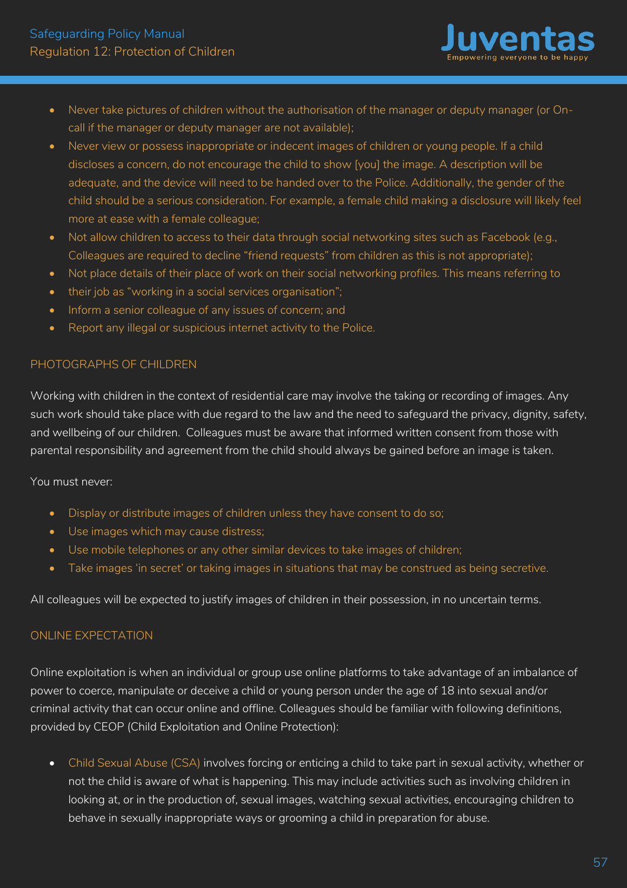- Never take pictures of children without the authorisation of the manager or deputy manager (or On-call if the manager or deputy manager are not available);
- Never view or possess inappropriate or indecent images of children or young people. If a child discloses a concern, do not encourage the child to show [you] the image. A description will be adequate, and the device will need to be handed over to the Police. Additionally, the gender of the child should be a serious consideration. For example, a female child making a disclosure will likely feel more at ease with a female colleague;
- Not allow children to access to their data through social networking sites such as Facebook (e.g., Colleagues are required to decline "friend requests" from children as this is not appropriate);
- Not place details of their place of work on their social networking profiles. This means referring to
- their job as "working in a social services organisation";
- Inform a senior colleague of any issues of concern; and
- Report any illegal or suspicious internet activity to the Police.

## PHOTOGRAPHS OF CHILDREN

Working with children in the context of residential care may involve the taking or recording of images. Any such work should take place with due regard to the law and the need to safeguard the privacy, dignity, safety, and wellbeing of our children. Colleagues must be aware that informed written consent from those with parental responsibility and agreement from the child should always be gained before an image is taken.

You must never:

- Display or distribute images of children unless they have consent to do so;
- Use images which may cause distress;
- Use mobile telephones or any other similar devices to take images of children;
- Take images 'in secret' or taking images in situations that may be construed as being secretive.

All colleagues will be expected to justify images of children in their possession, in no uncertain terms.

## ONLINE EXPECTATION

Online exploitation is when an individual or group use online platforms to take advantage of an imbalance of power to coerce, manipulate or deceive a child or young person under the age of 18 into sexual and/or criminal activity that can occur online and offline. Colleagues should be familiar with following definitions, provided by CEOP (Child Exploitation and Online Protection):

- Child Sexual Abuse (CSA) involves forcing or enticing a child to take part in sexual activity, whether or not the child is aware of what is happening. This may include activities such as involving children in looking at, or in the production of, sexual images, watching sexual activities, encouraging children to behave in sexually inappropriate ways or grooming a child in preparation for abuse.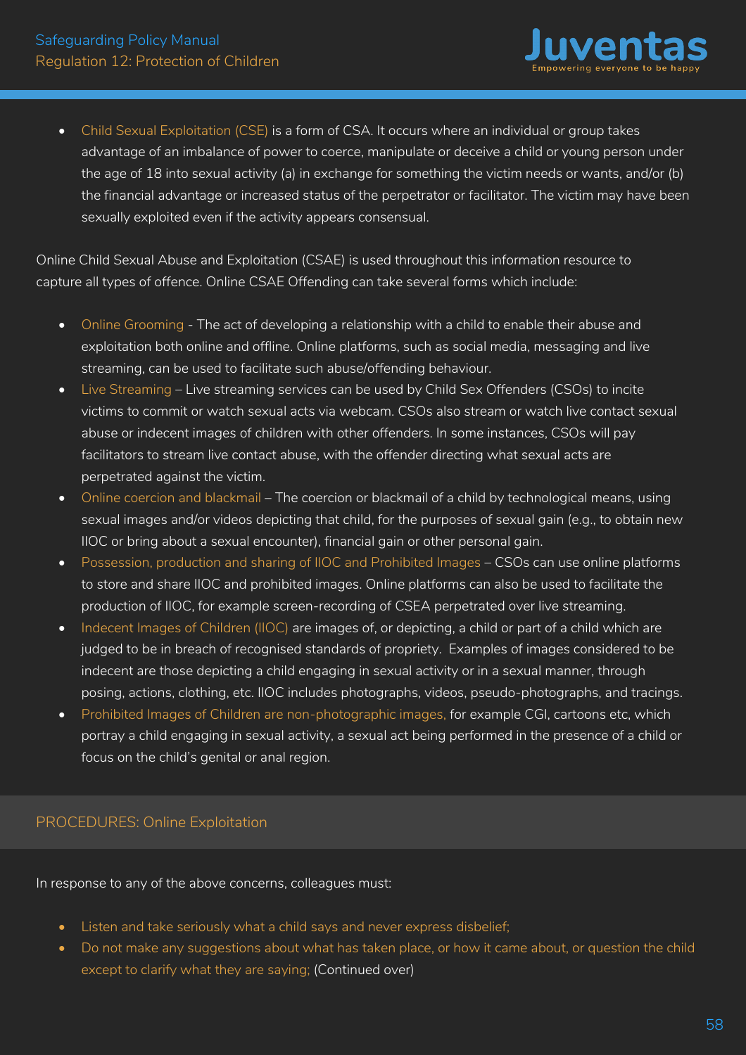- Child Sexual Exploitation (CSE) is a form of CSA. It occurs where an individual or group takes advantage of an imbalance of power to coerce, manipulate or deceive a child or young person under the age of 18 into sexual activity (a) in exchange for something the victim needs or wants, and/or (b) the financial advantage or increased status of the perpetrator or facilitator. The victim may have been sexually exploited even if the activity appears consensual.

Online Child Sexual Abuse and Exploitation (CSAE) is used throughout this information resource to capture all types of offence. Online CSAE Offending can take several forms which include:

- Online Grooming - The act of developing a relationship with a child to enable their abuse and exploitation both online and offline. Online platforms, such as social media, messaging and live streaming, can be used to facilitate such abuse/offending behaviour.
- Live Streaming – Live streaming services can be used by Child Sex Offenders (CSOs) to incite victims to commit or watch sexual acts via webcam. CSOs also stream or watch live contact sexual abuse or indecent images of children with other offenders. In some instances, CSOs will pay facilitators to stream live contact abuse, with the offender directing what sexual acts are perpetrated against the victim.
- Online coercion and blackmail – The coercion or blackmail of a child by technological means, using sexual images and/or videos depicting that child, for the purposes of sexual gain (e.g., to obtain new IIOC or bring about a sexual encounter), financial gain or other personal gain.
- Possession, production and sharing of IIOC and Prohibited Images – CSOs can use online platforms to store and share IIOC and prohibited images. Online platforms can also be used to facilitate the production of IIOC, for example screen-recording of CSEA perpetrated over live streaming.
- Indecent Images of Children (IIOC) are images of, or depicting, a child or part of a child which are judged to be in breach of recognised standards of propriety. Examples of images considered to be indecent are those depicting a child engaging in sexual activity or in a sexual manner, through posing, actions, clothing, etc. IIOC includes photographs, videos, pseudo-photographs, and tracings.
- Prohibited Images of Children are non-photographic images, for example CGI, cartoons etc, which portray a child engaging in sexual activity, a sexual act being performed in the presence of a child or focus on the child's genital or anal region.

## PROCEDURES: Online Exploitation

In response to any of the above concerns, colleagues must:

- Listen and take seriously what a child says and never express disbelief;
- Do not make any suggestions about what has taken place, or how it came about, or question the child except to clarify what they are saying; (Continued over)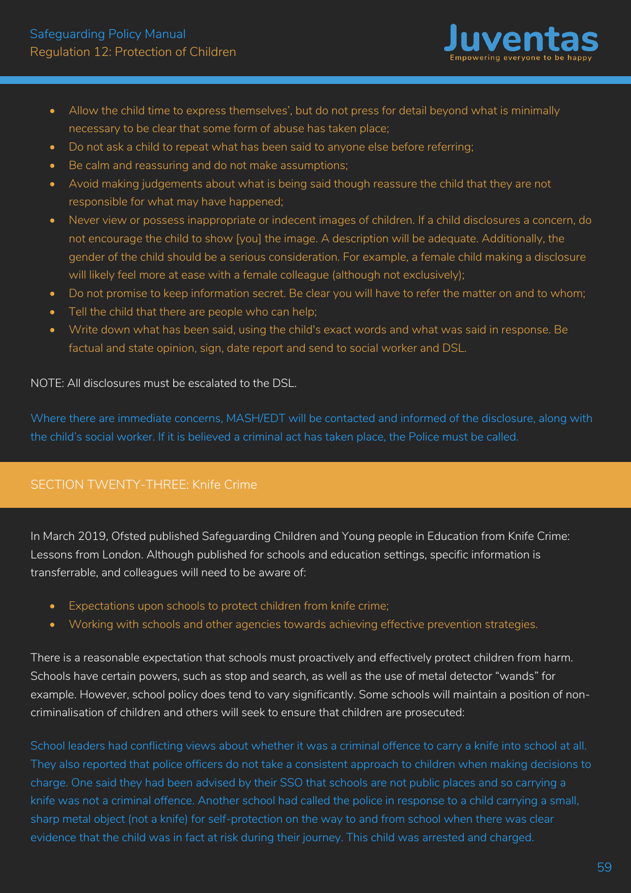- Allow the child time to express themselves', but do not press for detail beyond what is minimally necessary to be clear that some form of abuse has taken place;
- Do not ask a child to repeat what has been said to anyone else before referring;
- Be calm and reassuring and do not make assumptions;
- Avoid making judgements about what is being said though reassure the child that they are not responsible for what may have happened;
- Never view or possess inappropriate or indecent images of children. If a child disclosures a concern, do not encourage the child to show [you] the image. A description will be adequate. Additionally, the gender of the child should be a serious consideration. For example, a female child making a disclosure will likely feel more at ease with a female colleague (although not exclusively);
- Do not promise to keep information secret. Be clear you will have to refer the matter on and to whom;
- Tell the child that there are people who can help;
- Write down what has been said, using the child's exact words and what was said in response. Be factual and state opinion, sign, date report and send to social worker and DSL.

NOTE: All disclosures must be escalated to the DSL.

Where there are immediate concerns, MASH/EDT will be contacted and informed of the disclosure, along with the child's social worker. If it is believed a criminal act has taken place, the Police must be called.

## SECTION TWENTY-THREE: Knife Crime

In March 2019, Ofsted published Safeguarding Children and Young people in Education from Knife Crime: Lessons from London. Although published for schools and education settings, specific information is transferrable, and colleagues will need to be aware of:

- Expectations upon schools to protect children from knife crime;
- Working with schools and other agencies towards achieving effective prevention strategies.

There is a reasonable expectation that schools must proactively and effectively protect children from harm. Schools have certain powers, such as stop and search, as well as the use of metal detector "wands" for example. However, school policy does tend to vary significantly. Some schools will maintain a position of non-criminalisation of children and others will seek to ensure that children are prosecuted:

School leaders had conflicting views about whether it was a criminal offence to carry a knife into school at all. They also reported that police officers do not take a consistent approach to children when making decisions to charge. One said they had been advised by their SSO that schools are not public places and so carrying a knife was not a criminal offence. Another school had called the police in response to a child carrying a small, sharp metal object (not a knife) for self-protection on the way to and from school when there was clear evidence that the child was in fact at risk during their journey. This child was arrested and charged.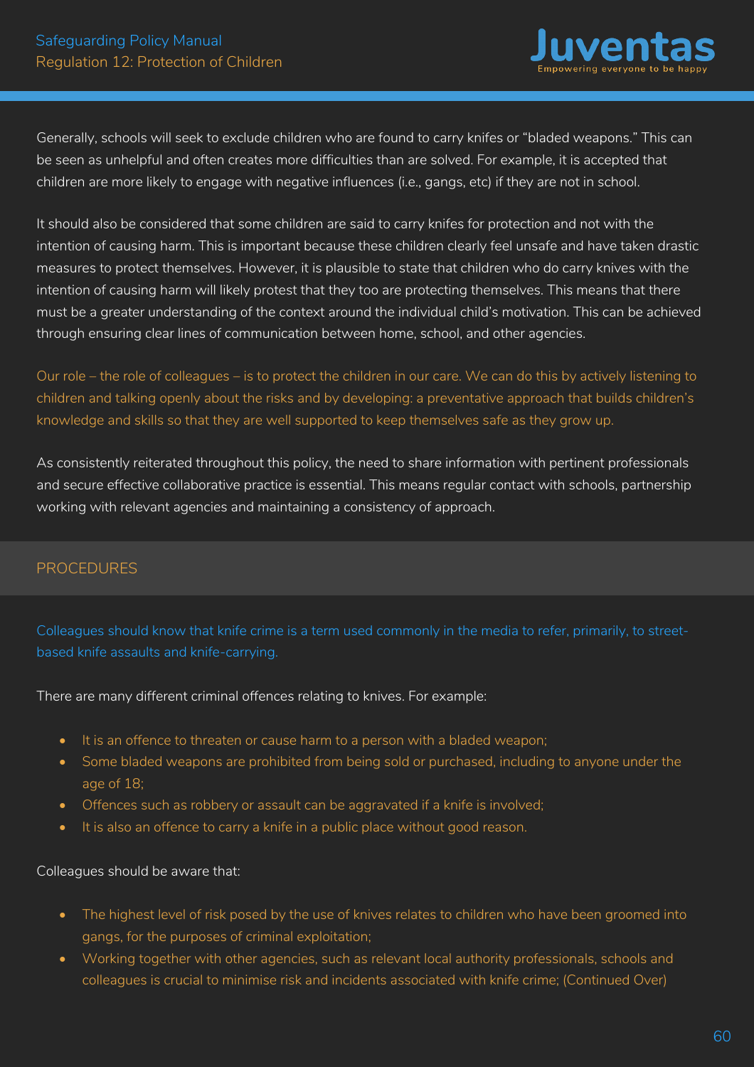Generally, schools will seek to exclude children who are found to carry knifes or "bladed weapons." This can be seen as unhelpful and often creates more difficulties than are solved. For example, it is accepted that children are more likely to engage with negative influences (i.e., gangs, etc) if they are not in school.

It should also be considered that some children are said to carry knifes for protection and not with the intention of causing harm. This is important because these children clearly feel unsafe and have taken drastic measures to protect themselves. However, it is plausible to state that children who do carry knives with the intention of causing harm will likely protest that they too are protecting themselves. This means that there must be a greater understanding of the context around the individual child's motivation. This can be achieved through ensuring clear lines of communication between home, school, and other agencies.

Our role – the role of colleagues – is to protect the children in our care. We can do this by actively listening to children and talking openly about the risks and by developing: a preventative approach that builds children's knowledge and skills so that they are well supported to keep themselves safe as they grow up.

As consistently reiterated throughout this policy, the need to share information with pertinent professionals and secure effective collaborative practice is essential. This means regular contact with schools, partnership working with relevant agencies and maintaining a consistency of approach.

## PROCEDURES

Colleagues should know that knife crime is a term used commonly in the media to refer, primarily, to street-based knife assaults and knife-carrying.

There are many different criminal offences relating to knives. For example:

- It is an offence to threaten or cause harm to a person with a bladed weapon;
- Some bladed weapons are prohibited from being sold or purchased, including to anyone under the age of 18;
- Offences such as robbery or assault can be aggravated if a knife is involved;
- It is also an offence to carry a knife in a public place without good reason.

Colleagues should be aware that:

- The highest level of risk posed by the use of knives relates to children who have been groomed into gangs, for the purposes of criminal exploitation;
- Working together with other agencies, such as relevant local authority professionals, schools and colleagues is crucial to minimise risk and incidents associated with knife crime; (Continued Over)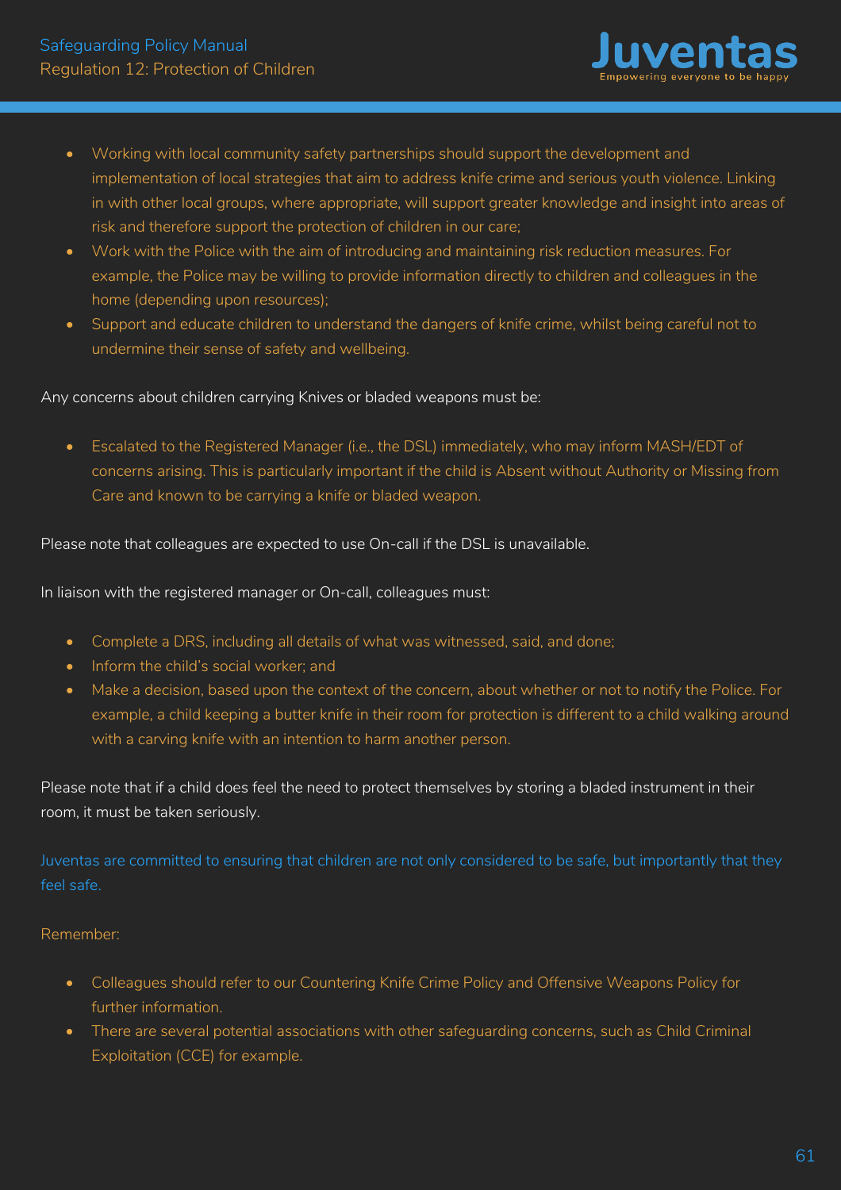- Working with local community safety partnerships should support the development and implementation of local strategies that aim to address knife crime and serious youth violence. Linking in with other local groups, where appropriate, will support greater knowledge and insight into areas of risk and therefore support the protection of children in our care;
- Work with the Police with the aim of introducing and maintaining risk reduction measures. For example, the Police may be willing to provide information directly to children and colleagues in the home (depending upon resources);
- Support and educate children to understand the dangers of knife crime, whilst being careful not to undermine their sense of safety and wellbeing.

Any concerns about children carrying Knives or bladed weapons must be:

- Escalated to the Registered Manager (i.e., the DSL) immediately, who may inform MASH/EDT of concerns arising. This is particularly important if the child is Absent without Authority or Missing from Care and known to be carrying a knife or bladed weapon.

Please note that colleagues are expected to use On-call if the DSL is unavailable.

In liaison with the registered manager or On-call, colleagues must:

- Complete a DRS, including all details of what was witnessed, said, and done;
- Inform the child's social worker; and
- Make a decision, based upon the context of the concern, about whether or not to notify the Police. For example, a child keeping a butter knife in their room for protection is different to a child walking around with a carving knife with an intention to harm another person.

Please note that if a child does feel the need to protect themselves by storing a bladed instrument in their room, it must be taken seriously.

Juventas are committed to ensuring that children are not only considered to be safe, but importantly that they feel safe.

Remember:

- Colleagues should refer to our Countering Knife Crime Policy and Offensive Weapons Policy for further information.
- There are several potential associations with other safeguarding concerns, such as Child Criminal Exploitation (CCE) for example.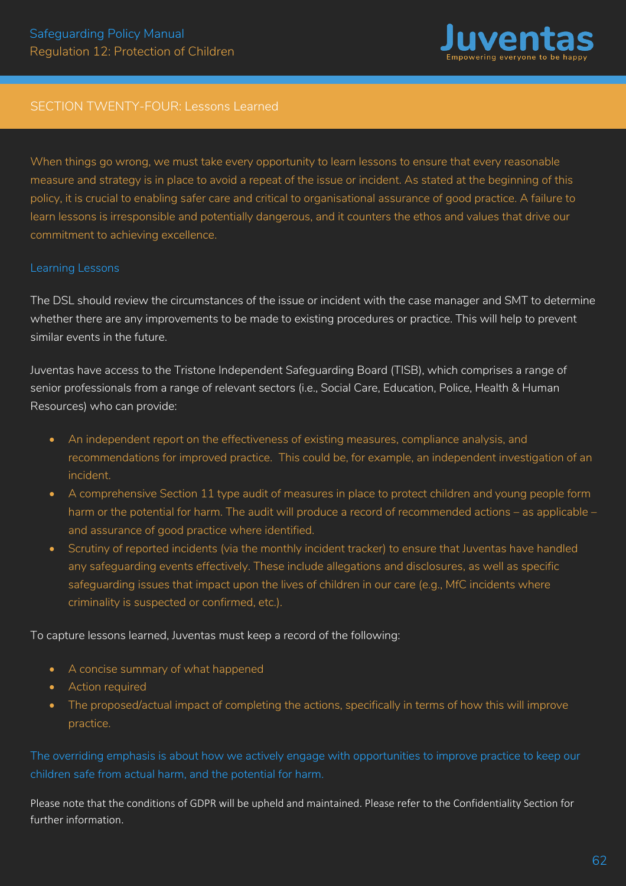## SECTION TWENTY-FOUR: Lessons Learned

When things go wrong, we must take every opportunity to learn lessons to ensure that every reasonable measure and strategy is in place to avoid a repeat of the issue or incident. As stated at the beginning of this policy, it is crucial to enabling safer care and critical to organisational assurance of good practice. A failure to learn lessons is irresponsible and potentially dangerous, and it counters the ethos and values that drive our commitment to achieving excellence.

### Learning Lessons

The DSL should review the circumstances of the issue or incident with the case manager and SMT to determine whether there are any improvements to be made to existing procedures or practice. This will help to prevent similar events in the future.

Juventas have access to the Tristone Independent Safeguarding Board (TISB), which comprises a range of senior professionals from a range of relevant sectors (i.e., Social Care, Education, Police, Health & Human Resources) who can provide:

- An independent report on the effectiveness of existing measures, compliance analysis, and recommendations for improved practice. This could be, for example, an independent investigation of an incident.
- A comprehensive Section 11 type audit of measures in place to protect children and young people form harm or the potential for harm. The audit will produce a record of recommended actions – as applicable – and assurance of good practice where identified.
- Scrutiny of reported incidents (via the monthly incident tracker) to ensure that Juventas have handled any safeguarding events effectively. These include allegations and disclosures, as well as specific safeguarding issues that impact upon the lives of children in our care (e.g., MfC incidents where criminality is suspected or confirmed, etc.).

To capture lessons learned, Juventas must keep a record of the following:

- A concise summary of what happened
- Action required
- The proposed/actual impact of completing the actions, specifically in terms of how this will improve practice.

The overriding emphasis is about how we actively engage with opportunities to improve practice to keep our children safe from actual harm, and the potential for harm.

Please note that the conditions of GDPR will be upheld and maintained. Please refer to the Confidentiality Section for further information.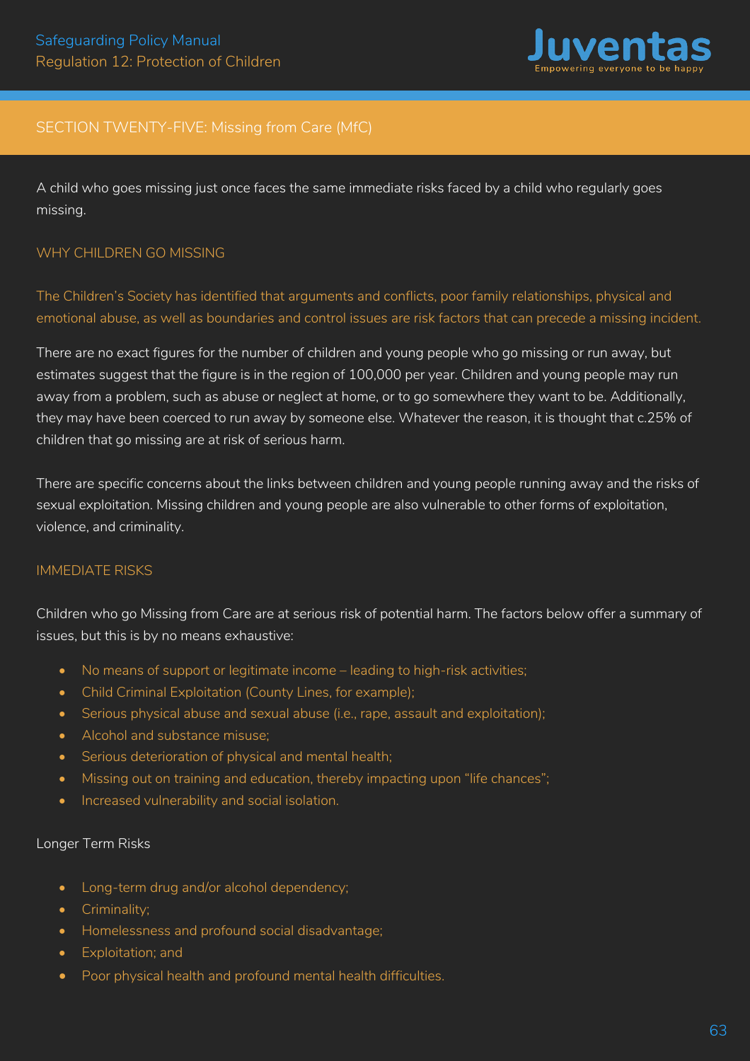## SECTION TWENTY-FIVE: Missing from Care (MfC)

A child who goes missing just once faces the same immediate risks faced by a child who regularly goes missing.

### WHY CHILDREN GO MISSING

The Children's Society has identified that arguments and conflicts, poor family relationships, physical and emotional abuse, as well as boundaries and control issues are risk factors that can precede a missing incident.

There are no exact figures for the number of children and young people who go missing or run away, but estimates suggest that the figure is in the region of 100,000 per year. Children and young people may run away from a problem, such as abuse or neglect at home, or to go somewhere they want to be. Additionally, they may have been coerced to run away by someone else. Whatever the reason, it is thought that c.25% of children that go missing are at risk of serious harm.

There are specific concerns about the links between children and young people running away and the risks of sexual exploitation. Missing children and young people are also vulnerable to other forms of exploitation, violence, and criminality.

### IMMEDIATE RISKS

Children who go Missing from Care are at serious risk of potential harm. The factors below offer a summary of issues, but this is by no means exhaustive:

- No means of support or legitimate income – leading to high-risk activities;
- Child Criminal Exploitation (County Lines, for example);
- Serious physical abuse and sexual abuse (i.e., rape, assault and exploitation);
- Alcohol and substance misuse;
- Serious deterioration of physical and mental health;
- Missing out on training and education, thereby impacting upon "life chances";
- Increased vulnerability and social isolation.

### Longer Term Risks

- Long-term drug and/or alcohol dependency;
- Criminality;
- Homelessness and profound social disadvantage;
- Exploitation; and
- Poor physical health and profound mental health difficulties.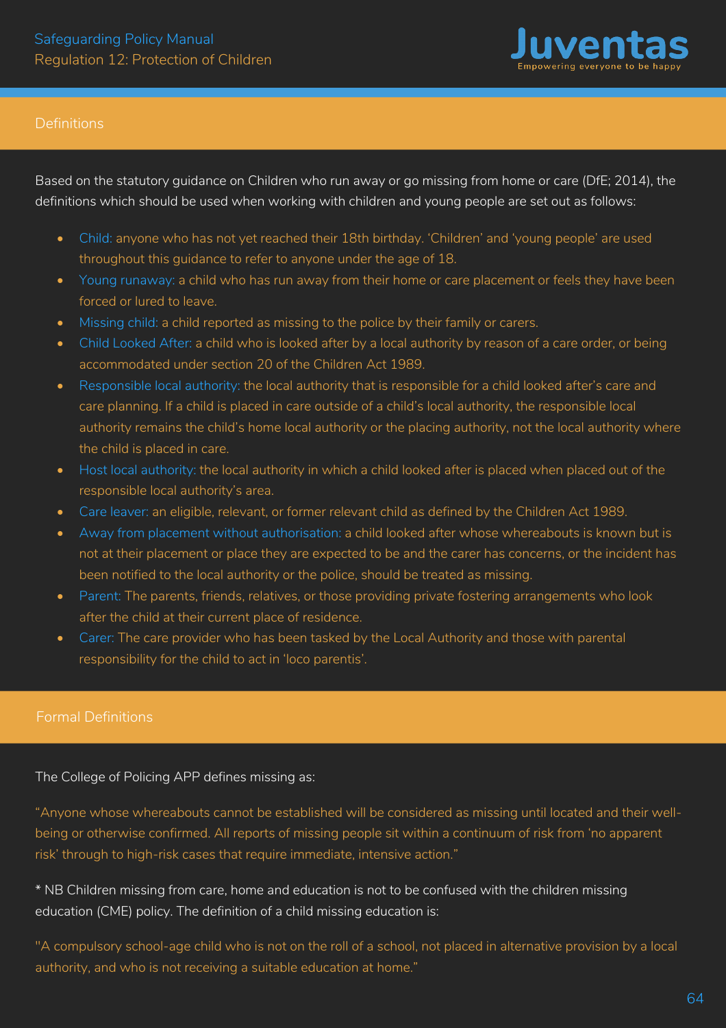## Definitions

Based on the statutory guidance on Children who run away or go missing from home or care (DfE; 2014), the definitions which should be used when working with children and young people are set out as follows:

- Child: anyone who has not yet reached their 18th birthday. 'Children' and 'young people' are used throughout this guidance to refer to anyone under the age of 18.
- Young runaway: a child who has run away from their home or care placement or feels they have been forced or lured to leave.
- Missing child: a child reported as missing to the police by their family or carers.
- Child Looked After: a child who is looked after by a local authority by reason of a care order, or being accommodated under section 20 of the Children Act 1989.
- Responsible local authority: the local authority that is responsible for a child looked after's care and care planning. If a child is placed in care outside of a child's local authority, the responsible local authority remains the child's home local authority or the placing authority, not the local authority where the child is placed in care.
- Host local authority: the local authority in which a child looked after is placed when placed out of the responsible local authority's area.
- Care leaver: an eligible, relevant, or former relevant child as defined by the Children Act 1989.
- Away from placement without authorisation: a child looked after whose whereabouts is known but is not at their placement or place they are expected to be and the carer has concerns, or the incident has been notified to the local authority or the police, should be treated as missing.
- Parent: The parents, friends, relatives, or those providing private fostering arrangements who look after the child at their current place of residence.
- Carer: The care provider who has been tasked by the Local Authority and those with parental responsibility for the child to act in 'loco parentis'.

## Formal Definitions

The College of Policing APP defines missing as:

"Anyone whose whereabouts cannot be established will be considered as missing until located and their well-being or otherwise confirmed. All reports of missing people sit within a continuum of risk from 'no apparent risk' through to high-risk cases that require immediate, intensive action."

* NB Children missing from care, home and education is not to be confused with the children missing education (CME) policy. The definition of a child missing education is:

"A compulsory school-age child who is not on the roll of a school, not placed in alternative provision by a local authority, and who is not receiving a suitable education at home."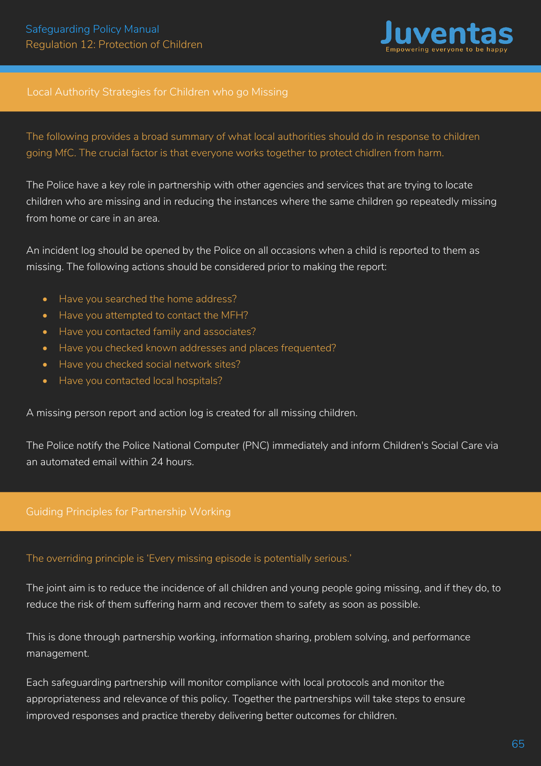## Local Authority Strategies for Children who go Missing

The following provides a broad summary of what local authorities should do in response to children going MfC. The crucial factor is that everyone works together to protect chidlren from harm.

The Police have a key role in partnership with other agencies and services that are trying to locate children who are missing and in reducing the instances where the same children go repeatedly missing from home or care in an area.

An incident log should be opened by the Police on all occasions when a child is reported to them as missing. The following actions should be considered prior to making the report:

- Have you searched the home address?
- Have you attempted to contact the MFH?
- Have you contacted family and associates?
- Have you checked known addresses and places frequented?
- Have you checked social network sites?
- Have you contacted local hospitals?

A missing person report and action log is created for all missing children.

The Police notify the Police National Computer (PNC) immediately and inform Children's Social Care via an automated email within 24 hours.

## Guiding Principles for Partnership Working

The overriding principle is 'Every missing episode is potentially serious.'

The joint aim is to reduce the incidence of all children and young people going missing, and if they do, to reduce the risk of them suffering harm and recover them to safety as soon as possible.

This is done through partnership working, information sharing, problem solving, and performance management.

Each safeguarding partnership will monitor compliance with local protocols and monitor the appropriateness and relevance of this policy. Together the partnerships will take steps to ensure improved responses and practice thereby delivering better outcomes for children.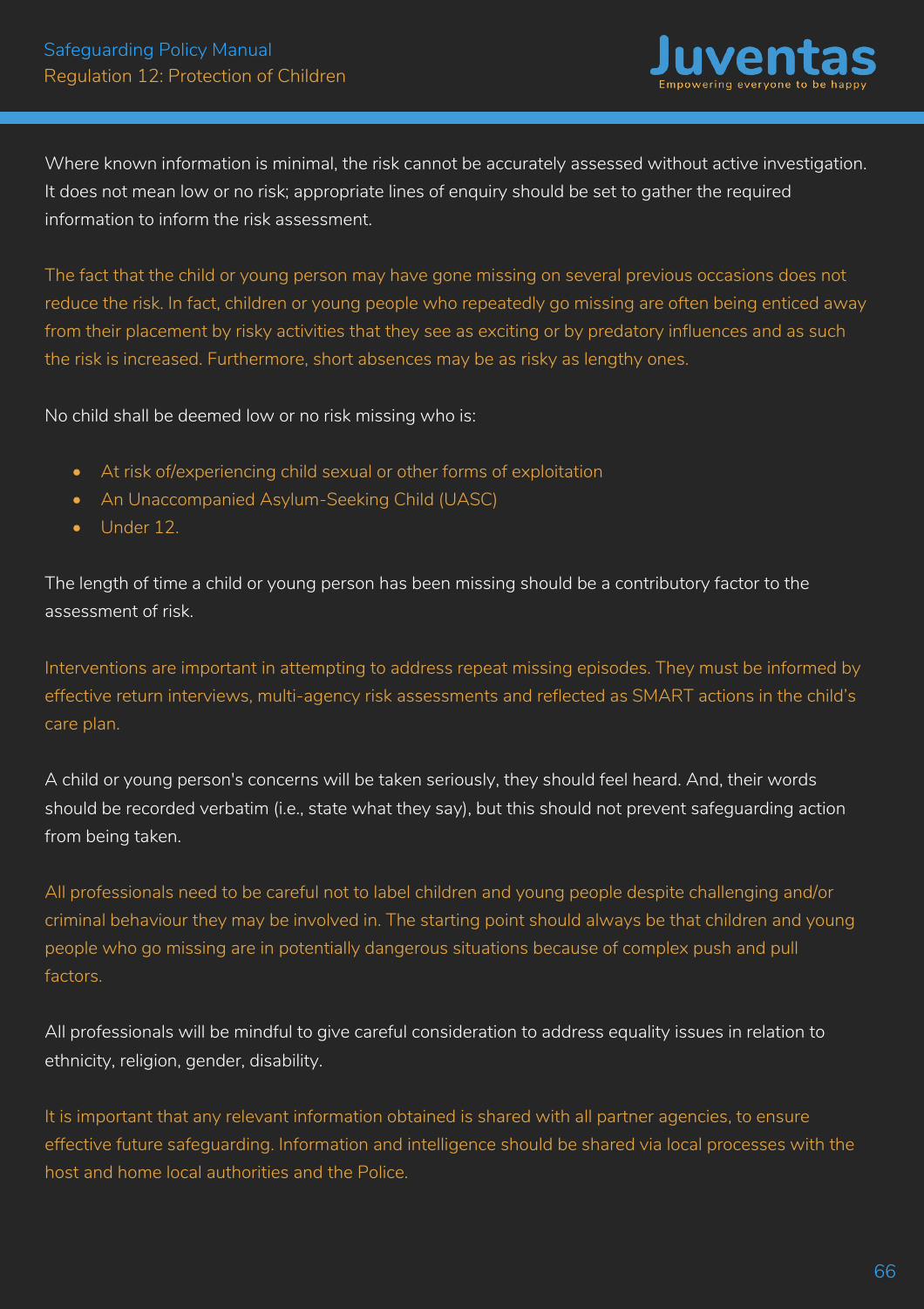Where known information is minimal, the risk cannot be accurately assessed without active investigation. It does not mean low or no risk; appropriate lines of enquiry should be set to gather the required information to inform the risk assessment.

The fact that the child or young person may have gone missing on several previous occasions does not reduce the risk. In fact, children or young people who repeatedly go missing are often being enticed away from their placement by risky activities that they see as exciting or by predatory influences and as such the risk is increased. Furthermore, short absences may be as risky as lengthy ones.

No child shall be deemed low or no risk missing who is:

- At risk of/experiencing child sexual or other forms of exploitation
- An Unaccompanied Asylum-Seeking Child (UASC)
- Under 12.

The length of time a child or young person has been missing should be a contributory factor to the assessment of risk.

Interventions are important in attempting to address repeat missing episodes. They must be informed by effective return interviews, multi-agency risk assessments and reflected as SMART actions in the child's care plan.

A child or young person's concerns will be taken seriously, they should feel heard. And, their words should be recorded verbatim (i.e., state what they say), but this should not prevent safeguarding action from being taken.

All professionals need to be careful not to label children and young people despite challenging and/or criminal behaviour they may be involved in. The starting point should always be that children and young people who go missing are in potentially dangerous situations because of complex push and pull factors.

All professionals will be mindful to give careful consideration to address equality issues in relation to ethnicity, religion, gender, disability.

It is important that any relevant information obtained is shared with all partner agencies, to ensure effective future safeguarding. Information and intelligence should be shared via local processes with the host and home local authorities and the Police.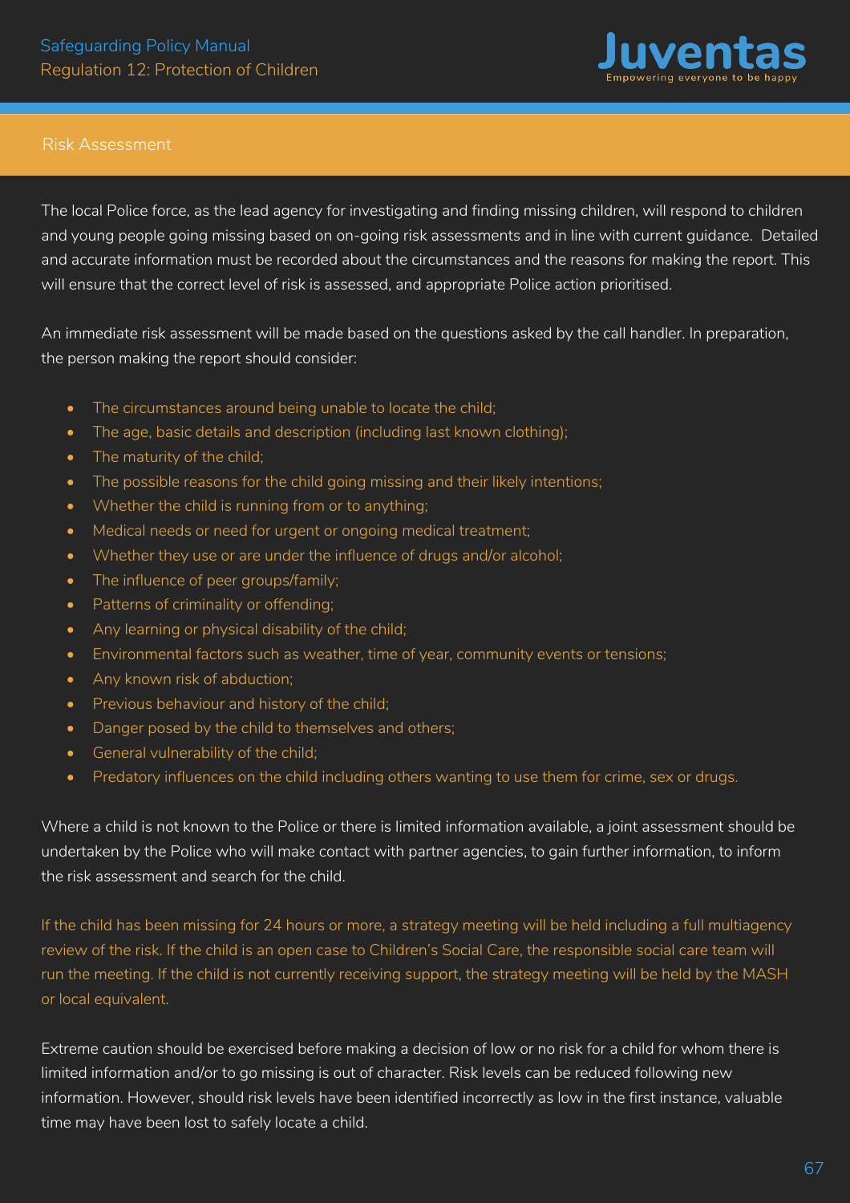## Risk Assessment

The local Police force, as the lead agency for investigating and finding missing children, will respond to children and young people going missing based on on-going risk assessments and in line with current guidance. Detailed and accurate information must be recorded about the circumstances and the reasons for making the report. This will ensure that the correct level of risk is assessed, and appropriate Police action prioritised.

An immediate risk assessment will be made based on the questions asked by the call handler. In preparation, the person making the report should consider:

- The circumstances around being unable to locate the child;
- The age, basic details and description (including last known clothing);
- The maturity of the child;
- The possible reasons for the child going missing and their likely intentions;
- Whether the child is running from or to anything;
- Medical needs or need for urgent or ongoing medical treatment;
- Whether they use or are under the influence of drugs and/or alcohol;
- The influence of peer groups/family;
- Patterns of criminality or offending;
- Any learning or physical disability of the child;
- Environmental factors such as weather, time of year, community events or tensions;
- Any known risk of abduction;
- Previous behaviour and history of the child;
- Danger posed by the child to themselves and others;
- General vulnerability of the child;
- Predatory influences on the child including others wanting to use them for crime, sex or drugs.

Where a child is not known to the Police or there is limited information available, a joint assessment should be undertaken by the Police who will make contact with partner agencies, to gain further information, to inform the risk assessment and search for the child.

If the child has been missing for 24 hours or more, a strategy meeting will be held including a full multiagency review of the risk. If the child is an open case to Children's Social Care, the responsible social care team will run the meeting. If the child is not currently receiving support, the strategy meeting will be held by the MASH or local equivalent.

Extreme caution should be exercised before making a decision of low or no risk for a child for whom there is limited information and/or to go missing is out of character. Risk levels can be reduced following new information. However, should risk levels have been identified incorrectly as low in the first instance, valuable time may have been lost to safely locate a child.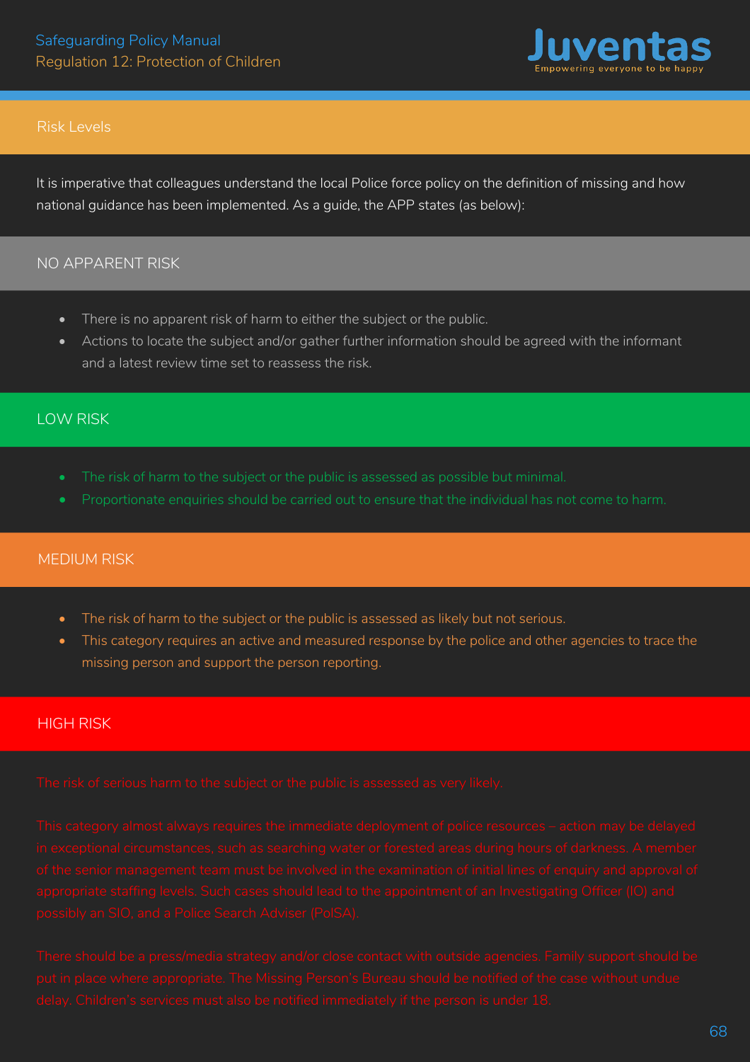## Risk Levels

It is imperative that colleagues understand the local Police force policy on the definition of missing and how national guidance has been implemented. As a guide, the APP states (as below):

### NO APPARENT RISK

- There is no apparent risk of harm to either the subject or the public.
- Actions to locate the subject and/or gather further information should be agreed with the informant and a latest review time set to reassess the risk.

### LOW RISK

- The risk of harm to the subject or the public is assessed as possible but minimal.
- Proportionate enquiries should be carried out to ensure that the individual has not come to harm.

### MEDIUM RISK

- The risk of harm to the subject or the public is assessed as likely but not serious.
- This category requires an active and measured response by the police and other agencies to trace the missing person and support the person reporting.

### HIGH RISK

The risk of serious harm to the subject or the public is assessed as very likely.

This category almost always requires the immediate deployment of police resources – action may be delayed in exceptional circumstances, such as searching water or forested areas during hours of darkness. A member of the senior management team must be involved in the examination of initial lines of enquiry and approval of appropriate staffing levels. Such cases should lead to the appointment of an Investigating Officer (IO) and possibly an SIO, and a Police Search Adviser (PolSA).

There should be a press/media strategy and/or close contact with outside agencies. Family support should be put in place where appropriate. The Missing Person's Bureau should be notified of the case without undue delay. Children's services must also be notified immediately if the person is under 18.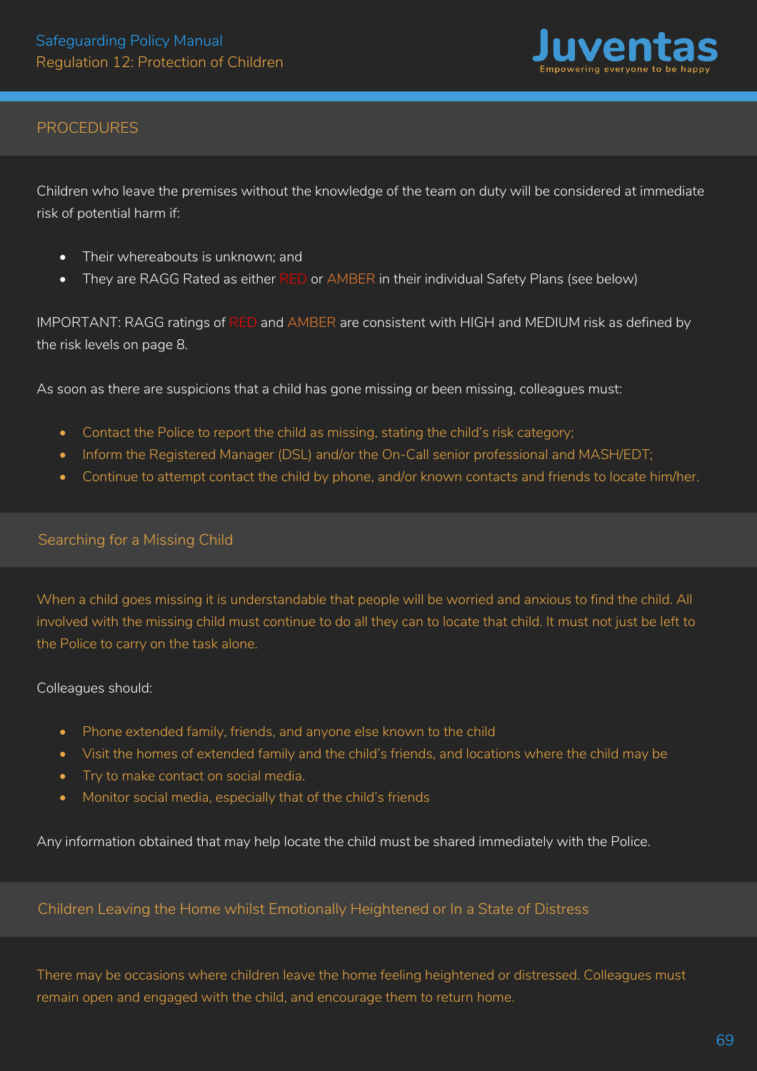## PROCEDURES

Children who leave the premises without the knowledge of the team on duty will be considered at immediate risk of potential harm if:

- Their whereabouts is unknown; and
- They are RAGG Rated as either RED or AMBER in their individual Safety Plans (see below)

IMPORTANT: RAGG ratings of RED and AMBER are consistent with HIGH and MEDIUM risk as defined by the risk levels on page 8.

As soon as there are suspicions that a child has gone missing or been missing, colleagues must:

- Contact the Police to report the child as missing, stating the child's risk category;
- Inform the Registered Manager (DSL) and/or the On-Call senior professional and MASH/EDT;
- Continue to attempt contact the child by phone, and/or known contacts and friends to locate him/her.

## Searching for a Missing Child

When a child goes missing it is understandable that people will be worried and anxious to find the child. All involved with the missing child must continue to do all they can to locate that child. It must not just be left to the Police to carry on the task alone.

Colleagues should:

- Phone extended family, friends, and anyone else known to the child
- Visit the homes of extended family and the child's friends, and locations where the child may be
- Try to make contact on social media.
- Monitor social media, especially that of the child's friends

Any information obtained that may help locate the child must be shared immediately with the Police.

## Children Leaving the Home whilst Emotionally Heightened or In a State of Distress

There may be occasions where children leave the home feeling heightened or distressed. Colleagues must remain open and engaged with the child, and encourage them to return home.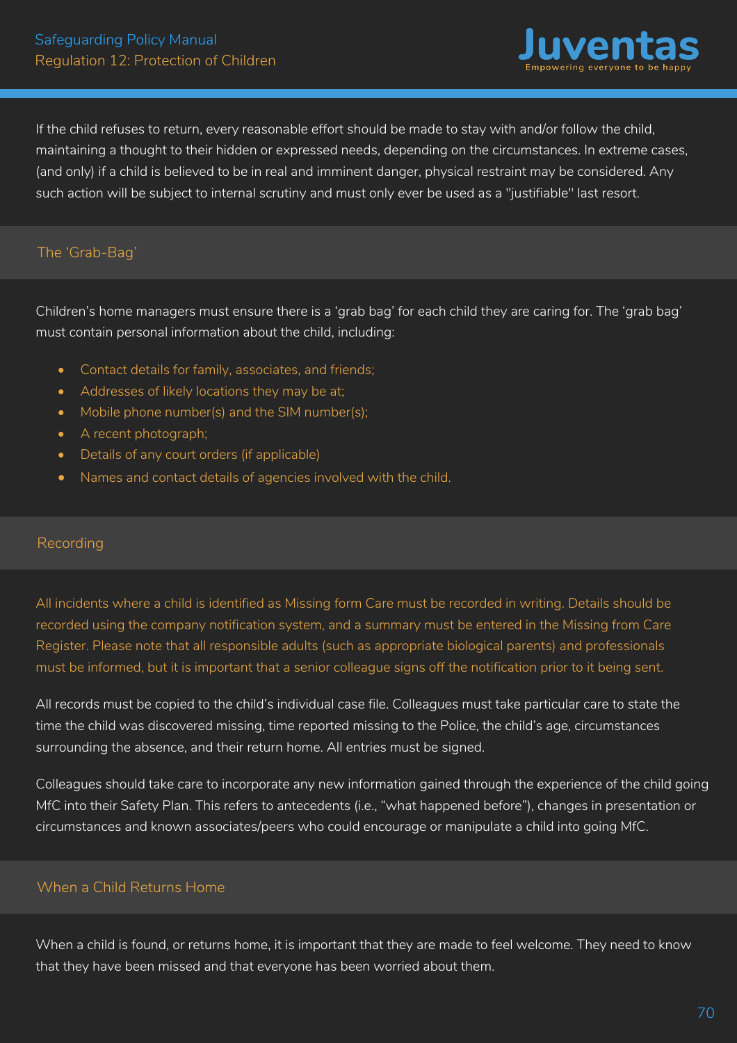If the child refuses to return, every reasonable effort should be made to stay with and/or follow the child, maintaining a thought to their hidden or expressed needs, depending on the circumstances. In extreme cases, (and only) if a child is believed to be in real and imminent danger, physical restraint may be considered. Any such action will be subject to internal scrutiny and must only ever be used as a "justifiable" last resort.

## The 'Grab-Bag'

Children's home managers must ensure there is a 'grab bag' for each child they are caring for. The 'grab bag' must contain personal information about the child, including:

- Contact details for family, associates, and friends;
- Addresses of likely locations they may be at;
- Mobile phone number(s) and the SIM number(s);
- A recent photograph;
- Details of any court orders (if applicable)
- Names and contact details of agencies involved with the child.

## Recording

All incidents where a child is identified as Missing form Care must be recorded in writing. Details should be recorded using the company notification system, and a summary must be entered in the Missing from Care Register. Please note that all responsible adults (such as appropriate biological parents) and professionals must be informed, but it is important that a senior colleague signs off the notification prior to it being sent.

All records must be copied to the child's individual case file. Colleagues must take particular care to state the time the child was discovered missing, time reported missing to the Police, the child's age, circumstances surrounding the absence, and their return home. All entries must be signed.

Colleagues should take care to incorporate any new information gained through the experience of the child going MfC into their Safety Plan. This refers to antecedents (i.e., "what happened before"), changes in presentation or circumstances and known associates/peers who could encourage or manipulate a child into going MfC.

## When a Child Returns Home

When a child is found, or returns home, it is important that they are made to feel welcome. They need to know that they have been missed and that everyone has been worried about them.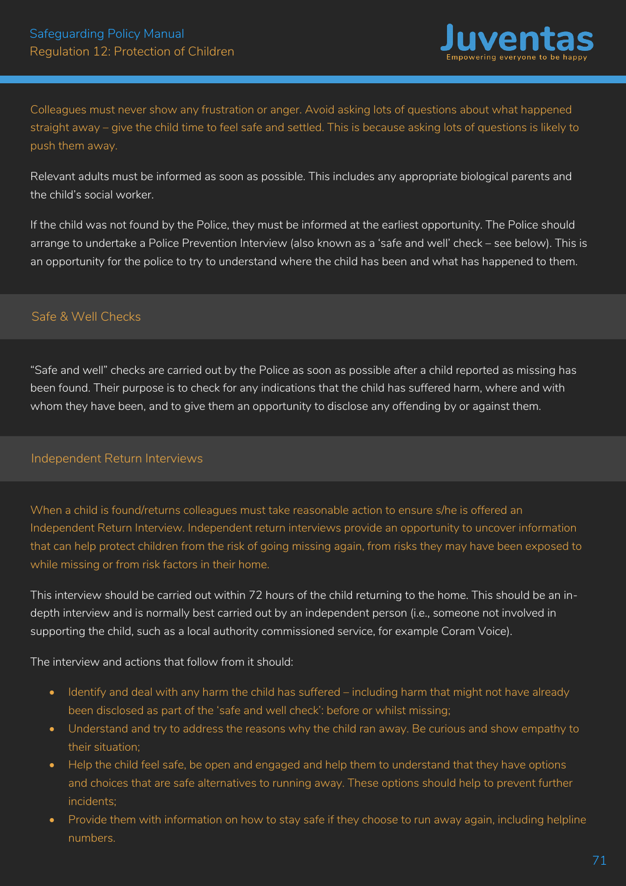Colleagues must never show any frustration or anger. Avoid asking lots of questions about what happened straight away – give the child time to feel safe and settled. This is because asking lots of questions is likely to push them away.

Relevant adults must be informed as soon as possible. This includes any appropriate biological parents and the child's social worker.

If the child was not found by the Police, they must be informed at the earliest opportunity. The Police should arrange to undertake a Police Prevention Interview (also known as a 'safe and well' check – see below). This is an opportunity for the police to try to understand where the child has been and what has happened to them.

## Safe & Well Checks

"Safe and well" checks are carried out by the Police as soon as possible after a child reported as missing has been found. Their purpose is to check for any indications that the child has suffered harm, where and with whom they have been, and to give them an opportunity to disclose any offending by or against them.

## Independent Return Interviews

When a child is found/returns colleagues must take reasonable action to ensure s/he is offered an Independent Return Interview. Independent return interviews provide an opportunity to uncover information that can help protect children from the risk of going missing again, from risks they may have been exposed to while missing or from risk factors in their home.

This interview should be carried out within 72 hours of the child returning to the home. This should be an in-depth interview and is normally best carried out by an independent person (i.e., someone not involved in supporting the child, such as a local authority commissioned service, for example Coram Voice).

The interview and actions that follow from it should:

- Identify and deal with any harm the child has suffered – including harm that might not have already been disclosed as part of the 'safe and well check': before or whilst missing;
- Understand and try to address the reasons why the child ran away. Be curious and show empathy to their situation;
- Help the child feel safe, be open and engaged and help them to understand that they have options and choices that are safe alternatives to running away. These options should help to prevent further incidents;
- Provide them with information on how to stay safe if they choose to run away again, including helpline numbers.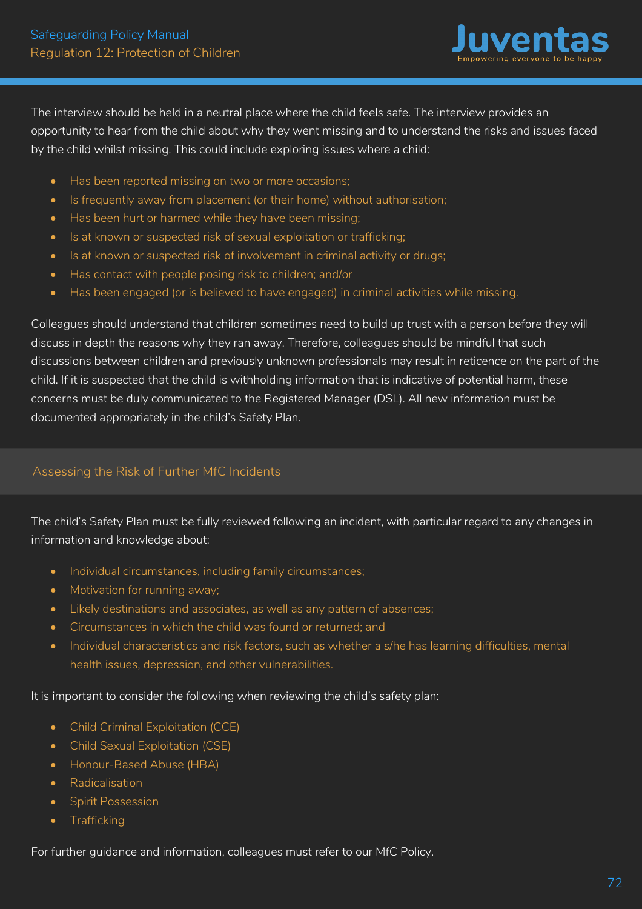The interview should be held in a neutral place where the child feels safe. The interview provides an opportunity to hear from the child about why they went missing and to understand the risks and issues faced by the child whilst missing. This could include exploring issues where a child:

- Has been reported missing on two or more occasions;
- Is frequently away from placement (or their home) without authorisation;
- Has been hurt or harmed while they have been missing;
- Is at known or suspected risk of sexual exploitation or trafficking;
- Is at known or suspected risk of involvement in criminal activity or drugs;
- Has contact with people posing risk to children; and/or
- Has been engaged (or is believed to have engaged) in criminal activities while missing.

Colleagues should understand that children sometimes need to build up trust with a person before they will discuss in depth the reasons why they ran away. Therefore, colleagues should be mindful that such discussions between children and previously unknown professionals may result in reticence on the part of the child. If it is suspected that the child is withholding information that is indicative of potential harm, these concerns must be duly communicated to the Registered Manager (DSL). All new information must be documented appropriately in the child's Safety Plan.

## Assessing the Risk of Further MfC Incidents

The child's Safety Plan must be fully reviewed following an incident, with particular regard to any changes in information and knowledge about:

- Individual circumstances, including family circumstances;
- Motivation for running away;
- Likely destinations and associates, as well as any pattern of absences;
- Circumstances in which the child was found or returned; and
- Individual characteristics and risk factors, such as whether a s/he has learning difficulties, mental health issues, depression, and other vulnerabilities.

It is important to consider the following when reviewing the child's safety plan:

- Child Criminal Exploitation (CCE)
- Child Sexual Exploitation (CSE)
- Honour-Based Abuse (HBA)
- Radicalisation
- Spirit Possession
- Trafficking

For further guidance and information, colleagues must refer to our MfC Policy.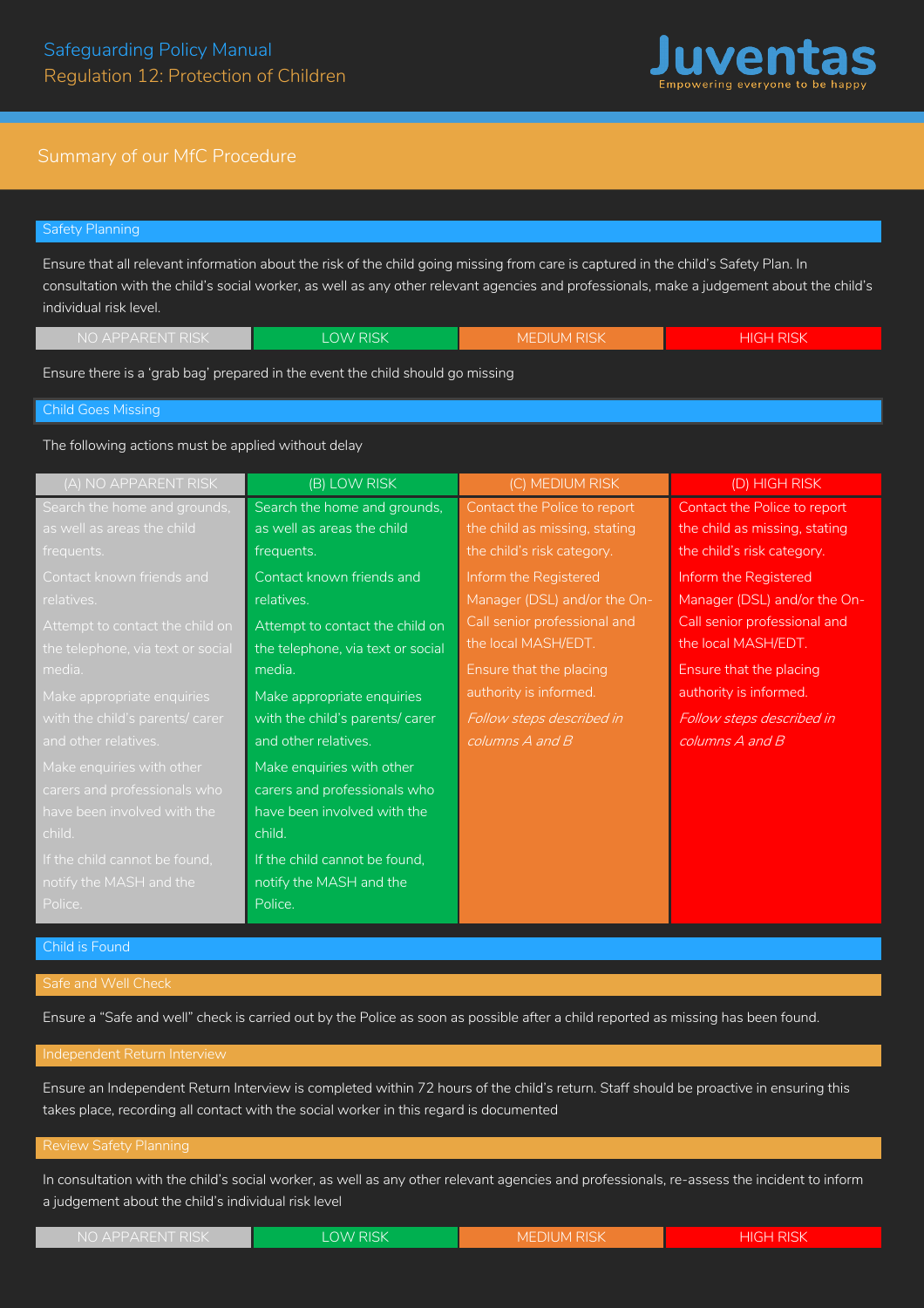## Summary of our MfC Procedure

### Safety Planning

Ensure that all relevant information about the risk of the child going missing from care is captured in the child's Safety Plan. In consultation with the child's social worker, as well as any other relevant agencies and professionals, make a judgement about the child's individual risk level.

| NO APPARENT RISK | LOW RISK | MEDIUM RISK | HIGH RISK |
| --- | --- | --- | --- |

Ensure there is a 'grab bag' prepared in the event the child should go missing

### Child Goes Missing

The following actions must be applied without delay

| (A) NO APPARENT RISK | (B) LOW RISK | (C) MEDIUM RISK | (D) HIGH RISK |
| --- | --- | --- | --- |
| Search the home and grounds, as well as areas the child frequents.<br>Contact known friends and relatives.<br>Attempt to contact the child on the telephone, via text or social media.<br>Make appropriate enquiries with the child's parents/ carer and other relatives.<br>Make enquiries with other carers and professionals who have been involved with the child.<br>If the child cannot be found, notify the MASH and the Police. | Search the home and grounds, as well as areas the child frequents.<br>Contact known friends and relatives.<br>Attempt to contact the child on the telephone, via text or social media.<br>Make appropriate enquiries with the child's parents/ carer and other relatives.<br>Make enquiries with other carers and professionals who have been involved with the child.<br>If the child cannot be found, notify the MASH and the Police. | Contact the Police to report the child as missing, stating the child's risk category.<br>Inform the Registered Manager (DSL) and/or the On-Call senior professional and the local MASH/EDT.<br>Ensure that the placing authority is informed.<br>*Follow steps described in columns A and B* | Contact the Police to report the child as missing, stating the child's risk category.<br>Inform the Registered Manager (DSL) and/or the On-Call senior professional and the local MASH/EDT.<br>Ensure that the placing authority is informed.<br>*Follow steps described in columns A and B* |

### Child is Found

#### Safe and Well Check

Ensure a "Safe and well" check is carried out by the Police as soon as possible after a child reported as missing has been found.

#### Independent Return Interview

Ensure an Independent Return Interview is completed within 72 hours of the child's return. Staff should be proactive in ensuring this takes place, recording all contact with the social worker in this regard is documented

#### Review Safety Planning

In consultation with the child's social worker, as well as any other relevant agencies and professionals, re-assess the incident to inform a judgement about the child's individual risk level

| NO APPARENT RISK | LOW RISK | MEDIUM RISK | HIGH RISK |
| --- | --- | --- | --- |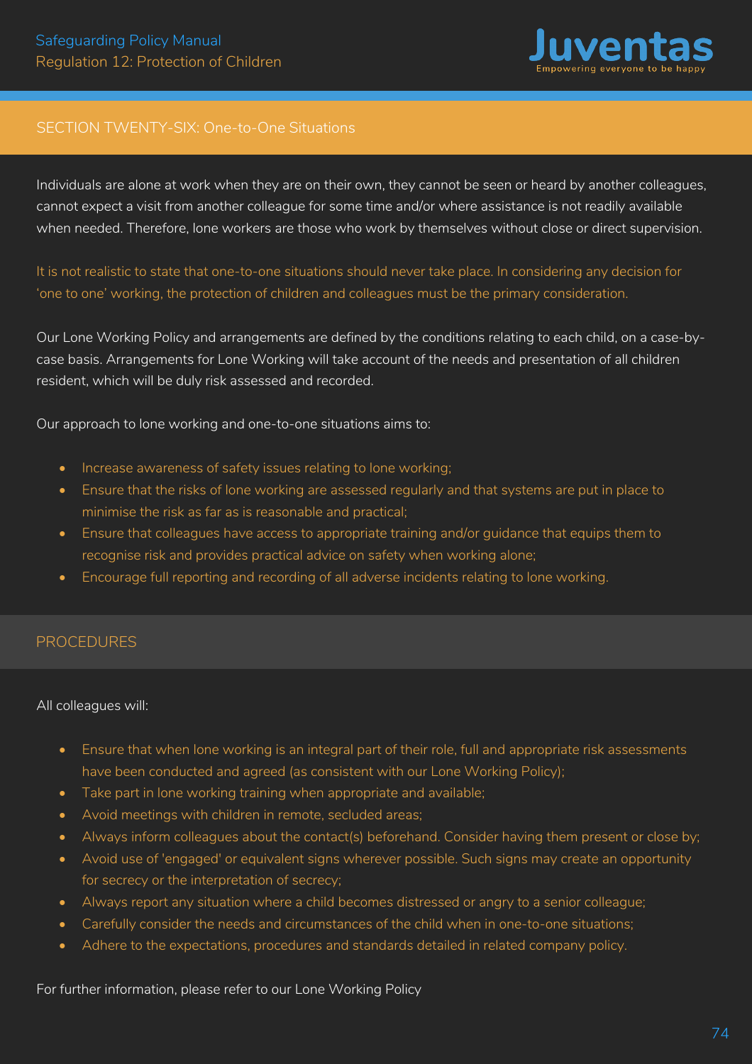## SECTION TWENTY-SIX: One-to-One Situations

Individuals are alone at work when they are on their own, they cannot be seen or heard by another colleagues, cannot expect a visit from another colleague for some time and/or where assistance is not readily available when needed. Therefore, lone workers are those who work by themselves without close or direct supervision.

It is not realistic to state that one-to-one situations should never take place. In considering any decision for 'one to one' working, the protection of children and colleagues must be the primary consideration.

Our Lone Working Policy and arrangements are defined by the conditions relating to each child, on a case-by-case basis. Arrangements for Lone Working will take account of the needs and presentation of all children resident, which will be duly risk assessed and recorded.

Our approach to lone working and one-to-one situations aims to:

- Increase awareness of safety issues relating to lone working;
- Ensure that the risks of lone working are assessed regularly and that systems are put in place to minimise the risk as far as is reasonable and practical;
- Ensure that colleagues have access to appropriate training and/or guidance that equips them to recognise risk and provides practical advice on safety when working alone;
- Encourage full reporting and recording of all adverse incidents relating to lone working.

## PROCEDURES

All colleagues will:

- Ensure that when lone working is an integral part of their role, full and appropriate risk assessments have been conducted and agreed (as consistent with our Lone Working Policy);
- Take part in lone working training when appropriate and available;
- Avoid meetings with children in remote, secluded areas;
- Always inform colleagues about the contact(s) beforehand. Consider having them present or close by;
- Avoid use of 'engaged' or equivalent signs wherever possible. Such signs may create an opportunity for secrecy or the interpretation of secrecy;
- Always report any situation where a child becomes distressed or angry to a senior colleague;
- Carefully consider the needs and circumstances of the child when in one-to-one situations;
- Adhere to the expectations, procedures and standards detailed in related company policy.

For further information, please refer to our Lone Working Policy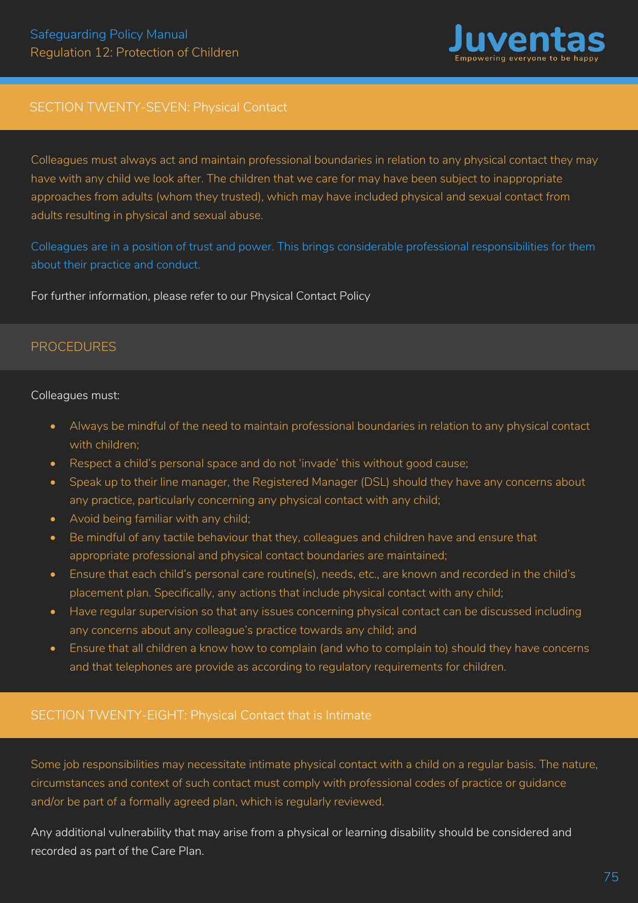## SECTION TWENTY-SEVEN: Physical Contact

Colleagues must always act and maintain professional boundaries in relation to any physical contact they may have with any child we look after. The children that we care for may have been subject to inappropriate approaches from adults (whom they trusted), which may have included physical and sexual contact from adults resulting in physical and sexual abuse.

Colleagues are in a position of trust and power. This brings considerable professional responsibilities for them about their practice and conduct.

For further information, please refer to our Physical Contact Policy

### PROCEDURES

Colleagues must:

- Always be mindful of the need to maintain professional boundaries in relation to any physical contact with children;
- Respect a child's personal space and do not 'invade' this without good cause;
- Speak up to their line manager, the Registered Manager (DSL) should they have any concerns about any practice, particularly concerning any physical contact with any child;
- Avoid being familiar with any child;
- Be mindful of any tactile behaviour that they, colleagues and children have and ensure that appropriate professional and physical contact boundaries are maintained;
- Ensure that each child's personal care routine(s), needs, etc., are known and recorded in the child's placement plan. Specifically, any actions that include physical contact with any child;
- Have regular supervision so that any issues concerning physical contact can be discussed including any concerns about any colleague's practice towards any child; and
- Ensure that all children a know how to complain (and who to complain to) should they have concerns and that telephones are provide as according to regulatory requirements for children.

## SECTION TWENTY-EIGHT: Physical Contact that is Intimate

Some job responsibilities may necessitate intimate physical contact with a child on a regular basis. The nature, circumstances and context of such contact must comply with professional codes of practice or guidance and/or be part of a formally agreed plan, which is regularly reviewed.

Any additional vulnerability that may arise from a physical or learning disability should be considered and recorded as part of the Care Plan.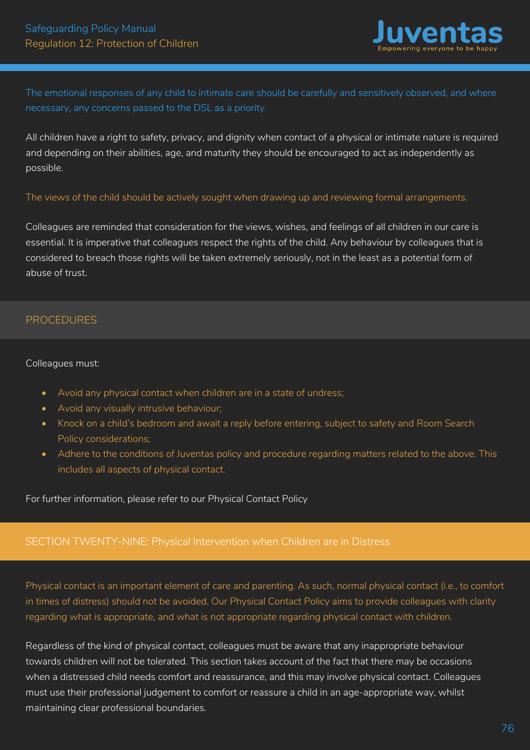The emotional responses of any child to intimate care should be carefully and sensitively observed, and where necessary, any concerns passed to the DSL as a priority.

All children have a right to safety, privacy, and dignity when contact of a physical or intimate nature is required and depending on their abilities, age, and maturity they should be encouraged to act as independently as possible.

The views of the child should be actively sought when drawing up and reviewing formal arrangements.

Colleagues are reminded that consideration for the views, wishes, and feelings of all children in our care is essential. It is imperative that colleagues respect the rights of the child. Any behaviour by colleagues that is considered to breach those rights will be taken extremely seriously, not in the least as a potential form of abuse of trust.

## PROCEDURES

Colleagues must:

- Avoid any physical contact when children are in a state of undress;
- Avoid any visually intrusive behaviour;
- Knock on a child's bedroom and await a reply before entering, subject to safety and Room Search Policy considerations;
- Adhere to the conditions of Juventas policy and procedure regarding matters related to the above. This includes all aspects of physical contact.

For further information, please refer to our Physical Contact Policy

## SECTION TWENTY-NINE: Physical Intervention when Children are in Distress

Physical contact is an important element of care and parenting. As such, normal physical contact (i.e., to comfort in times of distress) should not be avoided. Our Physical Contact Policy aims to provide colleagues with clarity regarding what is appropriate, and what is not appropriate regarding physical contact with children.

Regardless of the kind of physical contact, colleagues must be aware that any inappropriate behaviour towards children will not be tolerated. This section takes account of the fact that there may be occasions when a distressed child needs comfort and reassurance, and this may involve physical contact. Colleagues must use their professional judgement to comfort or reassure a child in an age-appropriate way, whilst maintaining clear professional boundaries.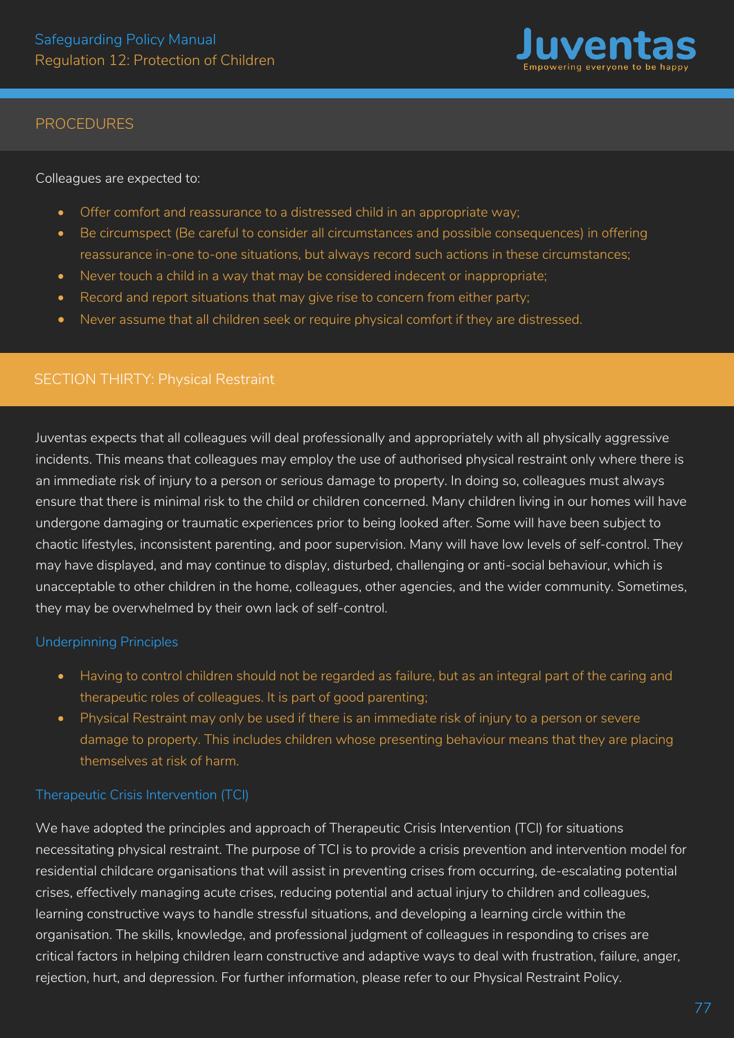## PROCEDURES

Colleagues are expected to:

- Offer comfort and reassurance to a distressed child in an appropriate way;
- Be circumspect (Be careful to consider all circumstances and possible consequences) in offering reassurance in-one to-one situations, but always record such actions in these circumstances;
- Never touch a child in a way that may be considered indecent or inappropriate;
- Record and report situations that may give rise to concern from either party;
- Never assume that all children seek or require physical comfort if they are distressed.

## SECTION THIRTY: Physical Restraint

Juventas expects that all colleagues will deal professionally and appropriately with all physically aggressive incidents. This means that colleagues may employ the use of authorised physical restraint only where there is an immediate risk of injury to a person or serious damage to property. In doing so, colleagues must always ensure that there is minimal risk to the child or children concerned. Many children living in our homes will have undergone damaging or traumatic experiences prior to being looked after. Some will have been subject to chaotic lifestyles, inconsistent parenting, and poor supervision. Many will have low levels of self-control. They may have displayed, and may continue to display, disturbed, challenging or anti-social behaviour, which is unacceptable to other children in the home, colleagues, other agencies, and the wider community. Sometimes, they may be overwhelmed by their own lack of self-control.

### Underpinning Principles

- Having to control children should not be regarded as failure, but as an integral part of the caring and therapeutic roles of colleagues. It is part of good parenting;
- Physical Restraint may only be used if there is an immediate risk of injury to a person or severe damage to property. This includes children whose presenting behaviour means that they are placing themselves at risk of harm.

### Therapeutic Crisis Intervention (TCI)

We have adopted the principles and approach of Therapeutic Crisis Intervention (TCI) for situations necessitating physical restraint. The purpose of TCI is to provide a crisis prevention and intervention model for residential childcare organisations that will assist in preventing crises from occurring, de-escalating potential crises, effectively managing acute crises, reducing potential and actual injury to children and colleagues, learning constructive ways to handle stressful situations, and developing a learning circle within the organisation. The skills, knowledge, and professional judgment of colleagues in responding to crises are critical factors in helping children learn constructive and adaptive ways to deal with frustration, failure, anger, rejection, hurt, and depression. For further information, please refer to our Physical Restraint Policy.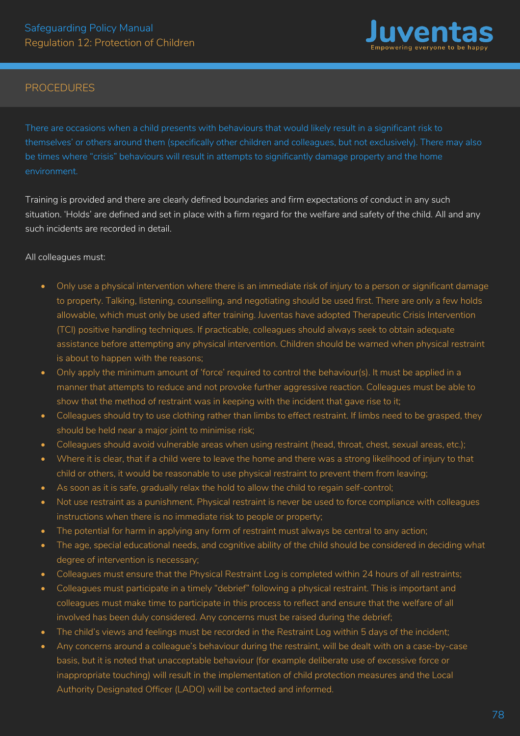## PROCEDURES

There are occasions when a child presents with behaviours that would likely result in a significant risk to themselves' or others around them (specifically other children and colleagues, but not exclusively). There may also be times where "crisis" behaviours will result in attempts to significantly damage property and the home environment.

Training is provided and there are clearly defined boundaries and firm expectations of conduct in any such situation. 'Holds' are defined and set in place with a firm regard for the welfare and safety of the child. All and any such incidents are recorded in detail.

All colleagues must:

- Only use a physical intervention where there is an immediate risk of injury to a person or significant damage to property. Talking, listening, counselling, and negotiating should be used first. There are only a few holds allowable, which must only be used after training. Juventas have adopted Therapeutic Crisis Intervention (TCI) positive handling techniques. If practicable, colleagues should always seek to obtain adequate assistance before attempting any physical intervention. Children should be warned when physical restraint is about to happen with the reasons;
- Only apply the minimum amount of 'force' required to control the behaviour(s). It must be applied in a manner that attempts to reduce and not provoke further aggressive reaction. Colleagues must be able to show that the method of restraint was in keeping with the incident that gave rise to it;
- Colleagues should try to use clothing rather than limbs to effect restraint. If limbs need to be grasped, they should be held near a major joint to minimise risk;
- Colleagues should avoid vulnerable areas when using restraint (head, throat, chest, sexual areas, etc.);
- Where it is clear, that if a child were to leave the home and there was a strong likelihood of injury to that child or others, it would be reasonable to use physical restraint to prevent them from leaving;
- As soon as it is safe, gradually relax the hold to allow the child to regain self-control;
- Not use restraint as a punishment. Physical restraint is never be used to force compliance with colleagues instructions when there is no immediate risk to people or property;
- The potential for harm in applying any form of restraint must always be central to any action;
- The age, special educational needs, and cognitive ability of the child should be considered in deciding what degree of intervention is necessary;
- Colleagues must ensure that the Physical Restraint Log is completed within 24 hours of all restraints;
- Colleagues must participate in a timely "debrief" following a physical restraint. This is important and colleagues must make time to participate in this process to reflect and ensure that the welfare of all involved has been duly considered. Any concerns must be raised during the debrief;
- The child's views and feelings must be recorded in the Restraint Log within 5 days of the incident;
- Any concerns around a colleague's behaviour during the restraint, will be dealt with on a case-by-case basis, but it is noted that unacceptable behaviour (for example deliberate use of excessive force or inappropriate touching) will result in the implementation of child protection measures and the Local Authority Designated Officer (LADO) will be contacted and informed.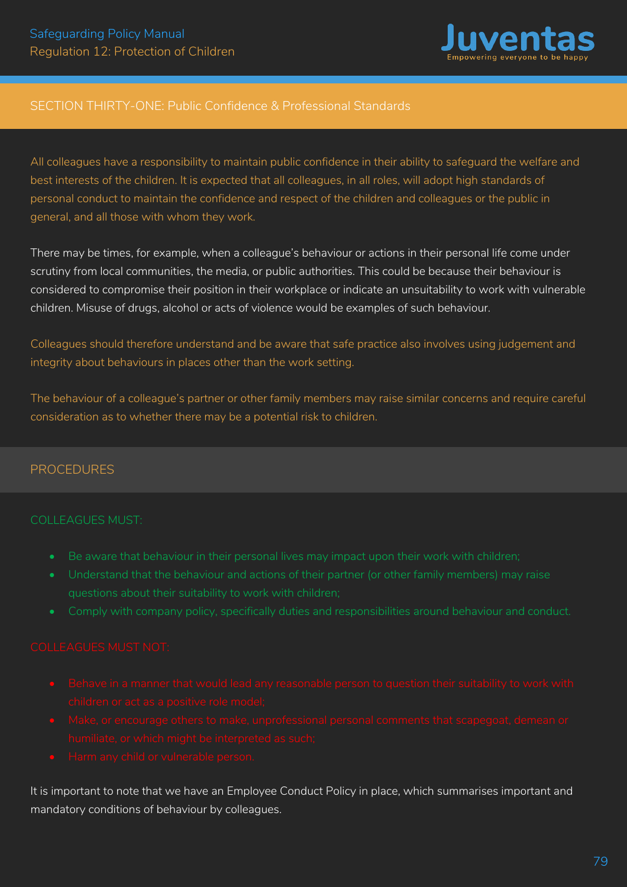## SECTION THIRTY-ONE: Public Confidence & Professional Standards

All colleagues have a responsibility to maintain public confidence in their ability to safeguard the welfare and best interests of the children. It is expected that all colleagues, in all roles, will adopt high standards of personal conduct to maintain the confidence and respect of the children and colleagues or the public in general, and all those with whom they work.

There may be times, for example, when a colleague's behaviour or actions in their personal life come under scrutiny from local communities, the media, or public authorities. This could be because their behaviour is considered to compromise their position in their workplace or indicate an unsuitability to work with vulnerable children. Misuse of drugs, alcohol or acts of violence would be examples of such behaviour.

Colleagues should therefore understand and be aware that safe practice also involves using judgement and integrity about behaviours in places other than the work setting.

The behaviour of a colleague's partner or other family members may raise similar concerns and require careful consideration as to whether there may be a potential risk to children.

### PROCEDURES

#### COLLEAGUES MUST:

- Be aware that behaviour in their personal lives may impact upon their work with children;
- Understand that the behaviour and actions of their partner (or other family members) may raise questions about their suitability to work with children;
- Comply with company policy, specifically duties and responsibilities around behaviour and conduct.

#### COLLEAGUES MUST NOT:

- Behave in a manner that would lead any reasonable person to question their suitability to work with children or act as a positive role model;
- Make, or encourage others to make, unprofessional personal comments that scapegoat, demean or humiliate, or which might be interpreted as such;
- Harm any child or vulnerable person.

It is important to note that we have an Employee Conduct Policy in place, which summarises important and mandatory conditions of behaviour by colleagues.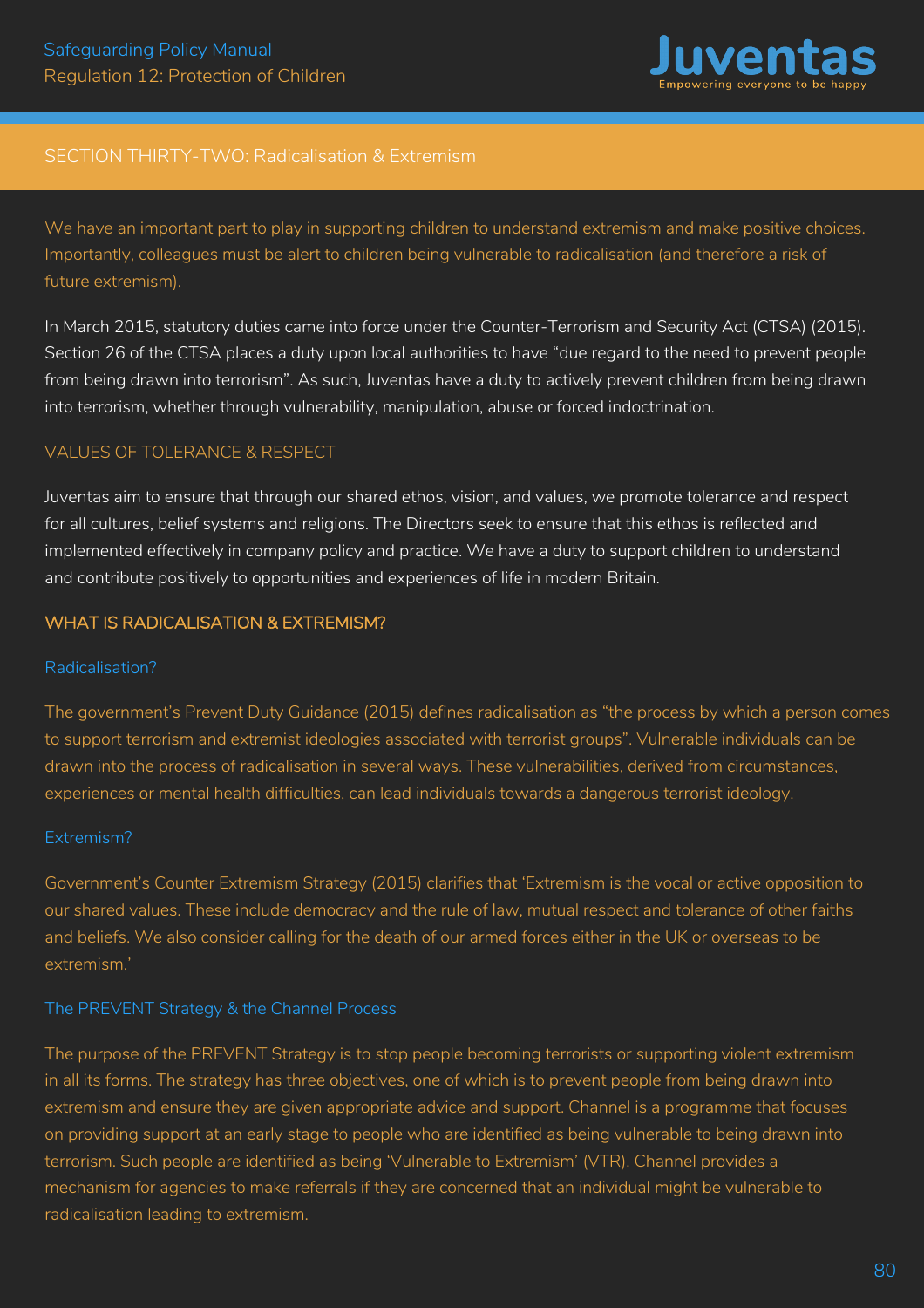## SECTION THIRTY-TWO: Radicalisation & Extremism

We have an important part to play in supporting children to understand extremism and make positive choices. Importantly, colleagues must be alert to children being vulnerable to radicalisation (and therefore a risk of future extremism).

In March 2015, statutory duties came into force under the Counter-Terrorism and Security Act (CTSA) (2015). Section 26 of the CTSA places a duty upon local authorities to have "due regard to the need to prevent people from being drawn into terrorism". As such, Juventas have a duty to actively prevent children from being drawn into terrorism, whether through vulnerability, manipulation, abuse or forced indoctrination.

### VALUES OF TOLERANCE & RESPECT

Juventas aim to ensure that through our shared ethos, vision, and values, we promote tolerance and respect for all cultures, belief systems and religions. The Directors seek to ensure that this ethos is reflected and implemented effectively in company policy and practice. We have a duty to support children to understand and contribute positively to opportunities and experiences of life in modern Britain.

### WHAT IS RADICALISATION & EXTREMISM?

#### Radicalisation?

The government's Prevent Duty Guidance (2015) defines radicalisation as "the process by which a person comes to support terrorism and extremist ideologies associated with terrorist groups". Vulnerable individuals can be drawn into the process of radicalisation in several ways. These vulnerabilities, derived from circumstances, experiences or mental health difficulties, can lead individuals towards a dangerous terrorist ideology.

#### Extremism?

Government's Counter Extremism Strategy (2015) clarifies that 'Extremism is the vocal or active opposition to our shared values. These include democracy and the rule of law, mutual respect and tolerance of other faiths and beliefs. We also consider calling for the death of our armed forces either in the UK or overseas to be extremism.'

#### The PREVENT Strategy & the Channel Process

The purpose of the PREVENT Strategy is to stop people becoming terrorists or supporting violent extremism in all its forms. The strategy has three objectives, one of which is to prevent people from being drawn into extremism and ensure they are given appropriate advice and support. Channel is a programme that focuses on providing support at an early stage to people who are identified as being vulnerable to being drawn into terrorism. Such people are identified as being 'Vulnerable to Extremism' (VTR). Channel provides a mechanism for agencies to make referrals if they are concerned that an individual might be vulnerable to radicalisation leading to extremism.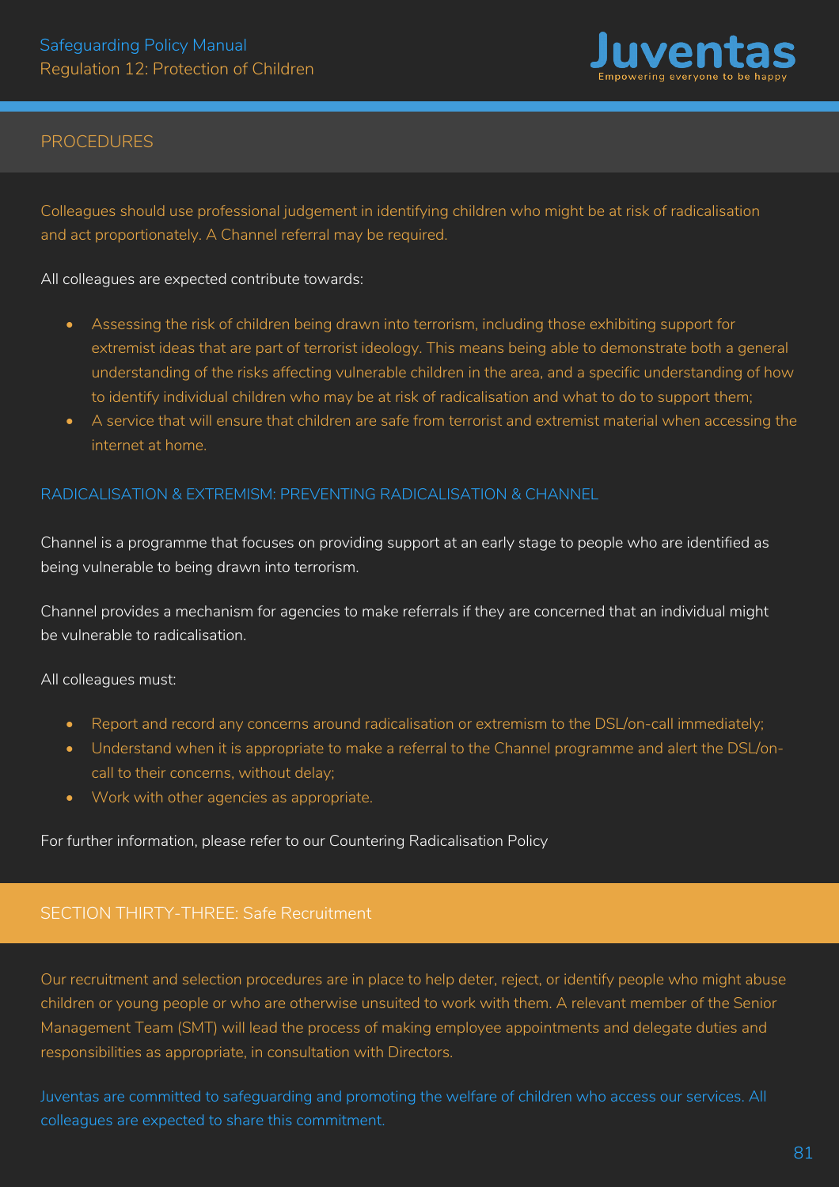## PROCEDURES

Colleagues should use professional judgement in identifying children who might be at risk of radicalisation and act proportionately. A Channel referral may be required.

All colleagues are expected contribute towards:

- Assessing the risk of children being drawn into terrorism, including those exhibiting support for extremist ideas that are part of terrorist ideology. This means being able to demonstrate both a general understanding of the risks affecting vulnerable children in the area, and a specific understanding of how to identify individual children who may be at risk of radicalisation and what to do to support them;
- A service that will ensure that children are safe from terrorist and extremist material when accessing the internet at home.

### RADICALISATION & EXTREMISM: PREVENTING RADICALISATION & CHANNEL

Channel is a programme that focuses on providing support at an early stage to people who are identified as being vulnerable to being drawn into terrorism.

Channel provides a mechanism for agencies to make referrals if they are concerned that an individual might be vulnerable to radicalisation.

All colleagues must:

- Report and record any concerns around radicalisation or extremism to the DSL/on-call immediately;
- Understand when it is appropriate to make a referral to the Channel programme and alert the DSL/on-call to their concerns, without delay;
- Work with other agencies as appropriate.

For further information, please refer to our Countering Radicalisation Policy

## SECTION THIRTY-THREE: Safe Recruitment

Our recruitment and selection procedures are in place to help deter, reject, or identify people who might abuse children or young people or who are otherwise unsuited to work with them. A relevant member of the Senior Management Team (SMT) will lead the process of making employee appointments and delegate duties and responsibilities as appropriate, in consultation with Directors.

Juventas are committed to safeguarding and promoting the welfare of children who access our services. All colleagues are expected to share this commitment.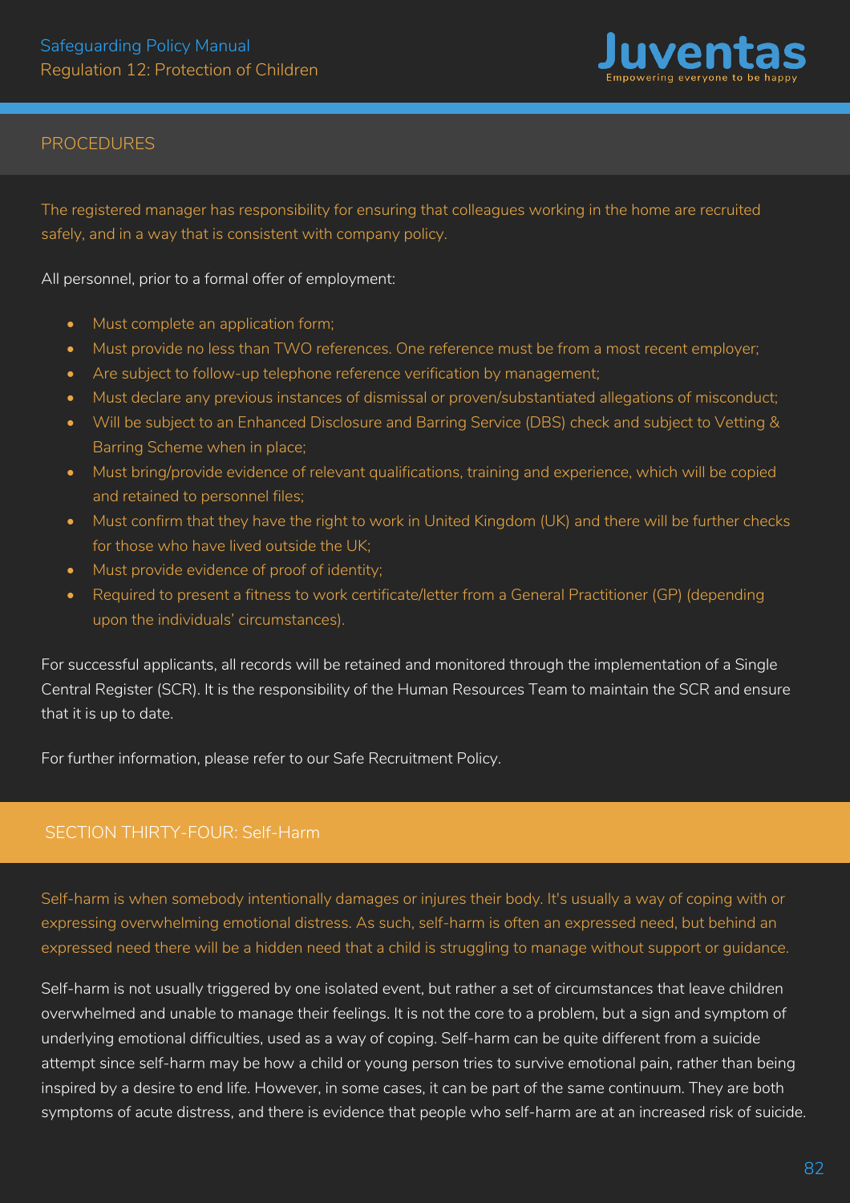## PROCEDURES

The registered manager has responsibility for ensuring that colleagues working in the home are recruited safely, and in a way that is consistent with company policy.

All personnel, prior to a formal offer of employment:

- Must complete an application form;
- Must provide no less than TWO references. One reference must be from a most recent employer;
- Are subject to follow-up telephone reference verification by management;
- Must declare any previous instances of dismissal or proven/substantiated allegations of misconduct;
- Will be subject to an Enhanced Disclosure and Barring Service (DBS) check and subject to Vetting & Barring Scheme when in place;
- Must bring/provide evidence of relevant qualifications, training and experience, which will be copied and retained to personnel files;
- Must confirm that they have the right to work in United Kingdom (UK) and there will be further checks for those who have lived outside the UK;
- Must provide evidence of proof of identity;
- Required to present a fitness to work certificate/letter from a General Practitioner (GP) (depending upon the individuals' circumstances).

For successful applicants, all records will be retained and monitored through the implementation of a Single Central Register (SCR). It is the responsibility of the Human Resources Team to maintain the SCR and ensure that it is up to date.

For further information, please refer to our Safe Recruitment Policy.

## SECTION THIRTY-FOUR: Self-Harm

Self-harm is when somebody intentionally damages or injures their body. It's usually a way of coping with or expressing overwhelming emotional distress. As such, self-harm is often an expressed need, but behind an expressed need there will be a hidden need that a child is struggling to manage without support or guidance.

Self-harm is not usually triggered by one isolated event, but rather a set of circumstances that leave children overwhelmed and unable to manage their feelings. It is not the core to a problem, but a sign and symptom of underlying emotional difficulties, used as a way of coping. Self-harm can be quite different from a suicide attempt since self-harm may be how a child or young person tries to survive emotional pain, rather than being inspired by a desire to end life. However, in some cases, it can be part of the same continuum. They are both symptoms of acute distress, and there is evidence that people who self-harm are at an increased risk of suicide.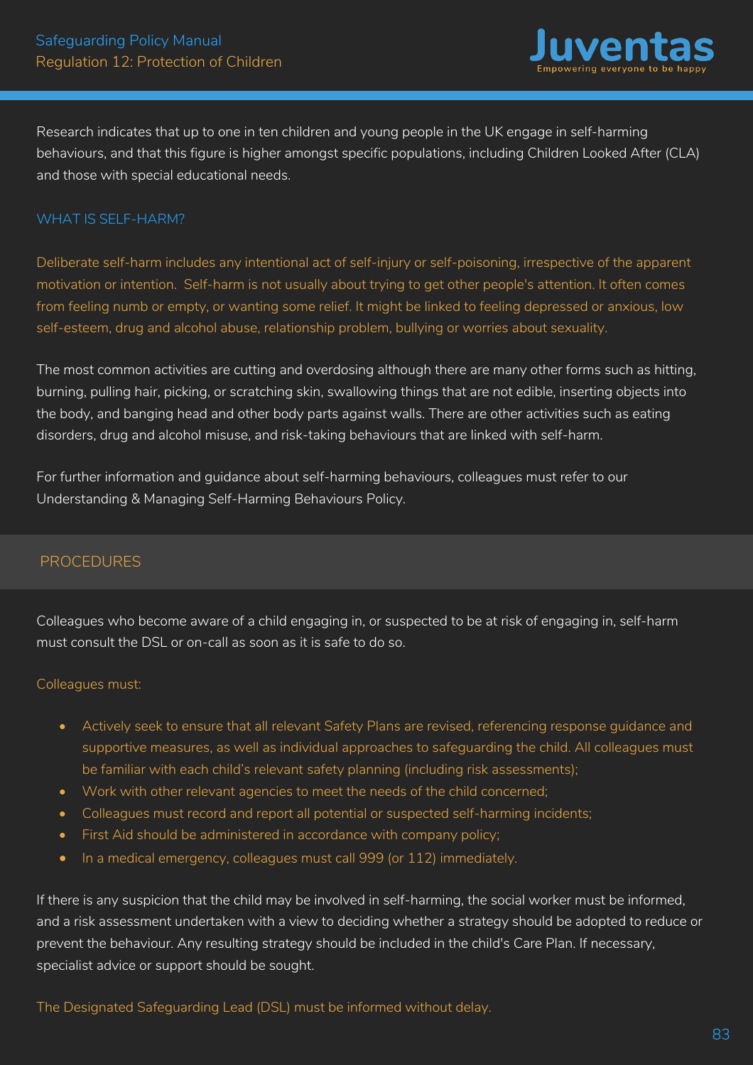Research indicates that up to one in ten children and young people in the UK engage in self-harming behaviours, and that this figure is higher amongst specific populations, including Children Looked After (CLA) and those with special educational needs.

### WHAT IS SELF-HARM?

Deliberate self-harm includes any intentional act of self-injury or self-poisoning, irrespective of the apparent motivation or intention. Self-harm is not usually about trying to get other people's attention. It often comes from feeling numb or empty, or wanting some relief. It might be linked to feeling depressed or anxious, low self-esteem, drug and alcohol abuse, relationship problem, bullying or worries about sexuality.

The most common activities are cutting and overdosing although there are many other forms such as hitting, burning, pulling hair, picking, or scratching skin, swallowing things that are not edible, inserting objects into the body, and banging head and other body parts against walls. There are other activities such as eating disorders, drug and alcohol misuse, and risk-taking behaviours that are linked with self-harm.

For further information and guidance about self-harming behaviours, colleagues must refer to our Understanding & Managing Self-Harming Behaviours Policy.

## PROCEDURES

Colleagues who become aware of a child engaging in, or suspected to be at risk of engaging in, self-harm must consult the DSL or on-call as soon as it is safe to do so.

Colleagues must:

- Actively seek to ensure that all relevant Safety Plans are revised, referencing response guidance and supportive measures, as well as individual approaches to safeguarding the child. All colleagues must be familiar with each child's relevant safety planning (including risk assessments);
- Work with other relevant agencies to meet the needs of the child concerned;
- Colleagues must record and report all potential or suspected self-harming incidents;
- First Aid should be administered in accordance with company policy;
- In a medical emergency, colleagues must call 999 (or 112) immediately.

If there is any suspicion that the child may be involved in self-harming, the social worker must be informed, and a risk assessment undertaken with a view to deciding whether a strategy should be adopted to reduce or prevent the behaviour. Any resulting strategy should be included in the child's Care Plan. If necessary, specialist advice or support should be sought.

The Designated Safeguarding Lead (DSL) must be informed without delay.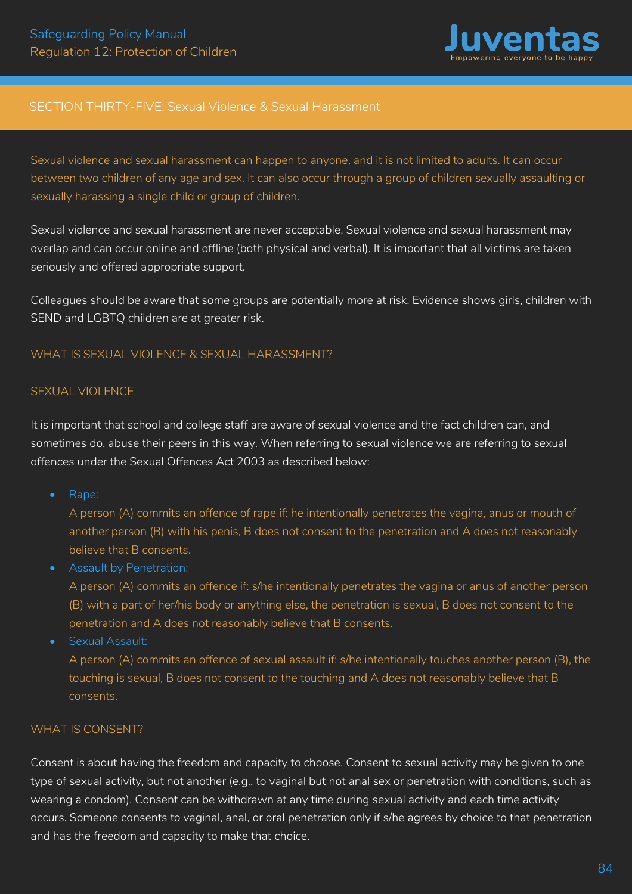## SECTION THIRTY-FIVE: Sexual Violence & Sexual Harassment

Sexual violence and sexual harassment can happen to anyone, and it is not limited to adults. It can occur between two children of any age and sex. It can also occur through a group of children sexually assaulting or sexually harassing a single child or group of children.

Sexual violence and sexual harassment are never acceptable. Sexual violence and sexual harassment may overlap and can occur online and offline (both physical and verbal). It is important that all victims are taken seriously and offered appropriate support.

Colleagues should be aware that some groups are potentially more at risk. Evidence shows girls, children with SEND and LGBTQ children are at greater risk.

### WHAT IS SEXUAL VIOLENCE & SEXUAL HARASSMENT?

### SEXUAL VIOLENCE

It is important that school and college staff are aware of sexual violence and the fact children can, and sometimes do, abuse their peers in this way. When referring to sexual violence we are referring to sexual offences under the Sexual Offences Act 2003 as described below:

- Rape:
  A person (A) commits an offence of rape if: he intentionally penetrates the vagina, anus or mouth of another person (B) with his penis, B does not consent to the penetration and A does not reasonably believe that B consents.
- Assault by Penetration:
  A person (A) commits an offence if: s/he intentionally penetrates the vagina or anus of another person (B) with a part of her/his body or anything else, the penetration is sexual, B does not consent to the penetration and A does not reasonably believe that B consents.
- Sexual Assault:
  A person (A) commits an offence of sexual assault if: s/he intentionally touches another person (B), the touching is sexual, B does not consent to the touching and A does not reasonably believe that B consents.

### WHAT IS CONSENT?

Consent is about having the freedom and capacity to choose. Consent to sexual activity may be given to one type of sexual activity, but not another (e.g., to vaginal but not anal sex or penetration with conditions, such as wearing a condom). Consent can be withdrawn at any time during sexual activity and each time activity occurs. Someone consents to vaginal, anal, or oral penetration only if s/he agrees by choice to that penetration and has the freedom and capacity to make that choice.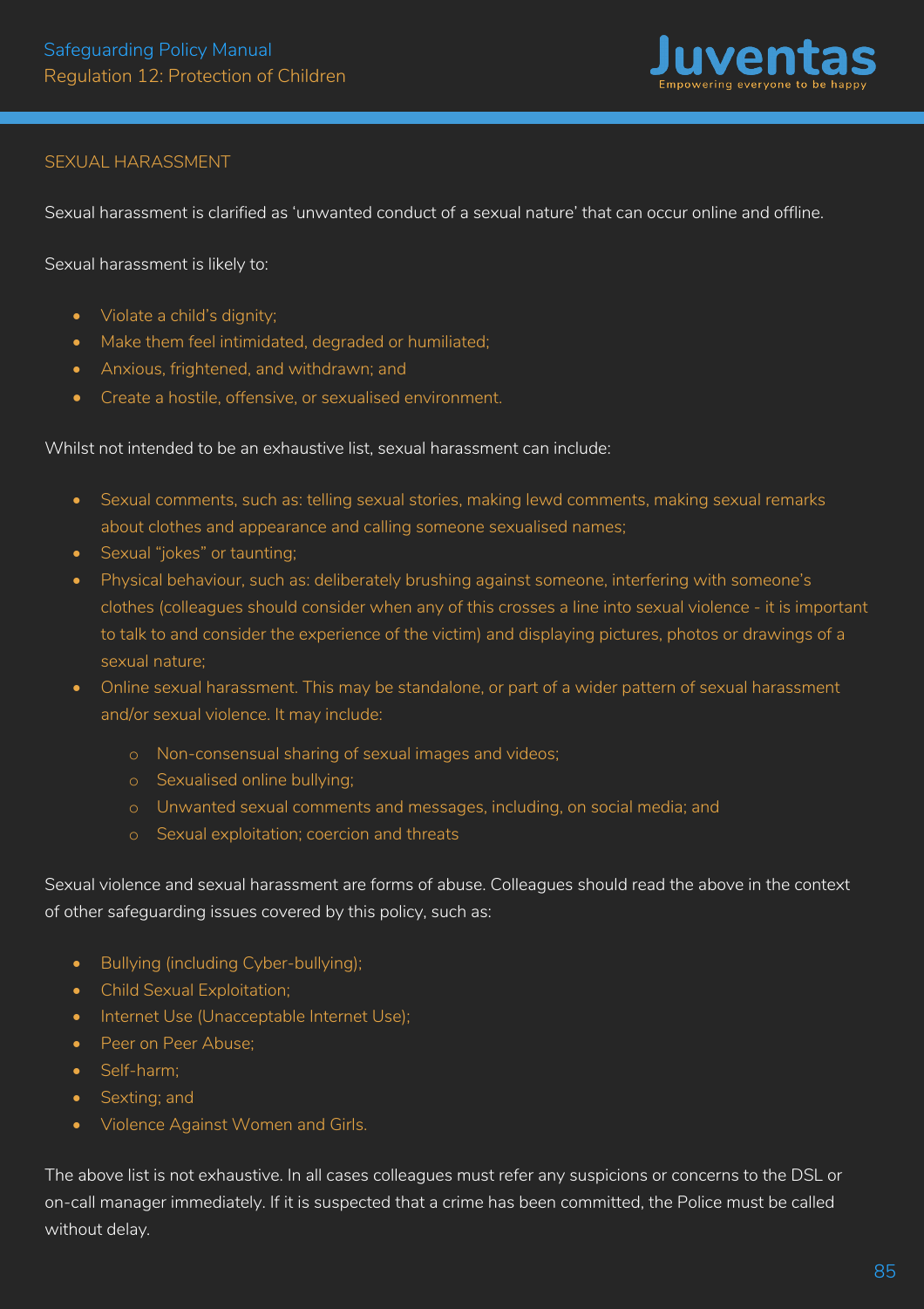## SEXUAL HARASSMENT

Sexual harassment is clarified as 'unwanted conduct of a sexual nature' that can occur online and offline.

Sexual harassment is likely to:

- Violate a child's dignity;
- Make them feel intimidated, degraded or humiliated;
- Anxious, frightened, and withdrawn; and
- Create a hostile, offensive, or sexualised environment.

Whilst not intended to be an exhaustive list, sexual harassment can include:

- Sexual comments, such as: telling sexual stories, making lewd comments, making sexual remarks about clothes and appearance and calling someone sexualised names;
- Sexual "jokes" or taunting;
- Physical behaviour, such as: deliberately brushing against someone, interfering with someone's clothes (colleagues should consider when any of this crosses a line into sexual violence - it is important to talk to and consider the experience of the victim) and displaying pictures, photos or drawings of a sexual nature;
- Online sexual harassment. This may be standalone, or part of a wider pattern of sexual harassment and/or sexual violence. It may include:
    - Non-consensual sharing of sexual images and videos;
    - Sexualised online bullying;
    - Unwanted sexual comments and messages, including, on social media; and
    - Sexual exploitation; coercion and threats

Sexual violence and sexual harassment are forms of abuse. Colleagues should read the above in the context of other safeguarding issues covered by this policy, such as:

- Bullying (including Cyber-bullying);
- Child Sexual Exploitation;
- Internet Use (Unacceptable Internet Use);
- Peer on Peer Abuse;
- Self-harm;
- Sexting; and
- Violence Against Women and Girls.

The above list is not exhaustive. In all cases colleagues must refer any suspicions or concerns to the DSL or on-call manager immediately. If it is suspected that a crime has been committed, the Police must be called without delay.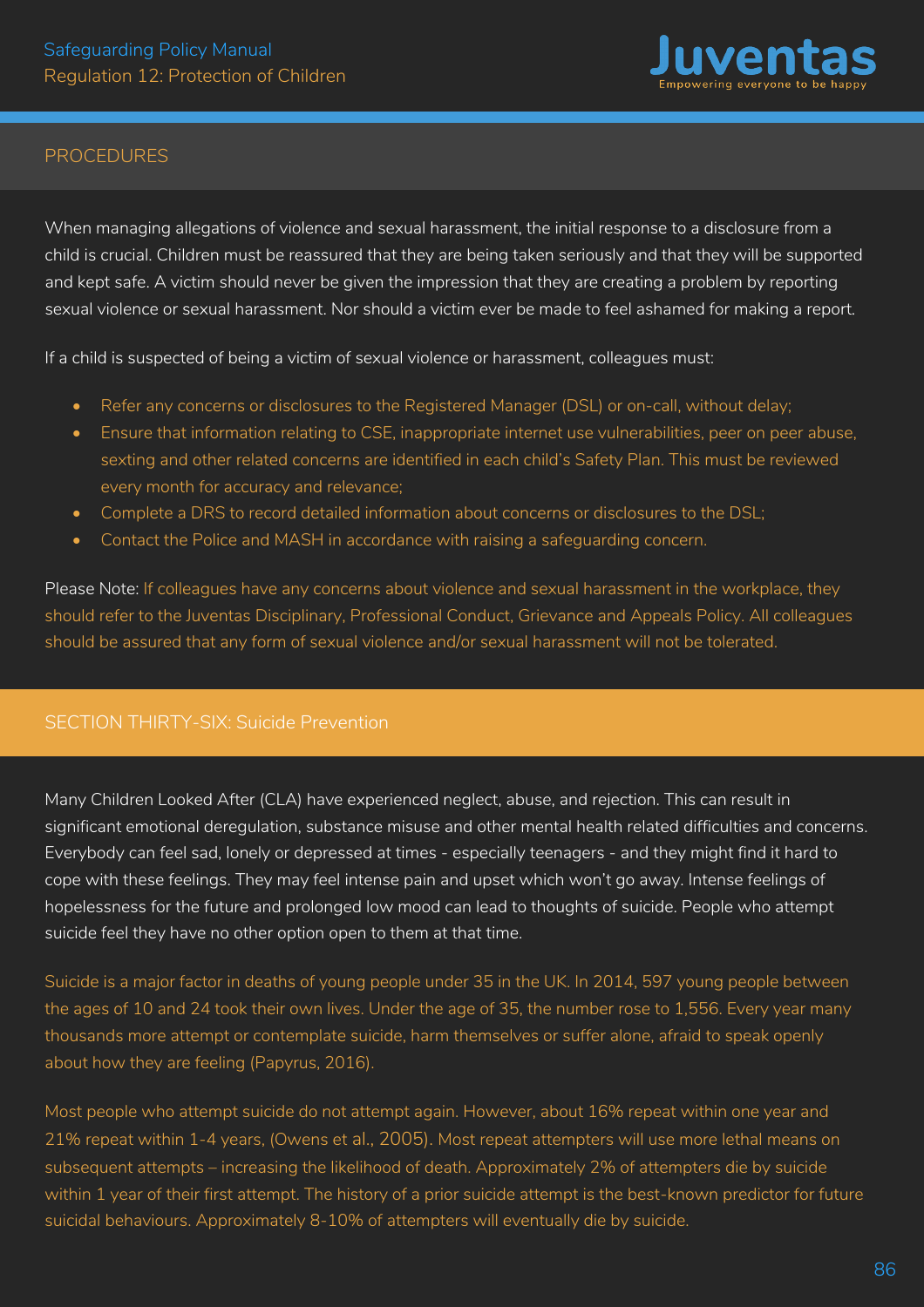## PROCEDURES

When managing allegations of violence and sexual harassment, the initial response to a disclosure from a child is crucial. Children must be reassured that they are being taken seriously and that they will be supported and kept safe. A victim should never be given the impression that they are creating a problem by reporting sexual violence or sexual harassment. Nor should a victim ever be made to feel ashamed for making a report.

If a child is suspected of being a victim of sexual violence or harassment, colleagues must:

- Refer any concerns or disclosures to the Registered Manager (DSL) or on-call, without delay;
- Ensure that information relating to CSE, inappropriate internet use vulnerabilities, peer on peer abuse, sexting and other related concerns are identified in each child's Safety Plan. This must be reviewed every month for accuracy and relevance;
- Complete a DRS to record detailed information about concerns or disclosures to the DSL;
- Contact the Police and MASH in accordance with raising a safeguarding concern.

Please Note: If colleagues have any concerns about violence and sexual harassment in the workplace, they should refer to the Juventas Disciplinary, Professional Conduct, Grievance and Appeals Policy. All colleagues should be assured that any form of sexual violence and/or sexual harassment will not be tolerated.

## SECTION THIRTY-SIX: Suicide Prevention

Many Children Looked After (CLA) have experienced neglect, abuse, and rejection. This can result in significant emotional deregulation, substance misuse and other mental health related difficulties and concerns. Everybody can feel sad, lonely or depressed at times - especially teenagers - and they might find it hard to cope with these feelings. They may feel intense pain and upset which won't go away. Intense feelings of hopelessness for the future and prolonged low mood can lead to thoughts of suicide. People who attempt suicide feel they have no other option open to them at that time.

Suicide is a major factor in deaths of young people under 35 in the UK. In 2014, 597 young people between the ages of 10 and 24 took their own lives. Under the age of 35, the number rose to 1,556. Every year many thousands more attempt or contemplate suicide, harm themselves or suffer alone, afraid to speak openly about how they are feeling (Papyrus, 2016).

Most people who attempt suicide do not attempt again. However, about 16% repeat within one year and 21% repeat within 1-4 years, (Owens et al., 2005). Most repeat attempters will use more lethal means on subsequent attempts – increasing the likelihood of death. Approximately 2% of attempters die by suicide within 1 year of their first attempt. The history of a prior suicide attempt is the best-known predictor for future suicidal behaviours. Approximately 8-10% of attempters will eventually die by suicide.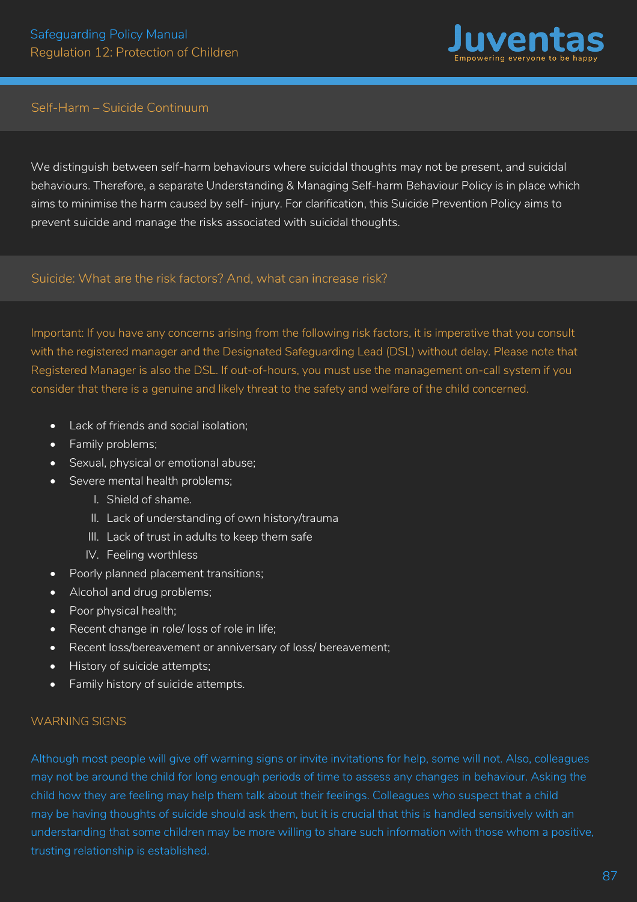## Self-Harm – Suicide Continuum

We distinguish between self-harm behaviours where suicidal thoughts may not be present, and suicidal behaviours. Therefore, a separate Understanding & Managing Self-harm Behaviour Policy is in place which aims to minimise the harm caused by self- injury. For clarification, this Suicide Prevention Policy aims to prevent suicide and manage the risks associated with suicidal thoughts.

## Suicide: What are the risk factors? And, what can increase risk?

Important: If you have any concerns arising from the following risk factors, it is imperative that you consult with the registered manager and the Designated Safeguarding Lead (DSL) without delay. Please note that Registered Manager is also the DSL. If out-of-hours, you must use the management on-call system if you consider that there is a genuine and likely threat to the safety and welfare of the child concerned.

- Lack of friends and social isolation;
- Family problems;
- Sexual, physical or emotional abuse;
- Severe mental health problems;
    1. Shield of shame.
    2. Lack of understanding of own history/trauma
    3. Lack of trust in adults to keep them safe
    4. Feeling worthless
- Poorly planned placement transitions;
- Alcohol and drug problems;
- Poor physical health;
- Recent change in role/ loss of role in life;
- Recent loss/bereavement or anniversary of loss/ bereavement;
- History of suicide attempts;
- Family history of suicide attempts.

### WARNING SIGNS

Although most people will give off warning signs or invite invitations for help, some will not. Also, colleagues may not be around the child for long enough periods of time to assess any changes in behaviour. Asking the child how they are feeling may help them talk about their feelings. Colleagues who suspect that a child may be having thoughts of suicide should ask them, but it is crucial that this is handled sensitively with an understanding that some children may be more willing to share such information with those whom a positive, trusting relationship is established.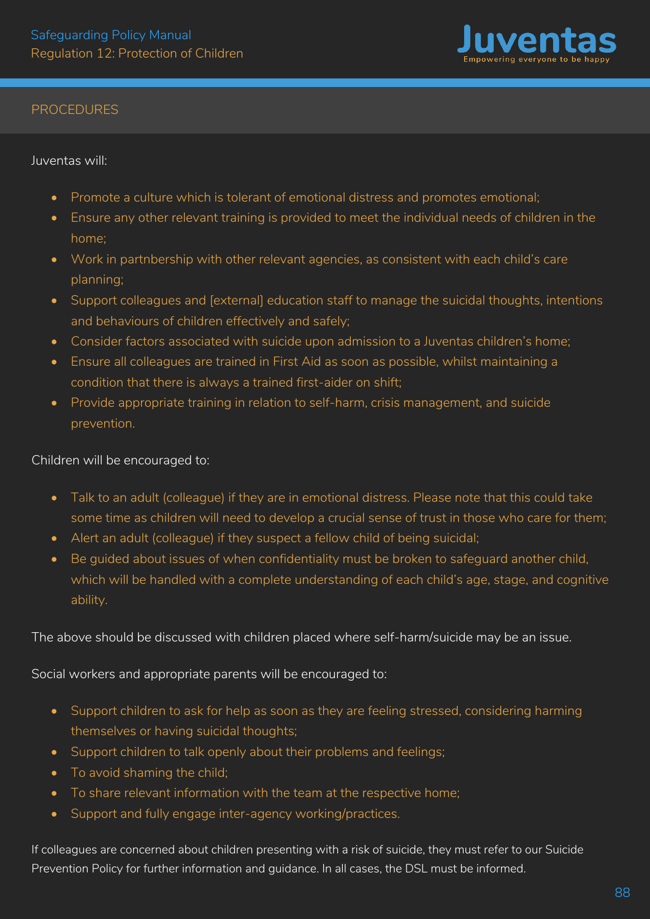## PROCEDURES

Juventas will:

- Promote a culture which is tolerant of emotional distress and promotes emotional;
- Ensure any other relevant training is provided to meet the individual needs of children in the home;
- Work in partnbership with other relevant agencies, as consistent with each child's care planning;
- Support colleagues and [external] education staff to manage the suicidal thoughts, intentions and behaviours of children effectively and safely;
- Consider factors associated with suicide upon admission to a Juventas children's home;
- Ensure all colleagues are trained in First Aid as soon as possible, whilst maintaining a condition that there is always a trained first-aider on shift;
- Provide appropriate training in relation to self-harm, crisis management, and suicide prevention.

Children will be encouraged to:

- Talk to an adult (colleague) if they are in emotional distress. Please note that this could take some time as children will need to develop a crucial sense of trust in those who care for them;
- Alert an adult (colleague) if they suspect a fellow child of being suicidal;
- Be guided about issues of when confidentiality must be broken to safeguard another child, which will be handled with a complete understanding of each child's age, stage, and cognitive ability.

The above should be discussed with children placed where self-harm/suicide may be an issue.

Social workers and appropriate parents will be encouraged to:

- Support children to ask for help as soon as they are feeling stressed, considering harming themselves or having suicidal thoughts;
- Support children to talk openly about their problems and feelings;
- To avoid shaming the child;
- To share relevant information with the team at the respective home;
- Support and fully engage inter-agency working/practices.

If colleagues are concerned about children presenting with a risk of suicide, they must refer to our Suicide Prevention Policy for further information and guidance. In all cases, the DSL must be informed.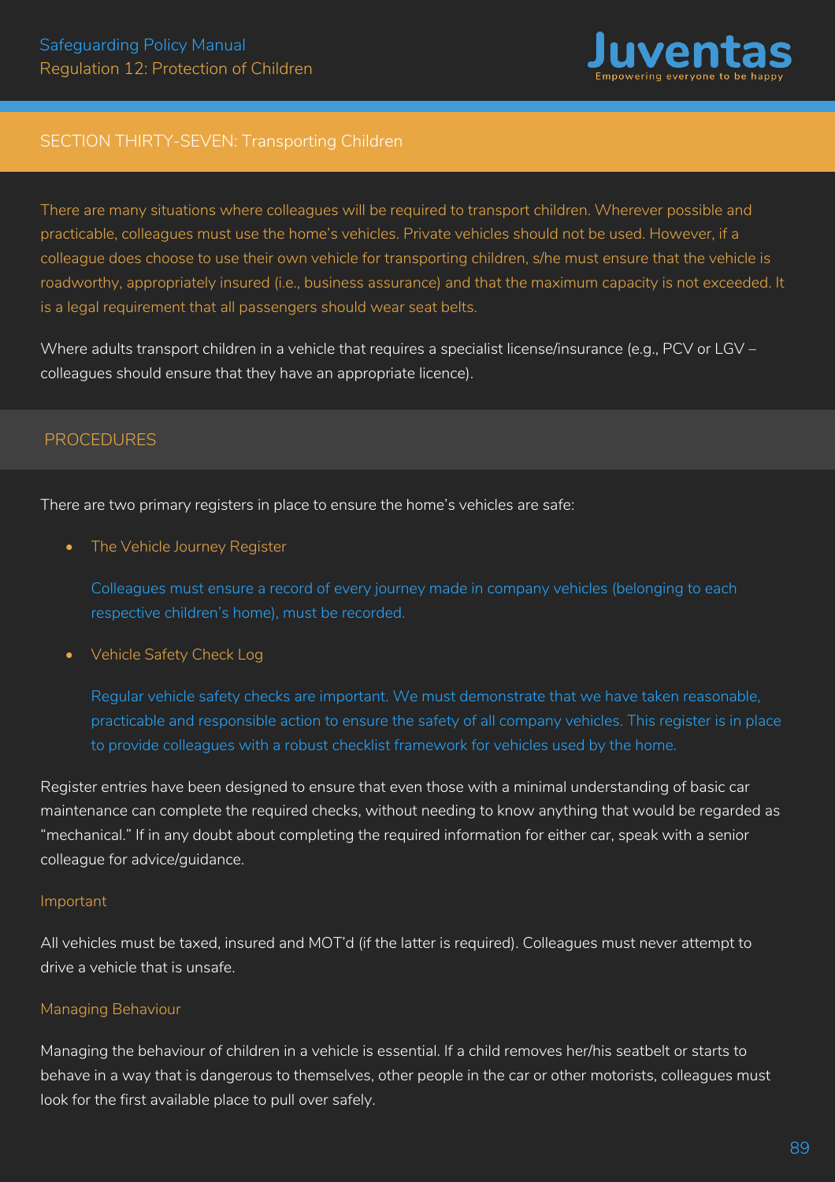## SECTION THIRTY-SEVEN: Transporting Children

There are many situations where colleagues will be required to transport children. Wherever possible and practicable, colleagues must use the home's vehicles. Private vehicles should not be used. However, if a colleague does choose to use their own vehicle for transporting children, s/he must ensure that the vehicle is roadworthy, appropriately insured (i.e., business assurance) and that the maximum capacity is not exceeded. It is a legal requirement that all passengers should wear seat belts.

Where adults transport children in a vehicle that requires a specialist license/insurance (e.g., PCV or LGV – colleagues should ensure that they have an appropriate licence).

### PROCEDURES

There are two primary registers in place to ensure the home's vehicles are safe:

- The Vehicle Journey Register

  Colleagues must ensure a record of every journey made in company vehicles (belonging to each respective children's home), must be recorded.

- Vehicle Safety Check Log

  Regular vehicle safety checks are important. We must demonstrate that we have taken reasonable, practicable and responsible action to ensure the safety of all company vehicles. This register is in place to provide colleagues with a robust checklist framework for vehicles used by the home.

Register entries have been designed to ensure that even those with a minimal understanding of basic car maintenance can complete the required checks, without needing to know anything that would be regarded as "mechanical." If in any doubt about completing the required information for either car, speak with a senior colleague for advice/guidance.

#### Important

All vehicles must be taxed, insured and MOT'd (if the latter is required). Colleagues must never attempt to drive a vehicle that is unsafe.

#### Managing Behaviour

Managing the behaviour of children in a vehicle is essential. If a child removes her/his seatbelt or starts to behave in a way that is dangerous to themselves, other people in the car or other motorists, colleagues must look for the first available place to pull over safely.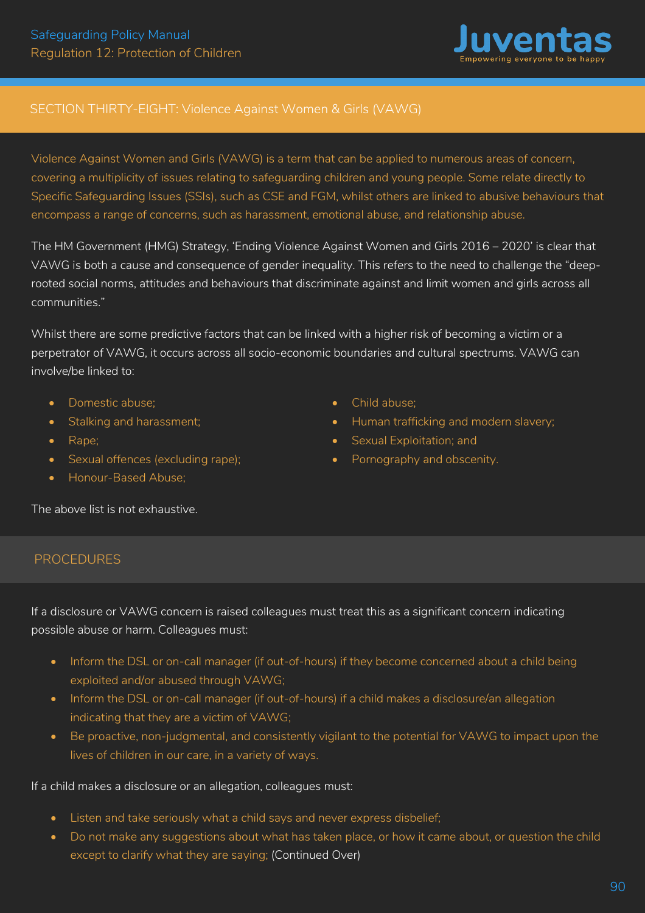## SECTION THIRTY-EIGHT: Violence Against Women & Girls (VAWG)

Violence Against Women and Girls (VAWG) is a term that can be applied to numerous areas of concern, covering a multiplicity of issues relating to safeguarding children and young people. Some relate directly to Specific Safeguarding Issues (SSIs), such as CSE and FGM, whilst others are linked to abusive behaviours that encompass a range of concerns, such as harassment, emotional abuse, and relationship abuse.

The HM Government (HMG) Strategy, 'Ending Violence Against Women and Girls 2016 – 2020' is clear that VAWG is both a cause and consequence of gender inequality. This refers to the need to challenge the "deep-rooted social norms, attitudes and behaviours that discriminate against and limit women and girls across all communities."

Whilst there are some predictive factors that can be linked with a higher risk of becoming a victim or a perpetrator of VAWG, it occurs across all socio-economic boundaries and cultural spectrums. VAWG can involve/be linked to:

- Domestic abuse;
- Stalking and harassment;
- Rape;
- Sexual offences (excluding rape);
- Honour-Based Abuse;
- Child abuse;
- Human trafficking and modern slavery;
- Sexual Exploitation; and
- Pornography and obscenity.

The above list is not exhaustive.

### PROCEDURES

If a disclosure or VAWG concern is raised colleagues must treat this as a significant concern indicating possible abuse or harm. Colleagues must:

- Inform the DSL or on-call manager (if out-of-hours) if they become concerned about a child being exploited and/or abused through VAWG;
- Inform the DSL or on-call manager (if out-of-hours) if a child makes a disclosure/an allegation indicating that they are a victim of VAWG;
- Be proactive, non-judgmental, and consistently vigilant to the potential for VAWG to impact upon the lives of children in our care, in a variety of ways.

If a child makes a disclosure or an allegation, colleagues must:

- Listen and take seriously what a child says and never express disbelief;
- Do not make any suggestions about what has taken place, or how it came about, or question the child except to clarify what they are saying; (Continued Over)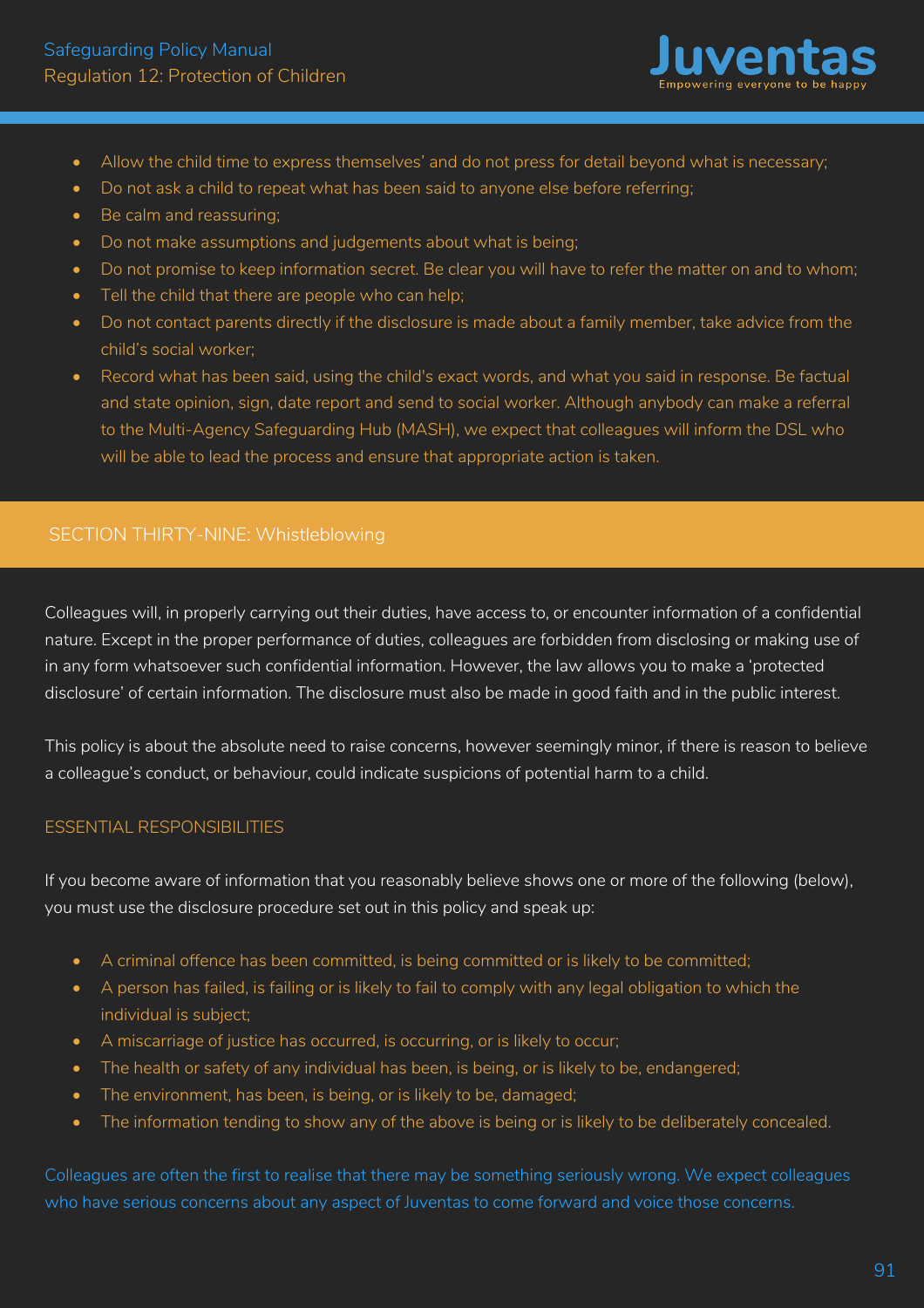- Allow the child time to express themselves' and do not press for detail beyond what is necessary;
- Do not ask a child to repeat what has been said to anyone else before referring;
- Be calm and reassuring;
- Do not make assumptions and judgements about what is being;
- Do not promise to keep information secret. Be clear you will have to refer the matter on and to whom;
- Tell the child that there are people who can help;
- Do not contact parents directly if the disclosure is made about a family member, take advice from the child's social worker;
- Record what has been said, using the child's exact words, and what you said in response. Be factual and state opinion, sign, date report and send to social worker. Although anybody can make a referral to the Multi-Agency Safeguarding Hub (MASH), we expect that colleagues will inform the DSL who will be able to lead the process and ensure that appropriate action is taken.

## SECTION THIRTY-NINE: Whistleblowing

Colleagues will, in properly carrying out their duties, have access to, or encounter information of a confidential nature. Except in the proper performance of duties, colleagues are forbidden from disclosing or making use of in any form whatsoever such confidential information. However, the law allows you to make a 'protected disclosure' of certain information. The disclosure must also be made in good faith and in the public interest.

This policy is about the absolute need to raise concerns, however seemingly minor, if there is reason to believe a colleague's conduct, or behaviour, could indicate suspicions of potential harm to a child.

### ESSENTIAL RESPONSIBILITIES

If you become aware of information that you reasonably believe shows one or more of the following (below), you must use the disclosure procedure set out in this policy and speak up:

- A criminal offence has been committed, is being committed or is likely to be committed;
- A person has failed, is failing or is likely to fail to comply with any legal obligation to which the individual is subject;
- A miscarriage of justice has occurred, is occurring, or is likely to occur;
- The health or safety of any individual has been, is being, or is likely to be, endangered;
- The environment, has been, is being, or is likely to be, damaged;
- The information tending to show any of the above is being or is likely to be deliberately concealed.

Colleagues are often the first to realise that there may be something seriously wrong. We expect colleagues who have serious concerns about any aspect of Juventas to come forward and voice those concerns.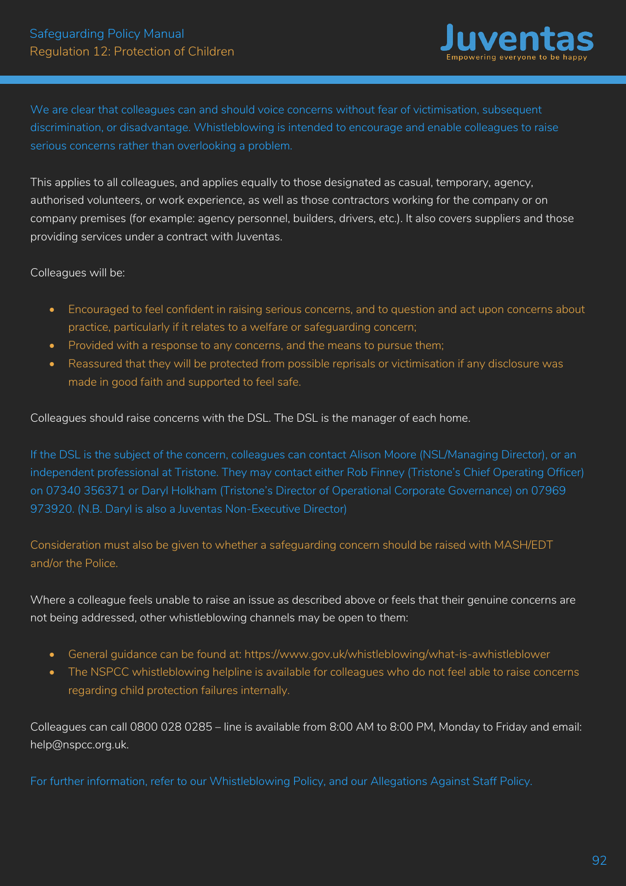We are clear that colleagues can and should voice concerns without fear of victimisation, subsequent discrimination, or disadvantage. Whistleblowing is intended to encourage and enable colleagues to raise serious concerns rather than overlooking a problem.

This applies to all colleagues, and applies equally to those designated as casual, temporary, agency, authorised volunteers, or work experience, as well as those contractors working for the company or on company premises (for example: agency personnel, builders, drivers, etc.). It also covers suppliers and those providing services under a contract with Juventas.

Colleagues will be:

- Encouraged to feel confident in raising serious concerns, and to question and act upon concerns about practice, particularly if it relates to a welfare or safeguarding concern;
- Provided with a response to any concerns, and the means to pursue them;
- Reassured that they will be protected from possible reprisals or victimisation if any disclosure was made in good faith and supported to feel safe.

Colleagues should raise concerns with the DSL. The DSL is the manager of each home.

If the DSL is the subject of the concern, colleagues can contact Alison Moore (NSL/Managing Director), or an independent professional at Tristone. They may contact either Rob Finney (Tristone's Chief Operating Officer) on 07340 356371 or Daryl Holkham (Tristone's Director of Operational Corporate Governance) on 07969 973920. (N.B. Daryl is also a Juventas Non-Executive Director)

Consideration must also be given to whether a safeguarding concern should be raised with MASH/EDT and/or the Police.

Where a colleague feels unable to raise an issue as described above or feels that their genuine concerns are not being addressed, other whistleblowing channels may be open to them:

- General guidance can be found at: https://www.gov.uk/whistleblowing/what-is-awhistleblower
- The NSPCC whistleblowing helpline is available for colleagues who do not feel able to raise concerns regarding child protection failures internally.

Colleagues can call 0800 028 0285 – line is available from 8:00 AM to 8:00 PM, Monday to Friday and email: help@nspcc.org.uk.

For further information, refer to our Whistleblowing Policy, and our Allegations Against Staff Policy.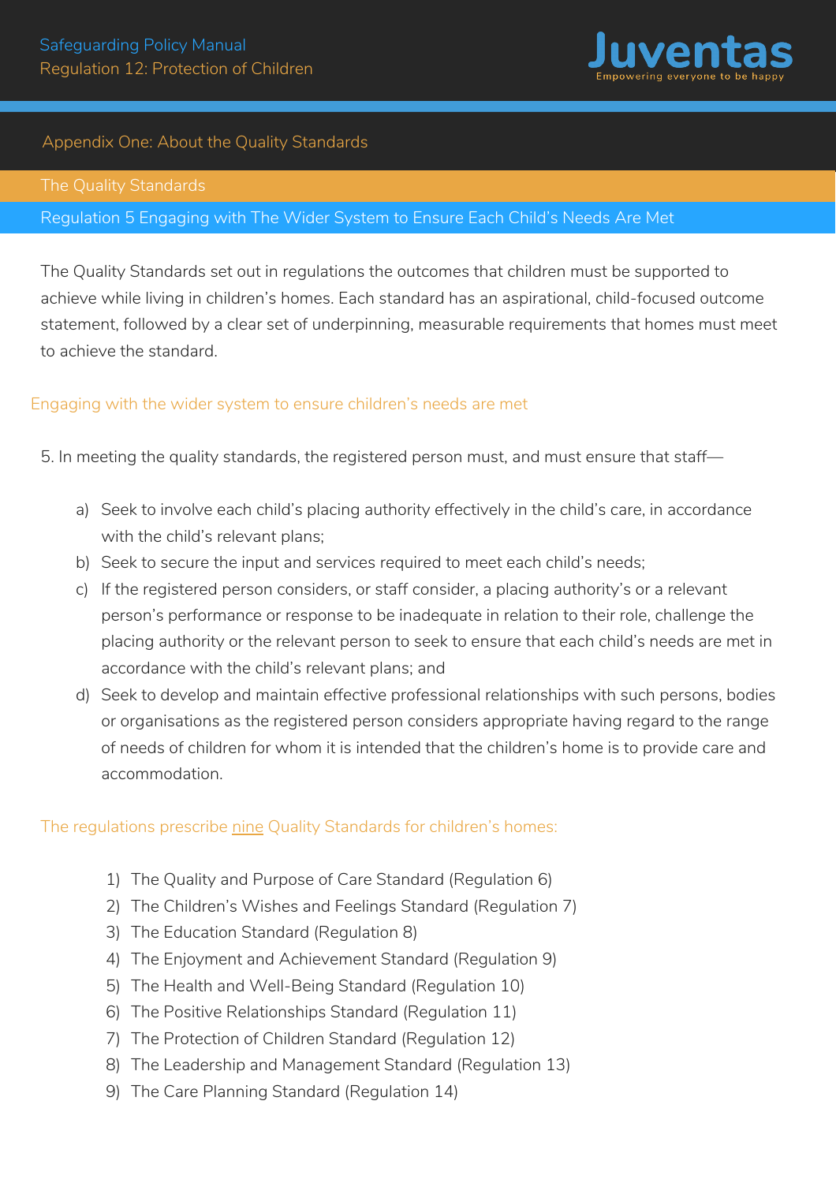## Appendix One: About the Quality Standards

### The Quality Standards

### Regulation 5 Engaging with The Wider System to Ensure Each Child's Needs Are Met

The Quality Standards set out in regulations the outcomes that children must be supported to achieve while living in children's homes. Each standard has an aspirational, child-focused outcome statement, followed by a clear set of underpinning, measurable requirements that homes must meet to achieve the standard.

#### Engaging with the wider system to ensure children's needs are met

5. In meeting the quality standards, the registered person must, and must ensure that staff—

   a) Seek to involve each child's placing authority effectively in the child's care, in accordance with the child's relevant plans;
   b) Seek to secure the input and services required to meet each child's needs;
   c) If the registered person considers, or staff consider, a placing authority's or a relevant person's performance or response to be inadequate in relation to their role, challenge the placing authority or the relevant person to seek to ensure that each child's needs are met in accordance with the child's relevant plans; and
   d) Seek to develop and maintain effective professional relationships with such persons, bodies or organisations as the registered person considers appropriate having regard to the range of needs of children for whom it is intended that the children's home is to provide care and accommodation.

#### The regulations prescribe nine Quality Standards for children's homes:

1) The Quality and Purpose of Care Standard (Regulation 6)
2) The Children's Wishes and Feelings Standard (Regulation 7)
3) The Education Standard (Regulation 8)
4) The Enjoyment and Achievement Standard (Regulation 9)
5) The Health and Well-Being Standard (Regulation 10)
6) The Positive Relationships Standard (Regulation 11)
7) The Protection of Children Standard (Regulation 12)
8) The Leadership and Management Standard (Regulation 13)
9) The Care Planning Standard (Regulation 14)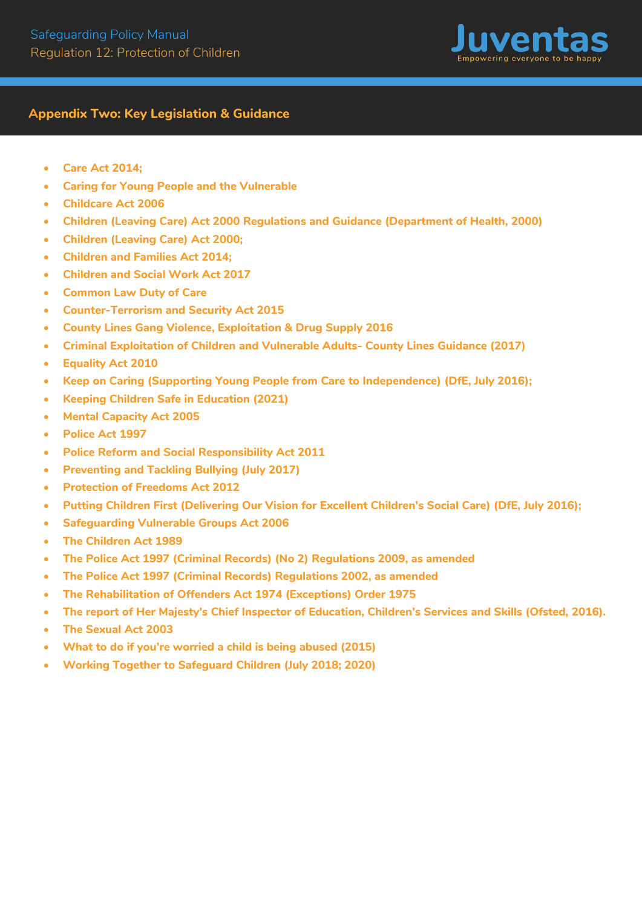## Appendix Two: Key Legislation & Guidance

- **Care Act 2014;**
- **Caring for Young People and the Vulnerable**
- **Childcare Act 2006**
- **Children (Leaving Care) Act 2000 Regulations and Guidance (Department of Health, 2000)**
- **Children (Leaving Care) Act 2000;**
- **Children and Families Act 2014;**
- **Children and Social Work Act 2017**
- **Common Law Duty of Care**
- **Counter-Terrorism and Security Act 2015**
- **County Lines Gang Violence, Exploitation & Drug Supply 2016**
- **Criminal Exploitation of Children and Vulnerable Adults- County Lines Guidance (2017)**
- **Equality Act 2010**
- **Keep on Caring (Supporting Young People from Care to Independence) (DfE, July 2016);**
- **Keeping Children Safe in Education (2021)**
- **Mental Capacity Act 2005**
- **Police Act 1997**
- **Police Reform and Social Responsibility Act 2011**
- **Preventing and Tackling Bullying (July 2017)**
- **Protection of Freedoms Act 2012**
- **Putting Children First (Delivering Our Vision for Excellent Children's Social Care) (DfE, July 2016);**
- **Safeguarding Vulnerable Groups Act 2006**
- **The Children Act 1989**
- **The Police Act 1997 (Criminal Records) (No 2) Regulations 2009, as amended**
- **The Police Act 1997 (Criminal Records) Regulations 2002, as amended**
- **The Rehabilitation of Offenders Act 1974 (Exceptions) Order 1975**
- **The report of Her Majesty's Chief Inspector of Education, Children's Services and Skills (Ofsted, 2016).**
- **The Sexual Act 2003**
- **What to do if you're worried a child is being abused (2015)**
- **Working Together to Safeguard Children (July 2018; 2020)**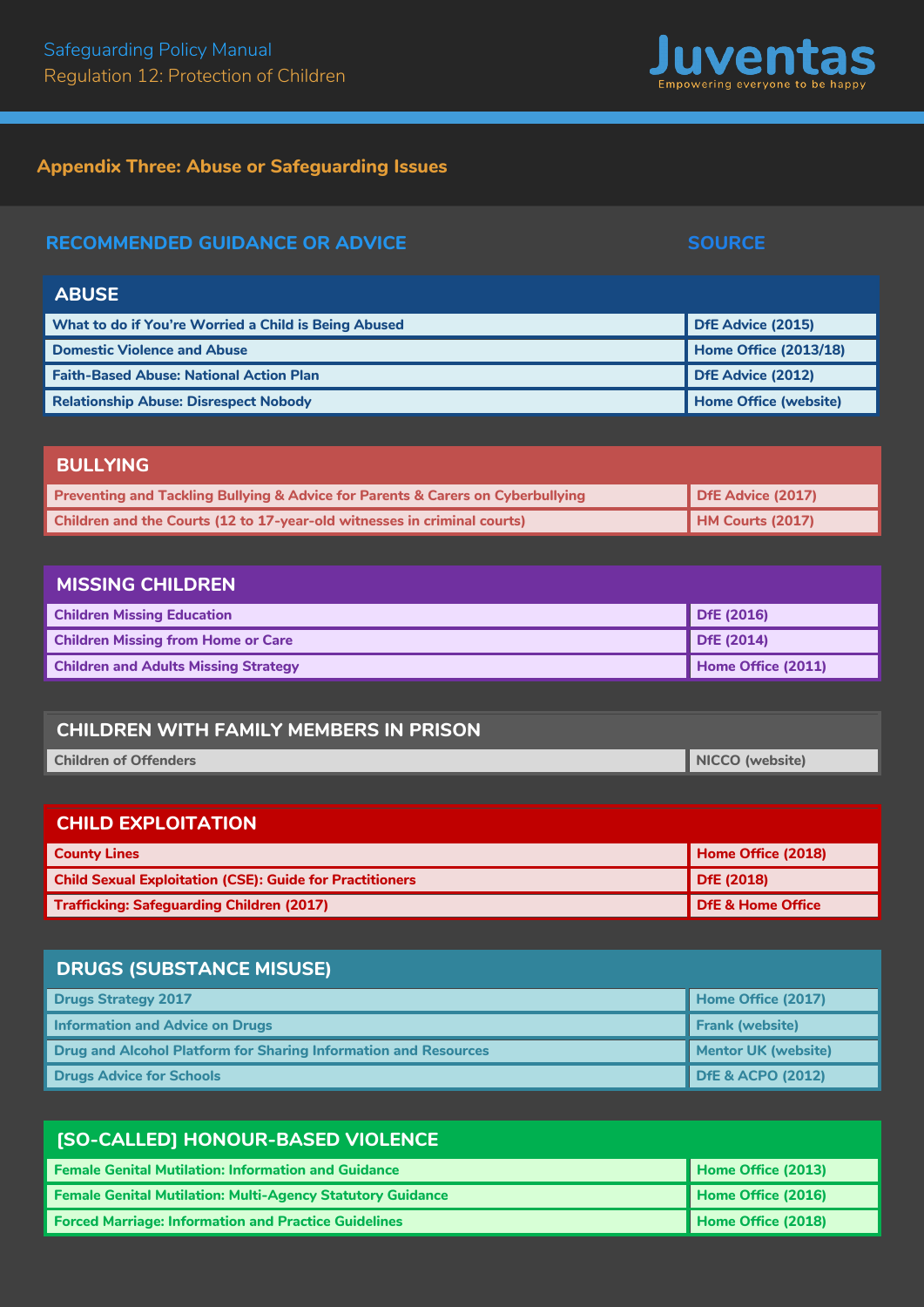## Appendix Three: Abuse or Safeguarding Issues

| RECOMMENDED GUIDANCE OR ADVICE | SOURCE |
| --- | --- |
| **ABUSE** | |
| What to do if You're Worried a Child is Being Abused | DfE Advice (2015) |
| Domestic Violence and Abuse | Home Office (2013/18) |
| Faith-Based Abuse: National Action Plan | DfE Advice (2012) |
| Relationship Abuse: Disrespect Nobody | Home Office (website) |
| **BULLYING** | |
| Preventing and Tackling Bullying & Advice for Parents & Carers on Cyberbullying | DfE Advice (2017) |
| Children and the Courts (12 to 17-year-old witnesses in criminal courts) | HM Courts (2017) |
| **MISSING CHILDREN** | |
| Children Missing Education | DfE (2016) |
| Children Missing from Home or Care | DfE (2014) |
| Children and Adults Missing Strategy | Home Office (2011) |
| **CHILDREN WITH FAMILY MEMBERS IN PRISON** | |
| Children of Offenders | NICCO (website) |
| **CHILD EXPLOITATION** | |
| County Lines | Home Office (2018) |
| Child Sexual Exploitation (CSE): Guide for Practitioners | DfE (2018) |
| Trafficking: Safeguarding Children (2017) | DfE & Home Office |
| **DRUGS (SUBSTANCE MISUSE)** | |
| Drugs Strategy 2017 | Home Office (2017) |
| Information and Advice on Drugs | Frank (website) |
| Drug and Alcohol Platform for Sharing Information and Resources | Mentor UK (website) |
| Drugs Advice for Schools | DfE & ACPO (2012) |
| **[SO-CALLED] HONOUR-BASED VIOLENCE** | |
| Female Genital Mutilation: Information and Guidance | Home Office (2013) |
| Female Genital Mutilation: Multi-Agency Statutory Guidance | Home Office (2016) |
| Forced Marriage: Information and Practice Guidelines | Home Office (2018) |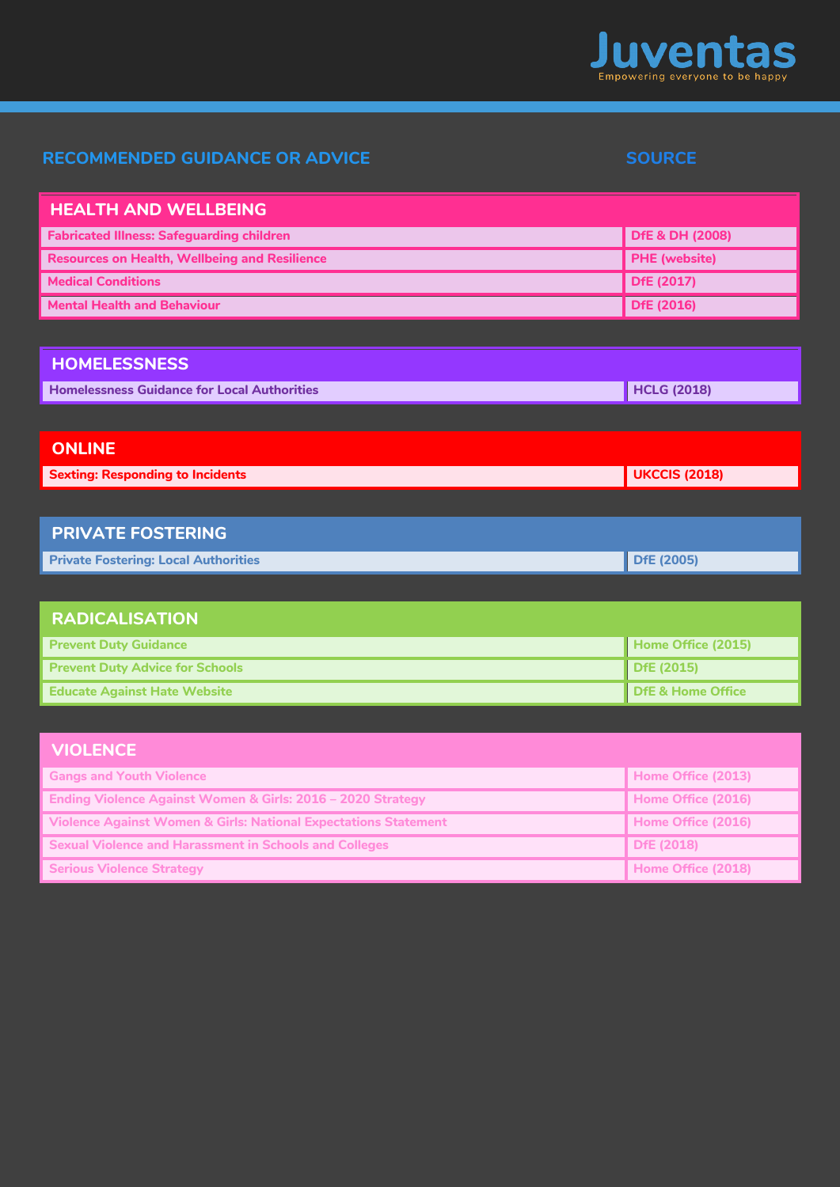| RECOMMENDED GUIDANCE OR ADVICE | SOURCE |
| --- | --- |
| **HEALTH AND WELLBEING** | |
| Fabricated Illness: Safeguarding children | DfE & DH (2008) |
| Resources on Health, Wellbeing and Resilience | PHE (website) |
| Medical Conditions | DfE (2017) |
| Mental Health and Behaviour | DfE (2016) |
| **HOMELESSNESS** | |
| Homelessness Guidance for Local Authorities | HCLG (2018) |
| **ONLINE** | |
| Sexting: Responding to Incidents | UKCCIS (2018) |
| **PRIVATE FOSTERING** | |
| Private Fostering: Local Authorities | DfE (2005) |
| **RADICALISATION** | |
| Prevent Duty Guidance | Home Office (2015) |
| Prevent Duty Advice for Schools | DfE (2015) |
| Educate Against Hate Website | DfE & Home Office |
| **VIOLENCE** | |
| Gangs and Youth Violence | Home Office (2013) |
| Ending Violence Against Women & Girls: 2016 – 2020 Strategy | Home Office (2016) |
| Violence Against Women & Girls: National Expectations Statement | Home Office (2016) |
| Sexual Violence and Harassment in Schools and Colleges | DfE (2018) |
| Serious Violence Strategy | Home Office (2018) |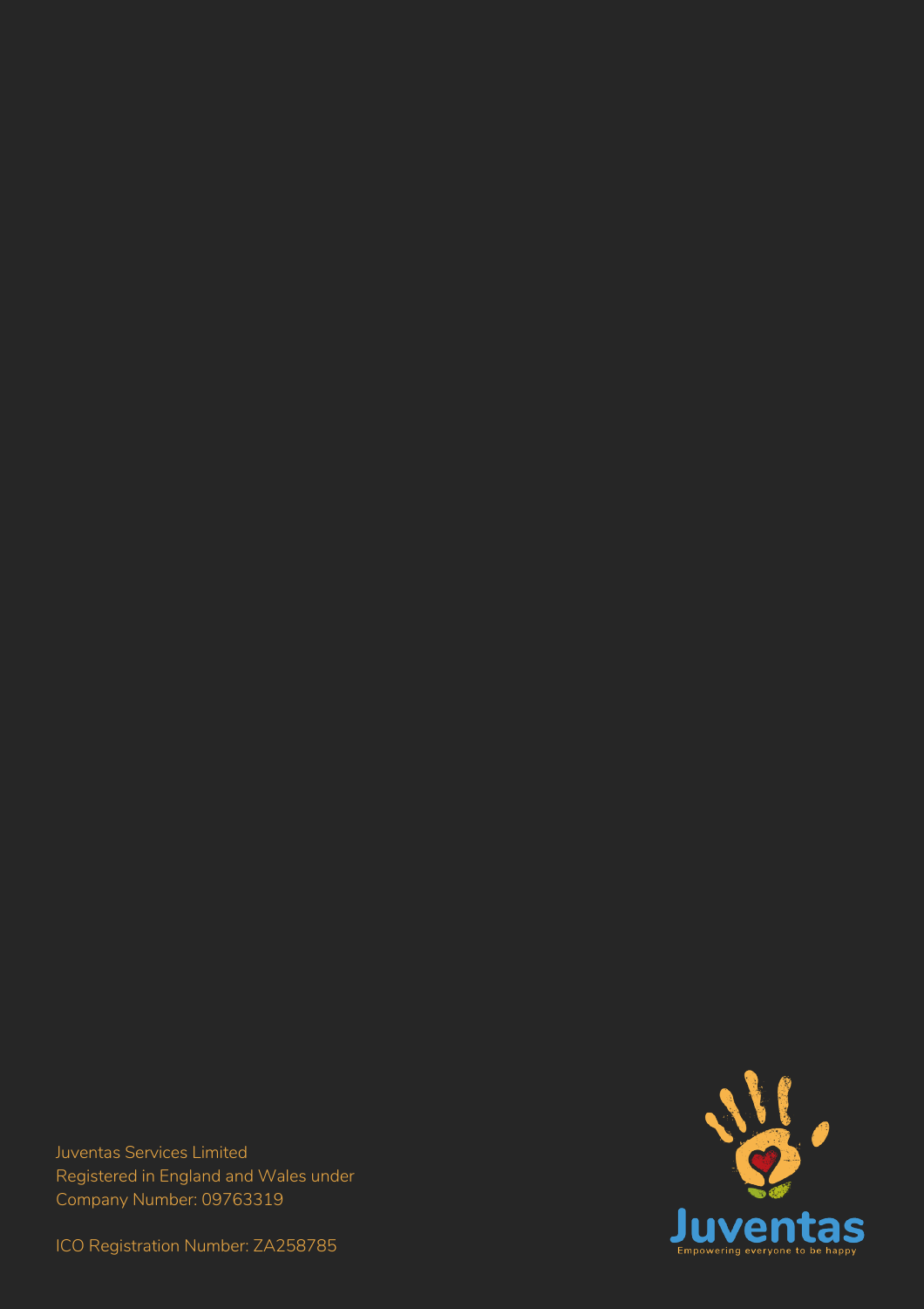Juventas Services Limited
Registered in England and Wales under
Company Number: 09763319

ICO Registration Number: ZA258785

Juventas

Empowering everyone to be happy